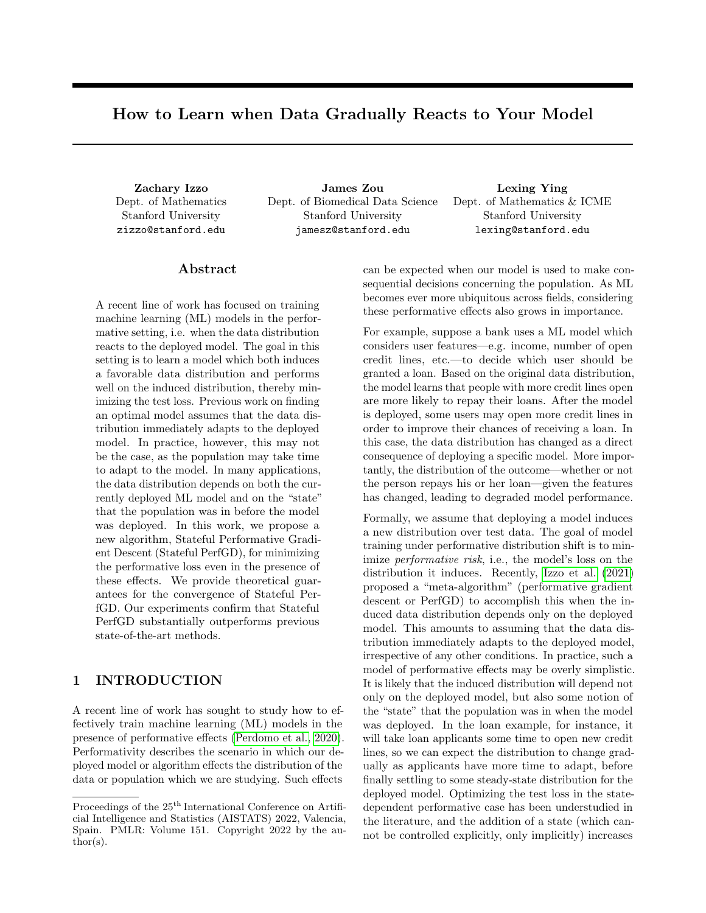# How to Learn when Data Gradually Reacts to Your Model

**Zachary Izzo**
Dept. of Mathematics
Stanford University
zizzo@stanford.edu

**James Zou**
Dept. of Biomedical Data Science
Stanford University
jamesz@stanford.edu

**Lexing Ying**
Dept. of Mathematics & ICME
Stanford University
lexing@stanford.edu

## Abstract

A recent line of work has focused on training machine learning (ML) models in the performative setting, i.e. when the data distribution reacts to the deployed model. The goal in this setting is to learn a model which both induces a favorable data distribution and performs well on the induced distribution, thereby minimizing the test loss. Previous work on finding an optimal model assumes that the data distribution immediately adapts to the deployed model. In practice, however, this may not be the case, as the population may take time to adapt to the model. In many applications, the data distribution depends on both the currently deployed ML model and on the "state" that the population was in before the model was deployed. In this work, we propose a new algorithm, Stateful Performative Gradient Descent (Stateful PerfGD), for minimizing the performative loss even in the presence of these effects. We provide theoretical guarantees for the convergence of Stateful PerfGD. Our experiments confirm that Stateful PerfGD substantially outperforms previous state-of-the-art methods.

## 1 INTRODUCTION

A recent line of work has sought to study how to effectively train machine learning (ML) models in the presence of performative effects (Perdomo et al., 2020). Performativity describes the scenario in which our deployed model or algorithm effects the distribution of the data or population which we are studying. Such effects can be expected when our model is used to make consequential decisions concerning the population. As ML becomes ever more ubiquitous across fields, considering these performative effects also grows in importance.

For example, suppose a bank uses a ML model which considers user features—e.g. income, number of open credit lines, etc.—to decide which user should be granted a loan. Based on the original data distribution, the model learns that people with more credit lines open are more likely to repay their loans. After the model is deployed, some users may open more credit lines in order to improve their chances of receiving a loan. In this case, the data distribution has changed as a direct consequence of deploying a specific model. More importantly, the distribution of the outcome—whether or not the person repays his or her loan—given the features has changed, leading to degraded model performance.

Formally, we assume that deploying a model induces a new distribution over test data. The goal of model training under performative distribution shift is to minimize *performative risk*, i.e., the model's loss on the distribution it induces. Recently, Izzo et al. (2021) proposed a "meta-algorithm" (performative gradient descent or PerfGD) to accomplish this when the induced data distribution depends only on the deployed model. This amounts to assuming that the data distribution immediately adapts to the deployed model, irrespective of any other conditions. In practice, such a model of performative effects may be overly simplistic. It is likely that the induced distribution will depend not only on the deployed model, but also some notion of the "state" that the population was in when the model was deployed. In the loan example, for instance, it will take loan applicants some time to open new credit lines, so we can expect the distribution to change gradually as applicants have more time to adapt, before finally settling to some steady-state distribution for the deployed model. Optimizing the test loss in the state-dependent performative case has been understudied in the literature, and the addition of a state (which cannot be controlled explicitly, only implicitly) increases

Proceedings of the 25[th] International Conference on Artificial Intelligence and Statistics (AISTATS) 2022, Valencia, Spain. PMLR: Volume 151. Copyright 2022 by the author(s).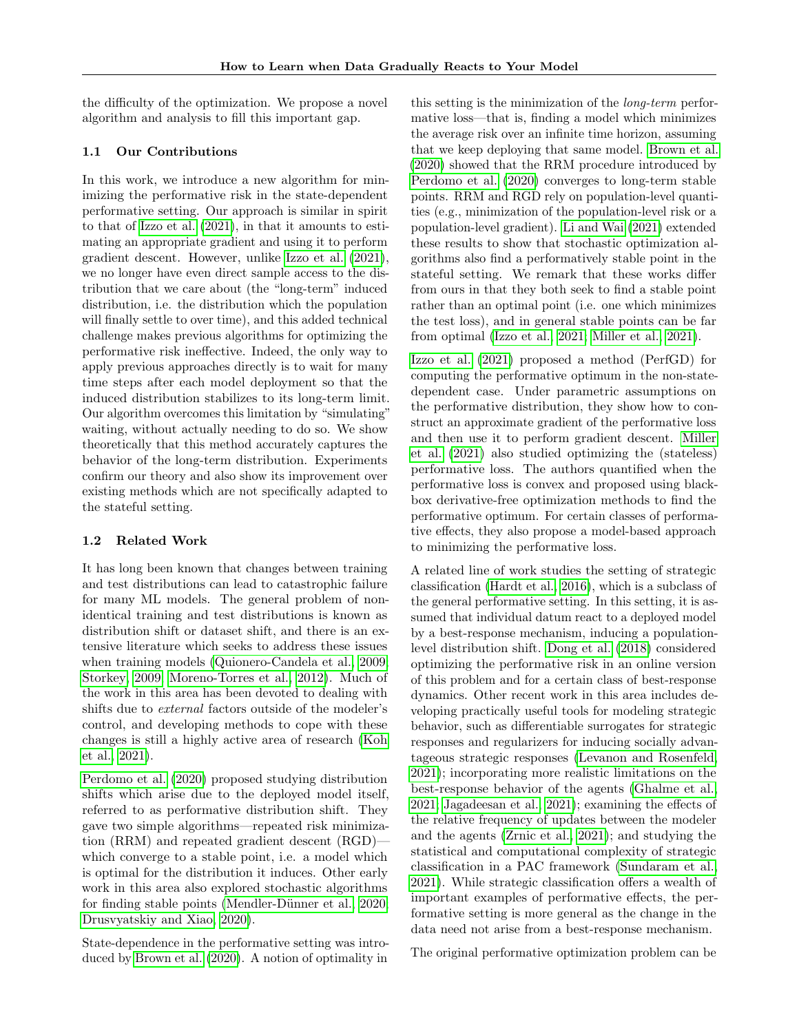the difficulty of the optimization. We propose a novel algorithm and analysis to fill this important gap.

### 1.1 Our Contributions

In this work, we introduce a new algorithm for minimizing the performative risk in the state-dependent performative setting. Our approach is similar in spirit to that of Izzo et al. (2021), in that it amounts to estimating an appropriate gradient and using it to perform gradient descent. However, unlike Izzo et al. (2021), we no longer have even direct sample access to the distribution that we care about (the "long-term" induced distribution, i.e. the distribution which the population will finally settle to over time), and this added technical challenge makes previous algorithms for optimizing the performative risk ineffective. Indeed, the only way to apply previous approaches directly is to wait for many time steps after each model deployment so that the induced distribution stabilizes to its long-term limit. Our algorithm overcomes this limitation by "simulating" waiting, without actually needing to do so. We show theoretically that this method accurately captures the behavior of the long-term distribution. Experiments confirm our theory and also show its improvement over existing methods which are not specifically adapted to the stateful setting.

### 1.2 Related Work

It has long been known that changes between training and test distributions can lead to catastrophic failure for many ML models. The general problem of non-identical training and test distributions is known as distribution shift or dataset shift, and there is an extensive literature which seeks to address these issues when training models (Quionero-Candela et al., 2009; Storkey, 2009; Moreno-Torres et al., 2012). Much of the work in this area has been devoted to dealing with shifts due to *external* factors outside of the modeler's control, and developing methods to cope with these changes is still a highly active area of research (Koh et al., 2021).

Perdomo et al. (2020) proposed studying distribution shifts which arise due to the deployed model itself, referred to as performative distribution shift. They gave two simple algorithms—repeated risk minimization (RRM) and repeated gradient descent (RGD)—which converge to a stable point, i.e. a model which is optimal for the distribution it induces. Other early work in this area also explored stochastic algorithms for finding stable points (Mendler-Dünner et al., 2020; Drusvyatskiy and Xiao, 2020).

State-dependence in the performative setting was introduced by Brown et al. (2020). A notion of optimality in this setting is the minimization of the *long-term* performative loss—that is, finding a model which minimizes the average risk over an infinite time horizon, assuming that we keep deploying that same model. Brown et al. (2020) showed that the RRM procedure introduced by Perdomo et al. (2020) converges to long-term stable points. RRM and RGD rely on population-level quantities (e.g., minimization of the population-level risk or a population-level gradient). Li and Wai (2021) extended these results to show that stochastic optimization algorithms also find a performatively stable point in the stateful setting. We remark that these works differ from ours in that they both seek to find a stable point rather than an optimal point (i.e. one which minimizes the test loss), and in general stable points can be far from optimal (Izzo et al., 2021; Miller et al., 2021).

Izzo et al. (2021) proposed a method (PerfGD) for computing the performative optimum in the non-state-dependent case. Under parametric assumptions on the performative distribution, they show how to construct an approximate gradient of the performative loss and then use it to perform gradient descent. Miller et al. (2021) also studied optimizing the (stateless) performative loss. The authors quantified when the performative loss is convex and proposed using black-box derivative-free optimization methods to find the performative optimum. For certain classes of performative effects, they also propose a model-based approach to minimizing the performative loss.

A related line of work studies the setting of strategic classification (Hardt et al., 2016), which is a subclass of the general performative setting. In this setting, it is assumed that individual datum react to a deployed model by a best-response mechanism, inducing a population-level distribution shift. Dong et al. (2018) considered optimizing the performative risk in an online version of this problem and for a certain class of best-response dynamics. Other recent work in this area includes developing practically useful tools for modeling strategic behavior, such as differentiable surrogates for strategic responses and regularizers for inducing socially advantageous strategic responses (Levanon and Rosenfeld, 2021); incorporating more realistic limitations on the best-response behavior of the agents (Ghalme et al., 2021; Jagadeesan et al., 2021); examining the effects of the relative frequency of updates between the modeler and the agents (Zrnic et al., 2021); and studying the statistical and computational complexity of strategic classification in a PAC framework (Sundaram et al., 2021). While strategic classification offers a wealth of important examples of performative effects, the performative setting is more general as the change in the data need not arise from a best-response mechanism.

The original performative optimization problem can be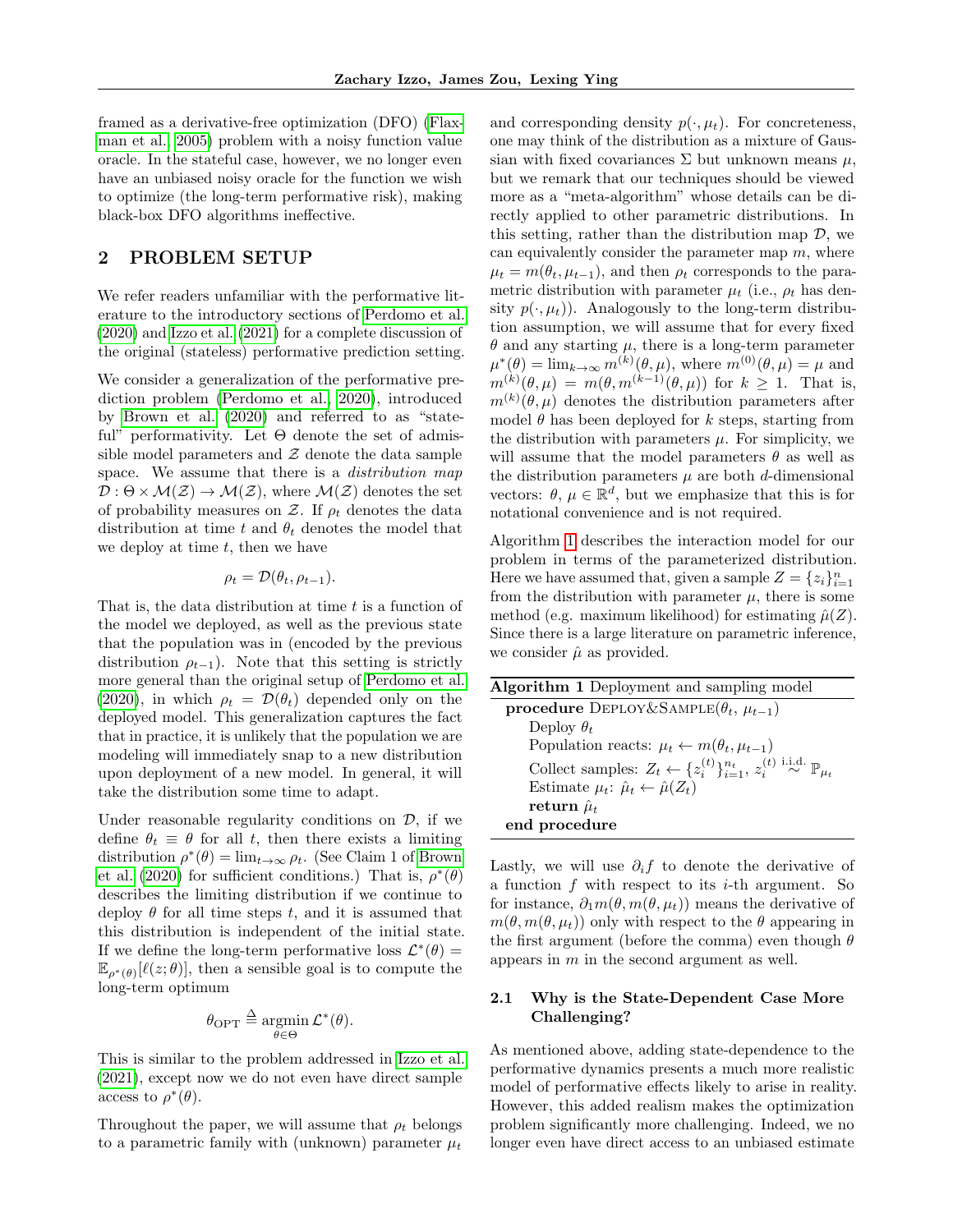framed as a derivative-free optimization (DFO) (Flaxman et al., 2005) problem with a noisy function value oracle. In the stateful case, however, we no longer even have an unbiased noisy oracle for the function we wish to optimize (the long-term performative risk), making black-box DFO algorithms ineffective.

## 2 PROBLEM SETUP

We refer readers unfamiliar with the performative literature to the introductory sections of Perdomo et al. (2020) and Izzo et al. (2021) for a complete discussion of the original (stateless) performative prediction setting.

We consider a generalization of the performative prediction problem (Perdomo et al., 2020), introduced by Brown et al. (2020) and referred to as "stateful" performativity. Let $\Theta$ denote the set of admissible model parameters and $\mathcal{Z}$ denote the data sample space. We assume that there is a *distribution map* $\mathcal{D} : \Theta \times \mathcal{M}(\mathcal{Z}) \to \mathcal{M}(\mathcal{Z})$, where $\mathcal{M}(\mathcal{Z})$ denotes the set of probability measures on $\mathcal{Z}$. If $\rho_t$ denotes the data distribution at time $t$ and $\theta_t$ denotes the model that we deploy at time $t$, then we have

$$\rho_t = \mathcal{D}(\theta_t, \rho_{t-1}).$$

That is, the data distribution at time $t$ is a function of the model we deployed, as well as the previous state that the population was in (encoded by the previous distribution $\rho_{t-1}$). Note that this setting is strictly more general than the original setup of Perdomo et al. (2020), in which $\rho_t = \mathcal{D}(\theta_t)$ depended only on the deployed model. This generalization captures the fact that in practice, it is unlikely that the population we are modeling will immediately snap to a new distribution upon deployment of a new model. In general, it will take the distribution some time to adapt.

Under reasonable regularity conditions on $\mathcal{D}$, if we define $\theta_t \equiv \theta$ for all $t$, then there exists a limiting distribution $\rho^*(\theta) = \lim_{t\to\infty} \rho_t$. (See Claim 1 of Brown et al. (2020) for sufficient conditions.) That is, $\rho^*(\theta)$ describes the limiting distribution if we continue to deploy $\theta$ for all time steps $t$, and it is assumed that this distribution is independent of the initial state. If we define the long-term performative loss $\mathcal{L}^*(\theta) = \mathbb{E}_{\rho^*(\theta)}[\ell(z; \theta)]$, then a sensible goal is to compute the long-term optimum

$$\theta_{\text{OPT}} \triangleq \operatorname*{argmin}_{\theta\in\Theta} \mathcal{L}^*(\theta).$$

This is similar to the problem addressed in Izzo et al. (2021), except now we do not even have direct sample access to $\rho^*(\theta)$.

Throughout the paper, we will assume that $\rho_t$ belongs to a parametric family with (unknown) parameter $\mu_t$ and corresponding density $p(\cdot, \mu_t)$. For concreteness, one may think of the distribution as a mixture of Gaussian with fixed covariances $\Sigma$ but unknown means $\mu$, but we remark that our techniques should be viewed more as a "meta-algorithm" whose details can be directly applied to other parametric distributions. In this setting, rather than the distribution map $\mathcal{D}$, we can equivalently consider the parameter map $m$, where $\mu_t = m(\theta_t, \mu_{t-1})$, and then $\rho_t$ corresponds to the parametric distribution with parameter $\mu_t$ (i.e., $\rho_t$ has density $p(\cdot, \mu_t)$). Analogously to the long-term distribution assumption, we will assume that for every fixed $\theta$ and any starting $\mu$, there is a long-term parameter $\mu^*(\theta) = \lim_{k\to\infty} m^{(k)}(\theta, \mu)$, where $m^{(0)}(\theta, \mu) = \mu$ and $m^{(k)}(\theta, \mu) = m(\theta, m^{(k-1)}(\theta, \mu))$ for $k \geq 1$. That is, $m^{(k)}(\theta, \mu)$ denotes the distribution parameters after model $\theta$ has been deployed for $k$ steps, starting from the distribution with parameters $\mu$. For simplicity, we will assume that the model parameters $\theta$ as well as the distribution parameters $\mu$ are both $d$-dimensional vectors: $\theta, \mu \in \mathbb{R}^d$, but we emphasize that this is for notational convenience and is not required.

Algorithm 1 describes the interaction model for our problem in terms of the parameterized distribution. Here we have assumed that, given a sample $Z = \{z_i\}_{i=1}^n$ from the distribution with parameter $\mu$, there is some method (e.g. maximum likelihood) for estimating $\hat{\mu}(Z)$. Since there is a large literature on parametric inference, we consider $\hat{\mu}$ as provided.

**Algorithm 1** Deployment and sampling model

```
procedure DEPLOY&SAMPLE(θ_t, μ_{t-1})
    Deploy θ_t
    Population reacts: μ_t ← m(θ_t, μ_{t-1})
    Collect samples: Z_t ← {z_i^(t)}_{i=1}^{n_t}, z_i^(t) ~ i.i.d. P_{μ_t}
    Estimate μ_t: μ̂_t ← μ̂(Z_t)
    return μ̂_t
end procedure
```

Lastly, we will use $\partial_i f$ to denote the derivative of a function $f$ with respect to its $i$-th argument. So for instance, $\partial_1 m(\theta, m(\theta, \mu_t))$ means the derivative of $m(\theta, m(\theta, \mu_t))$ only with respect to the $\theta$ appearing in the first argument (before the comma) even though $\theta$ appears in $m$ in the second argument as well.

### 2.1 Why is the State-Dependent Case More Challenging?

As mentioned above, adding state-dependence to the performative dynamics presents a much more realistic model of performative effects likely to arise in reality. However, this added realism makes the optimization problem significantly more challenging. Indeed, we no longer even have direct access to an unbiased estimate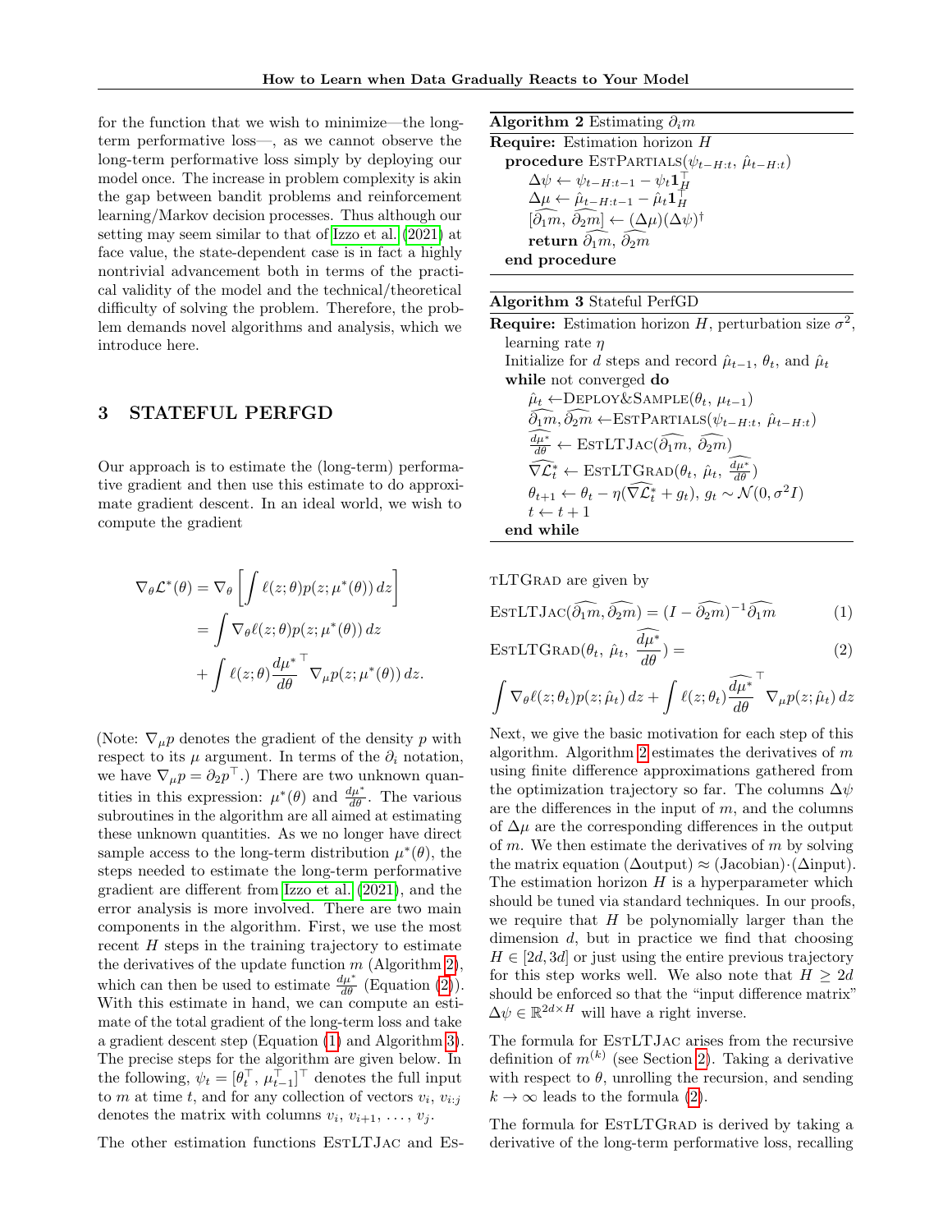for the function that we wish to minimize—the long-term performative loss—, as we cannot observe the long-term performative loss simply by deploying our model once. The increase in problem complexity is akin the gap between bandit problems and reinforcement learning/Markov decision processes. Thus although our setting may seem similar to that of Izzo et al. (2021) at face value, the state-dependent case is in fact a highly nontrivial advancement both in terms of the practical validity of the model and the technical/theoretical difficulty of solving the problem. Therefore, the problem demands novel algorithms and analysis, which we introduce here.

## 3 STATEFUL PERFGD

Our approach is to estimate the (long-term) performative gradient and then use this estimate to do approximate gradient descent. In an ideal world, we wish to compute the gradient

$$
\begin{aligned}
\nabla_\theta \mathcal{L}^*(\theta) &= \nabla_\theta \left[ \int \ell(z;\theta) p(z;\mu^*(\theta))\, dz \right] \\
&= \int \nabla_\theta \ell(z;\theta) p(z;\mu^*(\theta))\, dz \\
&\quad + \int \ell(z;\theta) \frac{d\mu^*}{d\theta}^\top \nabla_\mu p(z;\mu^*(\theta))\, dz.
\end{aligned}
$$

(Note: $\nabla_\mu p$ denotes the gradient of the density $p$ with respect to its $\mu$ argument. In terms of the $\partial_i$ notation, we have $\nabla_\mu p = \partial_2 p^\top$.) There are two unknown quantities in this expression: $\mu^*(\theta)$ and $\frac{d\mu^*}{d\theta}$. The various subroutines in the algorithm are all aimed at estimating these unknown quantities. As we no longer have direct sample access to the long-term distribution $\mu^*(\theta)$, the steps needed to estimate the long-term performative gradient are different from Izzo et al. (2021), and the error analysis is more involved. There are two main components in the algorithm. First, we use the most recent $H$ steps in the training trajectory to estimate the derivatives of the update function $m$ (Algorithm 2), which can then be used to estimate $\frac{d\mu^*}{d\theta}$ (Equation (2)). With this estimate in hand, we can compute an estimate of the total gradient of the long-term loss and take a gradient descent step (Equation (1) and Algorithm 3). The precise steps for the algorithm are given below. In the following, $\psi_t = [\theta_t^\top, \mu_{t-1}^\top]^\top$ denotes the full input to $m$ at time $t$, and for any collection of vectors $v_i$, $v_{i:j}$ denotes the matrix with columns $v_i, v_{i+1}, \ldots, v_j$.

The other estimation functions EstLTJac and EstLTGrad are given by

**Algorithm 2** Estimating $\partial_i m$

```
Require: Estimation horizon H
  procedure EstPartials(ψ_{t−H:t}, μ̂_{t−H:t})
      Δψ ← ψ_{t−H:t−1} − ψ_t 1_H^⊤
      Δμ ← μ̂_{t−H:t−1} − μ̂_t 1_H^⊤
      [∂̂_1m, ∂̂_2m] ← (Δμ)(Δψ)^†
      return ∂̂_1m, ∂̂_2m
  end procedure
```

**Algorithm 3** Stateful PerfGD

```
Require: Estimation horizon H, perturbation size σ², learning rate η
  Initialize for d steps and record μ̂_{t−1}, θ_t, and μ̂_t
  while not converged do
      μ̂_t ← Deploy&Sample(θ_t, μ_{t−1})
      ∂̂_1m, ∂̂_2m ← EstPartials(ψ_{t−H:t}, μ̂_{t−H:t})
      (dμ*/dθ)^ ← EstLTJac(∂̂_1m, ∂̂_2m)
      ∇̂L*_t ← EstLTGrad(θ_t, μ̂_t, (dμ*/dθ)^)
      θ_{t+1} ← θ_t − η(∇̂L*_t + g_t), g_t ~ N(0, σ²I)
      t ← t + 1
  end while
```

$$
\textsc{EstLTJac}(\widehat{\partial_1 m}, \widehat{\partial_2 m}) = (I - \widehat{\partial_2 m})^{-1} \widehat{\partial_1 m} \tag{1}
$$

$$
\textsc{EstLTGrad}(\theta_t,\, \hat{\mu}_t,\, \widehat{\frac{d\mu^*}{d\theta}}) = \tag{2}
$$

$$
\int \nabla_\theta \ell(z;\theta_t) p(z;\hat{\mu}_t)\, dz + \int \ell(z;\theta_t) \widehat{\frac{d\mu^*}{d\theta}}^\top \nabla_\mu p(z;\hat{\mu}_t)\, dz
$$

Next, we give the basic motivation for each step of this algorithm. Algorithm 2 estimates the derivatives of $m$ using finite difference approximations gathered from the optimization trajectory so far. The columns $\Delta\psi$ are the differences in the input of $m$, and the columns of $\Delta\mu$ are the corresponding differences in the output of $m$. We then estimate the derivatives of $m$ by solving the matrix equation ($\Delta$output) $\approx$ (Jacobian)$\cdot$($\Delta$input). The estimation horizon $H$ is a hyperparameter which should be tuned via standard techniques. In our proofs, we require that $H$ be polynomially larger than the dimension $d$, but in practice we find that choosing $H \in [2d, 3d]$ or just using the entire previous trajectory for this step works well. We also note that $H \geq 2d$ should be enforced so that the "input difference matrix" $\Delta\psi \in \mathbb{R}^{2d\times H}$ will have a right inverse.

The formula for EstLTJac arises from the recursive definition of $m^{(k)}$ (see Section 2). Taking a derivative with respect to $\theta$, unrolling the recursion, and sending $k \to \infty$ leads to the formula (2).

The formula for EstLTGrad is derived by taking a derivative of the long-term performative loss, recalling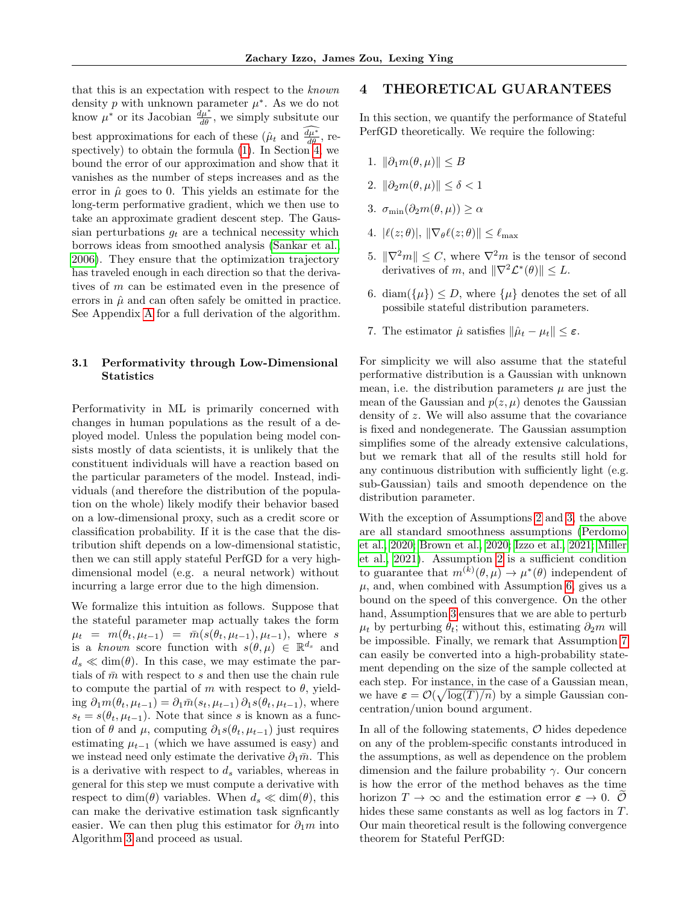that this is an expectation with respect to the *known* density $p$ with unknown parameter $\mu^*$. As we do not know $\mu^*$ or its Jacobian $\frac{d\mu^*}{d\theta}$, we simply subsitute our best approximations for each of these ($\hat{\mu}_t$ and $\widehat{\frac{d\mu^*}{d\theta}}$, respectively) to obtain the formula (1). In Section 4, we bound the error of our approximation and show that it vanishes as the number of steps increases and as the error in $\hat{\mu}$ goes to 0. This yields an estimate for the long-term performative gradient, which we then use to take an approximate gradient descent step. The Gaussian perturbations $g_t$ are a technical necessity which borrows ideas from smoothed analysis (Sankar et al., 2006). They ensure that the optimization trajectory has traveled enough in each direction so that the derivatives of $m$ can be estimated even in the presence of errors in $\hat{\mu}$ and can often safely be omitted in practice. See Appendix A for a full derivation of the algorithm.

### 3.1 Performativity through Low-Dimensional Statistics

Performativity in ML is primarily concerned with changes in human populations as the result of a deployed model. Unless the population being model consists mostly of data scientists, it is unlikely that the constituent individuals will have a reaction based on the particular parameters of the model. Instead, individuals (and therefore the distribution of the population on the whole) likely modify their behavior based on a low-dimensional proxy, such as a credit score or classification probability. If it is the case that the distribution shift depends on a low-dimensional statistic, then we can still apply stateful PerfGD for a very high-dimensional model (e.g. a neural network) without incurring a large error due to the high dimension.

We formalize this intuition as follows. Suppose that the stateful parameter map actually takes the form $\mu_t = m(\theta_t, \mu_{t-1}) = \bar{m}(s(\theta_t, \mu_{t-1}), \mu_{t-1})$, where $s$ is a *known* score function with $s(\theta, \mu) \in \mathbb{R}^{d_s}$ and $d_s \ll \dim(\theta)$. In this case, we may estimate the partials of $\bar{m}$ with respect to $s$ and then use the chain rule to compute the partial of $m$ with respect to $\theta$, yielding $\partial_1 m(\theta_t, \mu_{t-1}) = \partial_1 \bar{m}(s_t, \mu_{t-1})\, \partial_1 s(\theta_t, \mu_{t-1})$, where $s_t = s(\theta_t, \mu_{t-1})$. Note that since $s$ is known as a function of $\theta$ and $\mu$, computing $\partial_1 s(\theta_t, \mu_{t-1})$ just requires estimating $\mu_{t-1}$ (which we have assumed is easy) and we instead need only estimate the derivative $\partial_1 \bar{m}$. This is a derivative with respect to $d_s$ variables, whereas in general for this step we must compute a derivative with respect to $\dim(\theta)$ variables. When $d_s \ll \dim(\theta)$, this can make the derivative estimation task signficantly easier. We can then plug this estimator for $\partial_1 m$ into Algorithm 3 and proceed as usual.

## 4 THEORETICAL GUARANTEES

In this section, we quantify the performance of Stateful PerfGD theoretically. We require the following:

1. $\|\partial_1 m(\theta, \mu)\| \le B$
2. $\|\partial_2 m(\theta, \mu)\| \le \delta < 1$
3. $\sigma_{\min}(\partial_2 m(\theta, \mu)) \ge \alpha$
4. $|\ell(z; \theta)|$, $\|\nabla_\theta \ell(z; \theta)\| \le \ell_{\max}$
5. $\|\nabla^2 m\| \le C$, where $\nabla^2 m$ is the tensor of second derivatives of $m$, and $\|\nabla^2 \mathcal{L}^*(\theta)\| \le L$.
6. $\mathrm{diam}(\{\mu\}) \le D$, where $\{\mu\}$ denotes the set of all possibile stateful distribution parameters.
7. The estimator $\hat{\mu}$ satisfies $\|\hat{\mu}_t - \mu_t\| \le \varepsilon$.

For simplicity we will also assume that the stateful performative distribution is a Gaussian with unknown mean, i.e. the distribution parameters $\mu$ are just the mean of the Gaussian and $p(z, \mu)$ denotes the Gaussian density of $z$. We will also assume that the covariance is fixed and nondegenerate. The Gaussian assumption simplifies some of the already extensive calculations, but we remark that all of the results still hold for any continuous distribution with sufficiently light (e.g. sub-Gaussian) tails and smooth dependence on the distribution parameter.

With the exception of Assumptions 2 and 3, the above are all standard smoothness assumptions (Perdomo et al., 2020; Brown et al., 2020; Izzo et al., 2021; Miller et al., 2021). Assumption 2 is a sufficient condition to guarantee that $m^{(k)}(\theta, \mu) \to \mu^*(\theta)$ independent of $\mu$, and, when combined with Assumption 6, gives us a bound on the speed of this convergence. On the other hand, Assumption 3 ensures that we are able to perturb $\mu_t$ by perturbing $\theta_t$; without this, estimating $\partial_2 m$ will be impossible. Finally, we remark that Assumption 7 can easily be converted into a high-probability statement depending on the size of the sample collected at each step. For instance, in the case of a Gaussian mean, we have $\varepsilon = \mathcal{O}(\sqrt{\log(T)/n})$ by a simple Gaussian concentration/union bound argument.

In all of the following statements, $\mathcal{O}$ hides depedence on any of the problem-specific constants introduced in the assumptions, as well as dependence on the problem dimension and the failure probability $\gamma$. Our concern is how the error of the method behaves as the time horizon $T \to \infty$ and the estimation error $\varepsilon \to 0$. $\widetilde{\mathcal{O}}$ hides these same constants as well as log factors in $T$. Our main theoretical result is the following convergence theorem for Stateful PerfGD: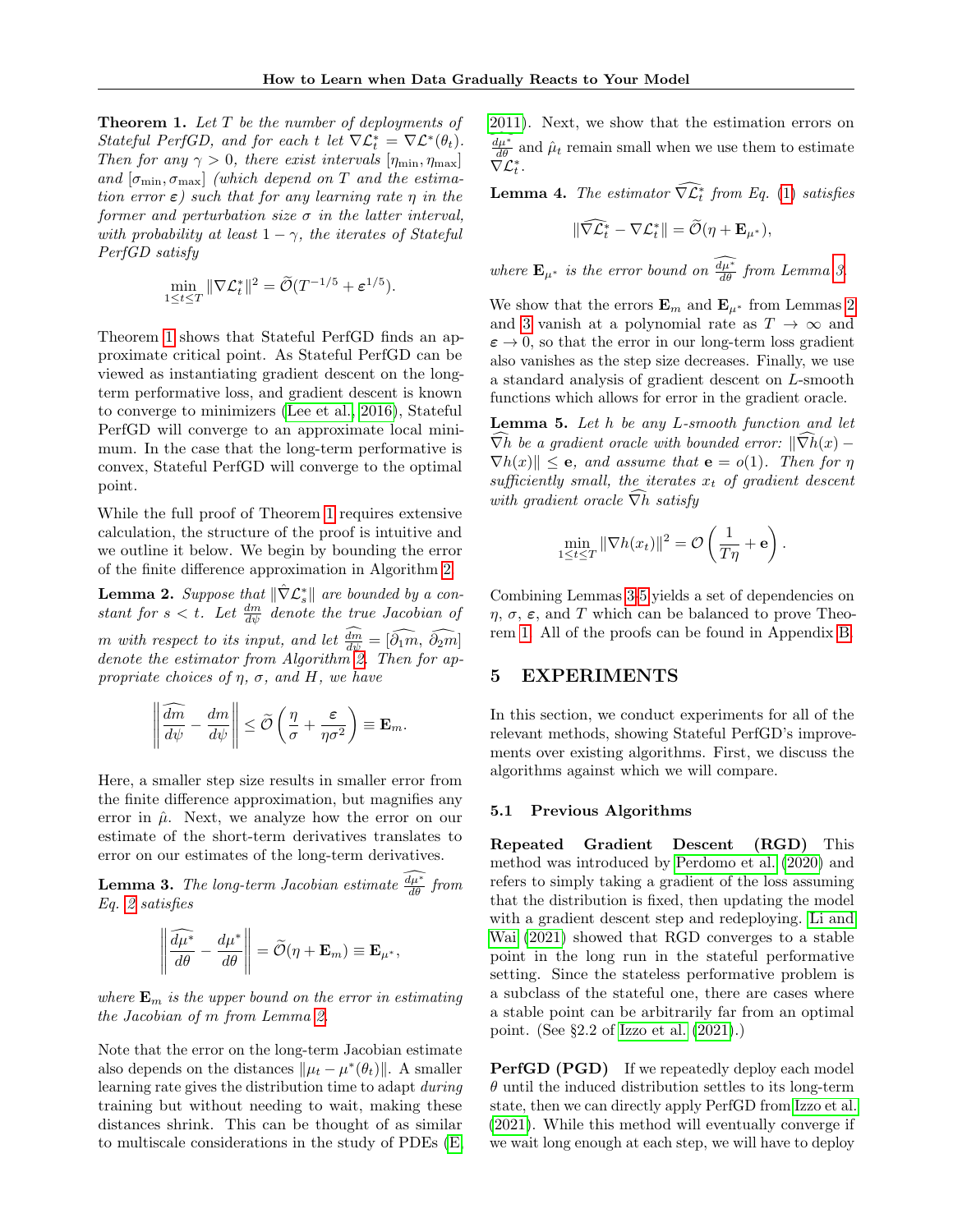**Theorem 1.** *Let $T$ be the number of deployments of Stateful PerfGD, and for each $t$ let $\nabla \mathcal{L}^*_t = \nabla \mathcal{L}^*(\theta_t)$. Then for any $\gamma > 0$, there exist intervals $[\eta_{\min}, \eta_{\max}]$ and $[\sigma_{\min}, \sigma_{\max}]$ (which depend on $T$ and the estimation error $\boldsymbol{\varepsilon}$) such that for any learning rate $\eta$ in the former and perturbation size $\sigma$ in the latter interval, with probability at least $1-\gamma$, the iterates of Stateful PerfGD satisfy*

$$\min_{1 \le t \le T} \|\nabla \mathcal{L}^*_t\|^2 = \widetilde{\mathcal{O}}(T^{-1/5} + \boldsymbol{\varepsilon}^{1/5}).$$

Theorem 1 shows that Stateful PerfGD finds an approximate critical point. As Stateful PerfGD can be viewed as instantiating gradient descent on the long-term performative loss, and gradient descent is known to converge to minimizers (Lee et al., 2016), Stateful PerfGD will converge to an approximate local minimum. In the case that the long-term performative is convex, Stateful PerfGD will converge to the optimal point.

While the full proof of Theorem 1 requires extensive calculation, the structure of the proof is intuitive and we outline it below. We begin by bounding the error of the finite difference approximation in Algorithm 2.

**Lemma 2.** *Suppose that $\|\hat{\nabla}\mathcal{L}^*_s\|$ are bounded by a constant for $s < t$. Let $\frac{dm}{d\psi}$ denote the true Jacobian of $m$ with respect to its input, and let $\widehat{\frac{dm}{d\psi}} = [\widehat{\partial_1 m}, \widehat{\partial_2 m}]$ denote the estimator from Algorithm 2. Then for appropriate choices of $\eta$, $\sigma$, and $H$, we have*

$$\left\| \widehat{\frac{dm}{d\psi}} - \frac{dm}{d\psi} \right\| \le \widetilde{\mathcal{O}}\left( \frac{\eta}{\sigma} + \frac{\boldsymbol{\varepsilon}}{\eta\sigma^2} \right) \equiv \mathbf{E}_m.$$

Here, a smaller step size results in smaller error from the finite difference approximation, but magnifies any error in $\hat{\mu}$. Next, we analyze how the error on our estimate of the short-term derivatives translates to error on our estimates of the long-term derivatives.

**Lemma 3.** *The long-term Jacobian estimate $\widehat{\frac{d\mu^*}{d\theta}}$ from Eq. 2 satisfies*

$$\left\| \widehat{\frac{d\mu^*}{d\theta}} - \frac{d\mu^*}{d\theta} \right\| = \widetilde{\mathcal{O}}(\eta + \mathbf{E}_m) \equiv \mathbf{E}_{\mu^*},$$

*where $\mathbf{E}_m$ is the upper bound on the error in estimating the Jacobian of $m$ from Lemma 2.*

Note that the error on the long-term Jacobian estimate also depends on the distances $\|\mu_t - \mu^*(\theta_t)\|$. A smaller learning rate gives the distribution time to adapt *during* training but without needing to wait, making these distances shrink. This can be thought of as similar to multiscale considerations in the study of PDEs (E, 2011). Next, we show that the estimation errors on $\widehat{\frac{d\mu^*}{d\theta}}$ and $\hat{\mu}_t$ remain small when we use them to estimate $\nabla \mathcal{L}^*_t$.

**Lemma 4.** *The estimator $\widehat{\nabla \mathcal{L}^*_t}$ from Eq. (1) satisfies*

$$\|\widehat{\nabla \mathcal{L}^*_t} - \nabla \mathcal{L}^*_t\| = \widetilde{\mathcal{O}}(\eta + \mathbf{E}_{\mu^*}),$$

*where $\mathbf{E}_{\mu^*}$ is the error bound on $\widehat{\frac{d\mu^*}{d\theta}}$ from Lemma 3.*

We show that the errors $\mathbf{E}_m$ and $\mathbf{E}_{\mu^*}$ from Lemmas 2 and 3 vanish at a polynomial rate as $T \to \infty$ and $\boldsymbol{\varepsilon} \to 0$, so that the error in our long-term loss gradient also vanishes as the step size decreases. Finally, we use a standard analysis of gradient descent on $L$-smooth functions which allows for error in the gradient oracle.

**Lemma 5.** *Let $h$ be any $L$-smooth function and let $\widehat{\nabla} h$ be a gradient oracle with bounded error: $\|\widehat{\nabla} h(x) - \nabla h(x)\| \le \mathbf{e}$, and assume that $\mathbf{e} = o(1)$. Then for $\eta$ sufficiently small, the iterates $x_t$ of gradient descent with gradient oracle $\widehat{\nabla} h$ satisfy*

$$\min_{1 \le t \le T} \|\nabla h(x_t)\|^2 = \mathcal{O}\left( \frac{1}{T\eta} + \mathbf{e} \right).$$

Combining Lemmas 3-5 yields a set of dependencies on $\eta$, $\sigma$, $\boldsymbol{\varepsilon}$, and $T$ which can be balanced to prove Theorem 1. All of the proofs can be found in Appendix B.

# 5 EXPERIMENTS

In this section, we conduct experiments for all of the relevant methods, showing Stateful PerfGD's improvements over existing algorithms. First, we discuss the algorithms against which we will compare.

## 5.1 Previous Algorithms

**Repeated Gradient Descent (RGD)** This method was introduced by Perdomo et al. (2020) and refers to simply taking a gradient of the loss assuming that the distribution is fixed, then updating the model with a gradient descent step and redeploying. Li and Wai (2021) showed that RGD converges to a stable point in the long run in the stateful performative setting. Since the stateless performative problem is a subclass of the stateful one, there are cases where a stable point can be arbitrarily far from an optimal point. (See §2.2 of Izzo et al. (2021).)

**PerfGD (PGD)** If we repeatedly deploy each model $\theta$ until the induced distribution settles to its long-term state, then we can directly apply PerfGD from Izzo et al. (2021). While this method will eventually converge if we wait long enough at each step, we will have to deploy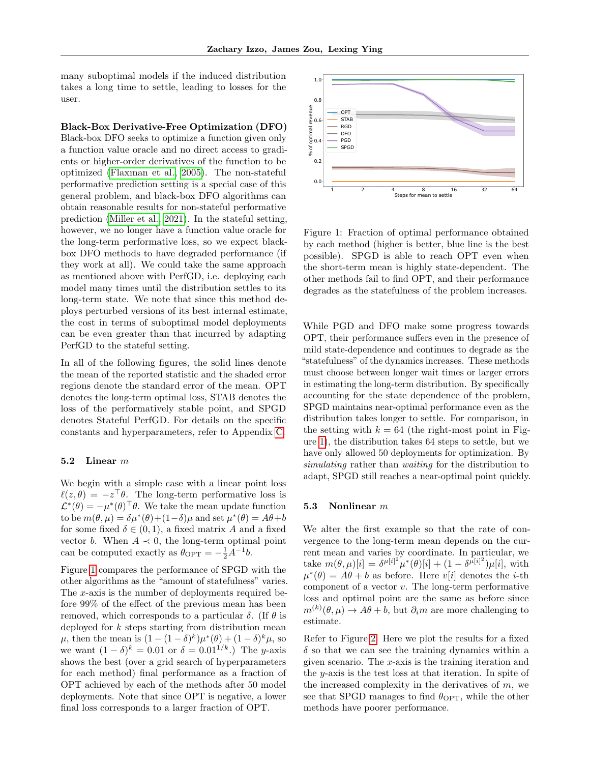many suboptimal models if the induced distribution takes a long time to settle, leading to losses for the user.

**Black-Box Derivative-Free Optimization (DFO)** Black-box DFO seeks to optimize a function given only a function value oracle and no direct access to gradients or higher-order derivatives of the function to be optimized (Flaxman et al., 2005). The non-stateful performative prediction setting is a special case of this general problem, and black-box DFO algorithms can obtain reasonable results for non-stateful performative prediction (Miller et al., 2021). In the stateful setting, however, we no longer have a function value oracle for the long-term performative loss, so we expect black-box DFO methods to have degraded performance (if they work at all). We could take the same approach as mentioned above with PerfGD, i.e. deploying each model many times until the distribution settles to its long-term state. We note that since this method deploys perturbed versions of its best internal estimate, the cost in terms of suboptimal model deployments can be even greater than that incurred by adapting PerfGD to the stateful setting.

In all of the following figures, the solid lines denote the mean of the reported statistic and the shaded error regions denote the standard error of the mean. OPT denotes the long-term optimal loss, STAB denotes the loss of the performatively stable point, and SPGD denotes Stateful PerfGD. For details on the specific constants and hyperparameters, refer to Appendix C.

### 5.2 Linear $m$

We begin with a simple case with a linear point loss $\ell(z, \theta) = -z^\top \theta$. The long-term performative loss is $\mathcal{L}^*(\theta) = -\mu^*(\theta)^\top \theta$. We take the mean update function to be $m(\theta, \mu) = \delta\mu^*(\theta) + (1-\delta)\mu$ and set $\mu^*(\theta) = A\theta + b$ for some fixed $\delta \in (0, 1)$, a fixed matrix $A$ and a fixed vector $b$. When $A \prec 0$, the long-term optimal point can be computed exactly as $\theta_{\text{OPT}} = -\frac{1}{2}A^{-1}b$.

Figure 1 compares the performance of SPGD with the other algorithms as the "amount of statefulness" varies. The $x$-axis is the number of deployments required before 99% of the effect of the previous mean has been removed, which corresponds to a particular $\delta$. (If $\theta$ is deployed for $k$ steps starting from distribution mean $\mu$, then the mean is $(1-(1-\delta)^k)\mu^*(\theta) + (1-\delta)^k\mu$, so we want $(1-\delta)^k = 0.01$ or $\delta = 0.01^{1/k}$.) The $y$-axis shows the best (over a grid search of hyperparameters for each method) final performance as a fraction of OPT achieved by each of the methods after 50 model deployments. Note that since OPT is negative, a lower final loss corresponds to a larger fraction of OPT.

Figure 1: Fraction of optimal performance obtained by each method (higher is better, blue line is the best possible). SPGD is able to reach OPT even when the short-term mean is highly state-dependent. The other methods fail to find OPT, and their performance degrades as the statefulness of the problem increases.

While PGD and DFO make some progress towards OPT, their performance suffers even in the presence of mild state-dependence and continues to degrade as the "statefulness" of the dynamics increases. These methods must choose between longer wait times or larger errors in estimating the long-term distribution. By specifically accounting for the state dependence of the problem, SPGD maintains near-optimal performance even as the distribution takes longer to settle. For comparison, in the setting with $k = 64$ (the right-most point in Figure 1), the distribution takes 64 steps to settle, but we have only allowed 50 deployments for optimization. By *simulating* rather than *waiting* for the distribution to adapt, SPGD still reaches a near-optimal point quickly.

### 5.3 Nonlinear $m$

We alter the first example so that the rate of convergence to the long-term mean depends on the current mean and varies by coordinate. In particular, we take $m(\theta, \mu)[i] = \delta^{\mu[i]^2}\mu^*(\theta)[i] + (1 - \delta^{\mu[i]^2})\mu[i]$, with $\mu^*(\theta) = A\theta + b$ as before. Here $v[i]$ denotes the $i$-th component of a vector $v$. The long-term performative loss and optimal point are the same as before since $m^{(k)}(\theta, \mu) \to A\theta + b$, but $\partial_i m$ are more challenging to estimate.

Refer to Figure 2. Here we plot the results for a fixed $\delta$ so that we can see the training dynamics within a given scenario. The $x$-axis is the training iteration and the $y$-axis is the test loss at that iteration. In spite of the increased complexity in the derivatives of $m$, we see that SPGD manages to find $\theta_{\text{OPT}}$, while the other methods have poorer performance.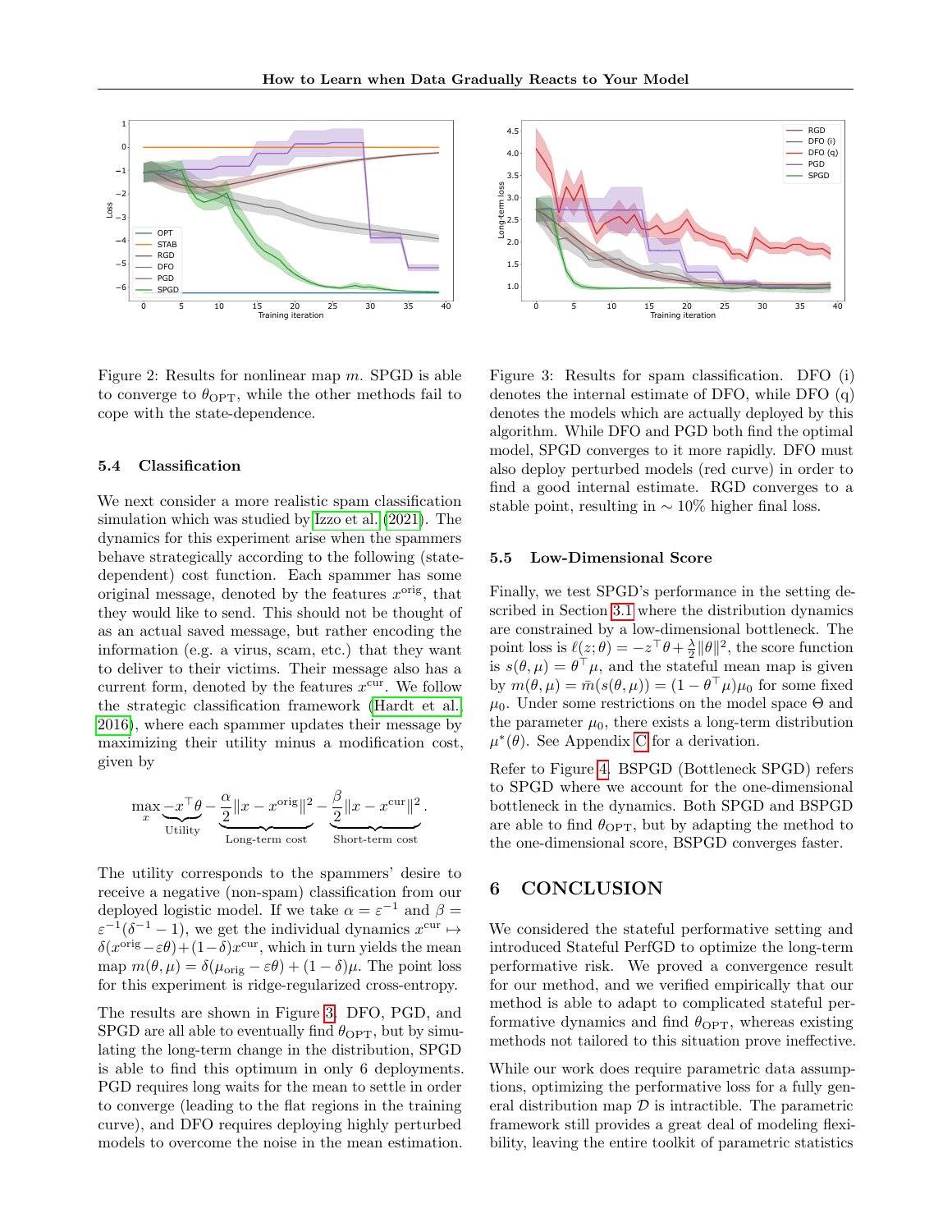Figure 2: Results for nonlinear map $m$. SPGD is able to converge to $\theta_{\text{OPT}}$, while the other methods fail to cope with the state-dependence.

Figure 3: Results for spam classification. DFO (i) denotes the internal estimate of DFO, while DFO (q) denotes the models which are actually deployed by this algorithm. While DFO and PGD both find the optimal model, SPGD converges to it more rapidly. DFO must also deploy perturbed models (red curve) in order to find a good internal estimate. RGD converges to a stable point, resulting in $\sim 10\%$ higher final loss.

### 5.4 Classification

We next consider a more realistic spam classification simulation which was studied by Izzo et al. (2021). The dynamics for this experiment arise when the spammers behave strategically according to the following (state-dependent) cost function. Each spammer has some original message, denoted by the features $x^{\text{orig}}$, that they would like to send. This should not be thought of as an actual saved message, but rather encoding the information (e.g. a virus, scam, etc.) that they want to deliver to their victims. Their message also has a current form, denoted by the features $x^{\text{cur}}$. We follow the strategic classification framework (Hardt et al. 2016), where each spammer updates their message by maximizing their utility minus a modification cost, given by

$$\max_{x} \underbrace{-x^\top \theta}_{\text{Utility}} - \underbrace{\frac{\alpha}{2}\|x - x^{\text{orig}}\|^2}_{\text{Long-term cost}} - \underbrace{\frac{\beta}{2}\|x - x^{\text{cur}}\|^2}_{\text{Short-term cost}}.$$

The utility corresponds to the spammers' desire to receive a negative (non-spam) classification from our deployed logistic model. If we take $\alpha = \varepsilon^{-1}$ and $\beta = \varepsilon^{-1}(\delta^{-1} - 1)$, we get the individual dynamics $x^{\text{cur}} \mapsto \delta(x^{\text{orig}} - \varepsilon\theta) + (1-\delta)x^{\text{cur}}$, which in turn yields the mean map $m(\theta, \mu) = \delta(\mu_{\text{orig}} - \varepsilon\theta) + (1 - \delta)\mu$. The point loss for this experiment is ridge-regularized cross-entropy.

The results are shown in Figure 3. DFO, PGD, and SPGD are all able to eventually find $\theta_{\text{OPT}}$, but by simulating the long-term change in the distribution, SPGD is able to find this optimum in only 6 deployments. PGD requires long waits for the mean to settle in order to converge (leading to the flat regions in the training curve), and DFO requires deploying highly perturbed models to overcome the noise in the mean estimation.

### 5.5 Low-Dimensional Score

Finally, we test SPGD's performance in the setting described in Section 3.1 where the distribution dynamics are constrained by a low-dimensional bottleneck. The point loss is $\ell(z;\theta) = -z^\top\theta + \frac{\lambda}{2}\|\theta\|^2$, the score function is $s(\theta, \mu) = \theta^\top\mu$, and the stateful mean map is given by $m(\theta, \mu) = \bar{m}(s(\theta, \mu)) = (1 - \theta^\top\mu)\mu_0$ for some fixed $\mu_0$. Under some restrictions on the model space $\Theta$ and the parameter $\mu_0$, there exists a long-term distribution $\mu^*(\theta)$. See Appendix C for a derivation.

Refer to Figure 4. BSPGD (Bottleneck SPGD) refers to SPGD where we account for the one-dimensional bottleneck in the dynamics. Both SPGD and BSPGD are able to find $\theta_{\text{OPT}}$, but by adapting the method to the one-dimensional score, BSPGD converges faster.

## 6 CONCLUSION

We considered the stateful performative setting and introduced Stateful PerfGD to optimize the long-term performative risk. We proved a convergence result for our method, and we verified empirically that our method is able to adapt to complicated stateful performative dynamics and find $\theta_{\text{OPT}}$, whereas existing methods not tailored to this situation prove ineffective.

While our work does require parametric data assumptions, optimizing the performative loss for a fully general distribution map $\mathcal{D}$ is intractible. The parametric framework still provides a great deal of modeling flexibility, leaving the entire toolkit of parametric statistics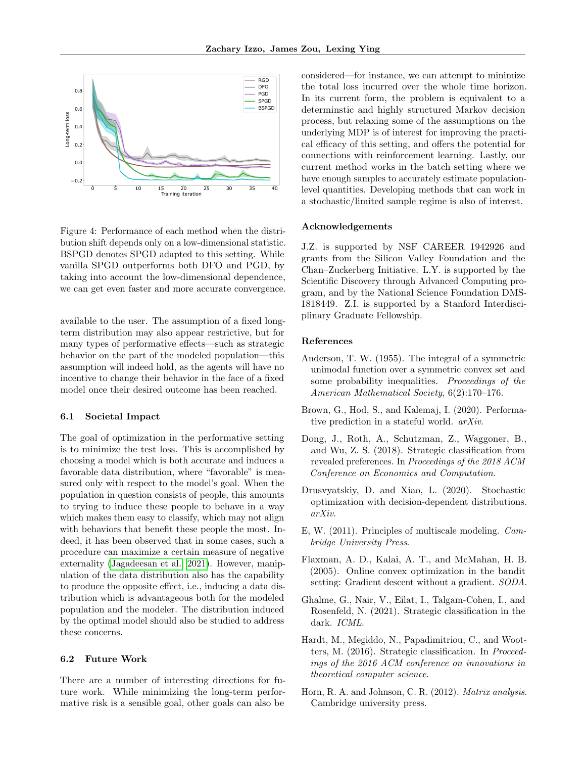Figure 4: Performance of each method when the distribution shift depends only on a low-dimensional statistic. BSPGD denotes SPGD adapted to this setting. While vanilla SPGD outperforms both DFO and PGD, by taking into account the low-dimensional dependence, we can get even faster and more accurate convergence.

available to the user. The assumption of a fixed long-term distribution may also appear restrictive, but for many types of performative effects—such as strategic behavior on the part of the modeled population—this assumption will indeed hold, as the agents will have no incentive to change their behavior in the face of a fixed model once their desired outcome has been reached.

### 6.1 Societal Impact

The goal of optimization in the performative setting is to minimize the test loss. This is accomplished by choosing a model which is both accurate and induces a favorable data distribution, where "favorable" is measured only with respect to the model's goal. When the population in question consists of people, this amounts to trying to induce these people to behave in a way which makes them easy to classify, which may not align with behaviors that benefit these people the most. Indeed, it has been observed that in some cases, such a procedure can maximize a certain measure of negative externality (Jagadeesan et al., 2021). However, manipulation of the data distribution also has the capability to produce the opposite effect, i.e., inducing a data distribution which is advantageous both for the modeled population and the modeler. The distribution induced by the optimal model should also be studied to address these concerns.

### 6.2 Future Work

There are a number of interesting directions for future work. While minimizing the long-term performative risk is a sensible goal, other goals can also be considered—for instance, we can attempt to minimize the total loss incurred over the whole time horizon. In its current form, the problem is equivalent to a determinstic and highly structured Markov decision process, but relaxing some of the assumptions on the underlying MDP is of interest for improving the practical efficacy of this setting, and offers the potential for connections with reinforcement learning. Lastly, our current method works in the batch setting where we have enough samples to accurately estimate population-level quantities. Developing methods that can work in a stochastic/limited sample regime is also of interest.

## Acknowledgements

J.Z. is supported by NSF CAREER 1942926 and grants from the Silicon Valley Foundation and the Chan–Zuckerberg Initiative. L.Y. is supported by the Scientific Discovery through Advanced Computing program, and by the National Science Foundation DMS-1818449. Z.I. is supported by a Stanford Interdisciplinary Graduate Fellowship.

## References

Anderson, T. W. (1955). The integral of a symmetric unimodal function over a symmetric convex set and some probability inequalities. *Proceedings of the American Mathematical Society*, 6(2):170–176.

Brown, G., Hod, S., and Kalemaj, I. (2020). Performative prediction in a stateful world. *arXiv*.

Dong, J., Roth, A., Schutzman, Z., Waggoner, B., and Wu, Z. S. (2018). Strategic classification from revealed preferences. In *Proceedings of the 2018 ACM Conference on Economics and Computation*.

Drusvyatskiy, D. and Xiao, L. (2020). Stochastic optimization with decision-dependent distributions. *arXiv*.

E, W. (2011). Principles of multiscale modeling. *Cambridge University Press*.

Flaxman, A. D., Kalai, A. T., and McMahan, H. B. (2005). Online convex optimization in the bandit setting: Gradient descent without a gradient. *SODA*.

Ghalme, G., Nair, V., Eilat, I., Talgam-Cohen, I., and Rosenfeld, N. (2021). Strategic classification in the dark. *ICML*.

Hardt, M., Megiddo, N., Papadimitriou, C., and Wootters, M. (2016). Strategic classification. In *Proceedings of the 2016 ACM conference on innovations in theoretical computer science*.

Horn, R. A. and Johnson, C. R. (2012). *Matrix analysis*. Cambridge university press.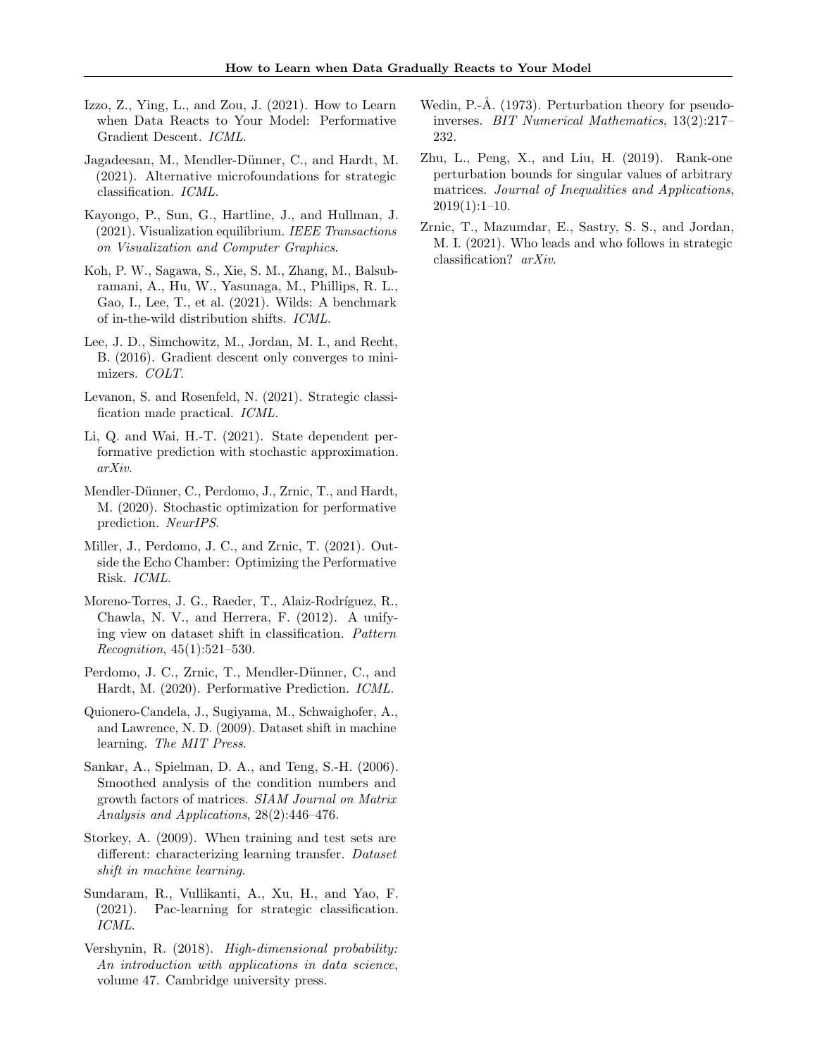Izzo, Z., Ying, L., and Zou, J. (2021). How to Learn when Data Reacts to Your Model: Performative Gradient Descent. *ICML*.

Jagadeesan, M., Mendler-Dünner, C., and Hardt, M. (2021). Alternative microfoundations for strategic classification. *ICML*.

Kayongo, P., Sun, G., Hartline, J., and Hullman, J. (2021). Visualization equilibrium. *IEEE Transactions on Visualization and Computer Graphics*.

Koh, P. W., Sagawa, S., Xie, S. M., Zhang, M., Balsubramani, A., Hu, W., Yasunaga, M., Phillips, R. L., Gao, I., Lee, T., et al. (2021). Wilds: A benchmark of in-the-wild distribution shifts. *ICML*.

Lee, J. D., Simchowitz, M., Jordan, M. I., and Recht, B. (2016). Gradient descent only converges to minimizers. *COLT*.

Levanon, S. and Rosenfeld, N. (2021). Strategic classification made practical. *ICML*.

Li, Q. and Wai, H.-T. (2021). State dependent performative prediction with stochastic approximation. *arXiv*.

Mendler-Dünner, C., Perdomo, J., Zrnic, T., and Hardt, M. (2020). Stochastic optimization for performative prediction. *NeurIPS*.

Miller, J., Perdomo, J. C., and Zrnic, T. (2021). Outside the Echo Chamber: Optimizing the Performative Risk. *ICML*.

Moreno-Torres, J. G., Raeder, T., Alaiz-Rodríguez, R., Chawla, N. V., and Herrera, F. (2012). A unifying view on dataset shift in classification. *Pattern Recognition*, 45(1):521–530.

Perdomo, J. C., Zrnic, T., Mendler-Dünner, C., and Hardt, M. (2020). Performative Prediction. *ICML*.

Quionero-Candela, J., Sugiyama, M., Schwaighofer, A., and Lawrence, N. D. (2009). Dataset shift in machine learning. *The MIT Press*.

Sankar, A., Spielman, D. A., and Teng, S.-H. (2006). Smoothed analysis of the condition numbers and growth factors of matrices. *SIAM Journal on Matrix Analysis and Applications*, 28(2):446–476.

Storkey, A. (2009). When training and test sets are different: characterizing learning transfer. *Dataset shift in machine learning*.

Sundaram, R., Vullikanti, A., Xu, H., and Yao, F. (2021). Pac-learning for strategic classification. *ICML*.

Vershynin, R. (2018). *High-dimensional probability: An introduction with applications in data science*, volume 47. Cambridge university press.

Wedin, P.-Å. (1973). Perturbation theory for pseudo-inverses. *BIT Numerical Mathematics*, 13(2):217–232.

Zhu, L., Peng, X., and Liu, H. (2019). Rank-one perturbation bounds for singular values of arbitrary matrices. *Journal of Inequalities and Applications*, 2019(1):1–10.

Zrnic, T., Mazumdar, E., Sastry, S. S., and Jordan, M. I. (2021). Who leads and who follows in strategic classification? *arXiv*.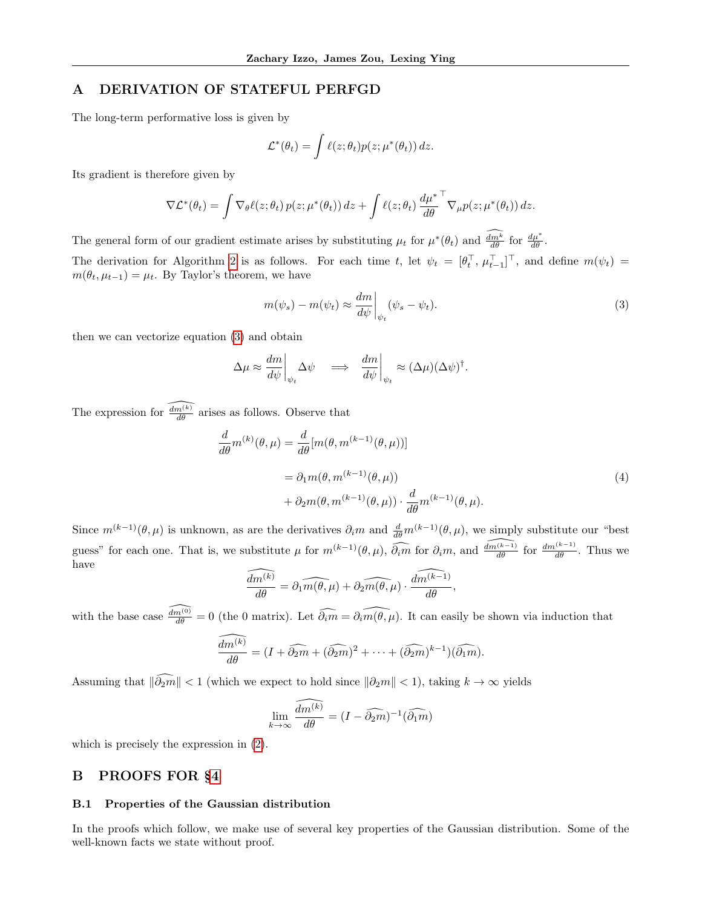## A DERIVATION OF STATEFUL PERFGD

The long-term performative loss is given by

$$\mathcal{L}^*(\theta_t) = \int \ell(z;\theta_t) p(z;\mu^*(\theta_t))\, dz.$$

Its gradient is therefore given by

$$\nabla \mathcal{L}^*(\theta_t) = \int \nabla_\theta \ell(z;\theta_t)\, p(z;\mu^*(\theta_t))\, dz + \int \ell(z;\theta_t)\, \frac{d\mu^*}{d\theta}^\top \nabla_\mu p(z;\mu^*(\theta_t))\, dz.$$

The general form of our gradient estimate arises by substituting $\mu_t$ for $\mu^*(\theta_t)$ and $\widehat{\frac{dm^k}{d\theta}}$ for $\frac{d\mu^*}{d\theta}$.

The derivation for Algorithm 2 is as follows. For each time $t$, let $\psi_t = [\theta_t^\top, \mu_{t-1}^\top]^\top$, and define $m(\psi_t) = m(\theta_t, \mu_{t-1}) = \mu_t$. By Taylor's theorem, we have

$$m(\psi_s) - m(\psi_t) \approx \left.\frac{dm}{d\psi}\right|_{\psi_t} (\psi_s - \psi_t). \tag{3}$$

then we can vectorize equation (3) and obtain

$$\Delta\mu \approx \left.\frac{dm}{d\psi}\right|_{\psi_t} \Delta\psi \quad \Longrightarrow \quad \left.\frac{dm}{d\psi}\right|_{\psi_t} \approx (\Delta\mu)(\Delta\psi)^\dagger.$$

The expression for $\widehat{\frac{dm^{(k)}}{d\theta}}$ arises as follows. Observe that

$$\begin{aligned}
\frac{d}{d\theta} m^{(k)}(\theta,\mu) &= \frac{d}{d\theta}[m(\theta, m^{(k-1)}(\theta,\mu))] \\
&= \partial_1 m(\theta, m^{(k-1)}(\theta,\mu)) \\
&\quad + \partial_2 m(\theta, m^{(k-1)}(\theta,\mu)) \cdot \frac{d}{d\theta} m^{(k-1)}(\theta,\mu).
\end{aligned} \tag{4}$$

Since $m^{(k-1)}(\theta,\mu)$ is unknown, as are the derivatives $\partial_i m$ and $\frac{d}{d\theta} m^{(k-1)}(\theta,\mu)$, we simply substitute our "best guess" for each one. That is, we substitute $\mu$ for $m^{(k-1)}(\theta,\mu)$, $\widehat{\partial_i m}$ for $\partial_i m$, and $\widehat{\frac{dm^{(k-1)}}{d\theta}}$ for $\frac{dm^{(k-1)}}{d\theta}$. Thus we have

$$\widehat{\frac{dm^{(k)}}{d\theta}} = \partial_1 \widehat{m(\theta,\mu)} + \partial_2 \widehat{m(\theta,\mu)} \cdot \widehat{\frac{dm^{(k-1)}}{d\theta}},$$

with the base case $\widehat{\frac{dm^{(0)}}{d\theta}} = 0$ (the 0 matrix). Let $\widehat{\partial_i m} = \partial_i \widehat{m(\theta,\mu)}$. It can easily be shown via induction that

$$\widehat{\frac{dm^{(k)}}{d\theta}} = (I + \widehat{\partial_2 m} + (\widehat{\partial_2 m})^2 + \cdots + (\widehat{\partial_2 m})^{k-1})(\widehat{\partial_1 m}).$$

Assuming that $\|\widehat{\partial_2 m}\| < 1$ (which we expect to hold since $\|\partial_2 m\| < 1$), taking $k \to \infty$ yields

$$\lim_{k\to\infty} \widehat{\frac{dm^{(k)}}{d\theta}} = (I - \widehat{\partial_2 m})^{-1}(\widehat{\partial_1 m})$$

which is precisely the expression in (2).

## B PROOFS FOR §4

### B.1 Properties of the Gaussian distribution

In the proofs which follow, we make use of several key properties of the Gaussian distribution. Some of the well-known facts we state without proof.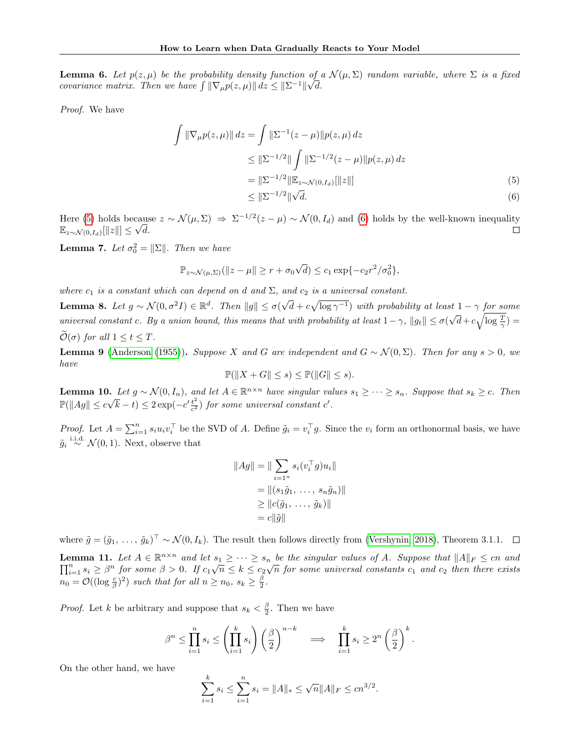**Lemma 6.** *Let $p(z, \mu)$ be the probability density function of a $\mathcal{N}(\mu, \Sigma)$ random variable, where $\Sigma$ is a fixed covariance matrix. Then we have $\int \|\nabla_\mu p(z, \mu)\| \, dz \leq \|\Sigma^{-1}\|\sqrt{d}$.*

*Proof.* We have

$$
\begin{aligned}
\int \|\nabla_\mu p(z, \mu)\| \, dz &= \int \|\Sigma^{-1}(z - \mu)\| p(z, \mu) \, dz \\
&\leq \|\Sigma^{-1/2}\| \int \|\Sigma^{-1/2}(z - \mu)\| p(z, \mu) \, dz \\
&= \|\Sigma^{-1/2}\| \mathbb{E}_{z \sim \mathcal{N}(0, I_d)}[\|z\|] \qquad (5) \\
&\leq \|\Sigma^{-1/2}\| \sqrt{d}. \qquad (6)
\end{aligned}
$$

Here (5) holds because $z \sim \mathcal{N}(\mu, \Sigma) \Rightarrow \Sigma^{-1/2}(z - \mu) \sim \mathcal{N}(0, I_d)$ and (6) holds by the well-known inequality $\mathbb{E}_{z \sim \mathcal{N}(0, I_d)}[\|z\|] \leq \sqrt{d}$. ◻

**Lemma 7.** *Let $\sigma_0^2 = \|\Sigma\|$. Then we have*

$$\mathbb{P}_{z \sim \mathcal{N}(\mu, \Sigma)}(\|z - \mu\| \geq r + \sigma_0 \sqrt{d}) \leq c_1 \exp\{-c_2 r^2 / \sigma_0^2\},$$

*where $c_1$ is a constant which can depend on $d$ and $\Sigma$, and $c_2$ is a universal constant.*

**Lemma 8.** *Let $g \sim \mathcal{N}(0, \sigma^2 I) \in \mathbb{R}^d$. Then $\|g\| \leq \sigma(\sqrt{d} + c\sqrt{\log \gamma^{-1}})$ with probability at least $1 - \gamma$ for some universal constant $c$. By a union bound, this means that with probability at least $1 - \gamma$, $\|g_t\| \leq \sigma(\sqrt{d} + c\sqrt{\log \frac{T}{\gamma}}) = \widetilde{\mathcal{O}}(\sigma)$ for all $1 \leq t \leq T$.*

**Lemma 9** (Anderson (1955))**.** *Suppose $X$ and $G$ are independent and $G \sim \mathcal{N}(0, \Sigma)$. Then for any $s > 0$, we have*

$$\mathbb{P}(\|X + G\| \leq s) \leq \mathbb{P}(\|G\| \leq s).$$

**Lemma 10.** *Let $g \sim \mathcal{N}(0, I_n)$, and let $A \in \mathbb{R}^{n \times n}$ have singular values $s_1 \geq \cdots \geq s_n$. Suppose that $s_k \geq c$. Then $\mathbb{P}(\|Ag\| \leq c\sqrt{k} - t) \leq 2\exp(-c' \frac{t^2}{c^2})$ for some universal constant $c'$.*

*Proof.* Let $A = \sum_{i=1}^n s_i u_i v_i^\top$ be the SVD of $A$. Define $\tilde{g}_i = v_i^\top g$. Since the $v_i$ form an orthonormal basis, we have $\tilde{g}_i \overset{\text{i.i.d.}}{\sim} \mathcal{N}(0, 1)$. Next, observe that

$$
\begin{aligned}
\|Ag\| &= \|\sum_{i=1^n} s_i (v_i^\top g) u_i\| \\
&= \|(s_1 \tilde{g}_1, \, \ldots, \, s_n \tilde{g}_n)\| \\
&\geq \|c(\tilde{g}_1, \, \ldots, \, \tilde{g}_k)\| \\
&= c\|\tilde{g}\|
\end{aligned}
$$

where $\tilde{g} = (\tilde{g}_1, \, \ldots, \, \tilde{g}_k)^\top \sim \mathcal{N}(0, I_k)$. The result then follows directly from (Vershynin, 2018), Theorem 3.1.1. ◻

**Lemma 11.** *Let $A \in \mathbb{R}^{n \times n}$ and let $s_1 \geq \cdots \geq s_n$ be the singular values of $A$. Suppose that $\|A\|_F \leq cn$ and $\prod_{i=1}^n s_i \geq \beta^n$ for some $\beta > 0$. If $c_1\sqrt{n} \leq k \leq c_2\sqrt{n}$ for some universal constants $c_1$ and $c_2$ then there exists $n_0 = \mathcal{O}((\log \frac{c}{\beta})^2)$ such that for all $n \geq n_0$, $s_k \geq \frac{\beta}{2}$.*

*Proof.* Let $k$ be arbitrary and suppose that $s_k < \frac{\beta}{2}$. Then we have

$$\beta^n \leq \prod_{i=1}^n s_i \leq \left(\prod_{i=1}^k s_i\right)\left(\frac{\beta}{2}\right)^{n-k} \quad \Longrightarrow \quad \prod_{i=1}^k s_i \geq 2^n \left(\frac{\beta}{2}\right)^k.$$

On the other hand, we have

$$\sum_{i=1}^k s_i \leq \sum_{i=1}^n s_i = \|A\|_* \leq \sqrt{n}\|A\|_F \leq cn^{3/2}.$$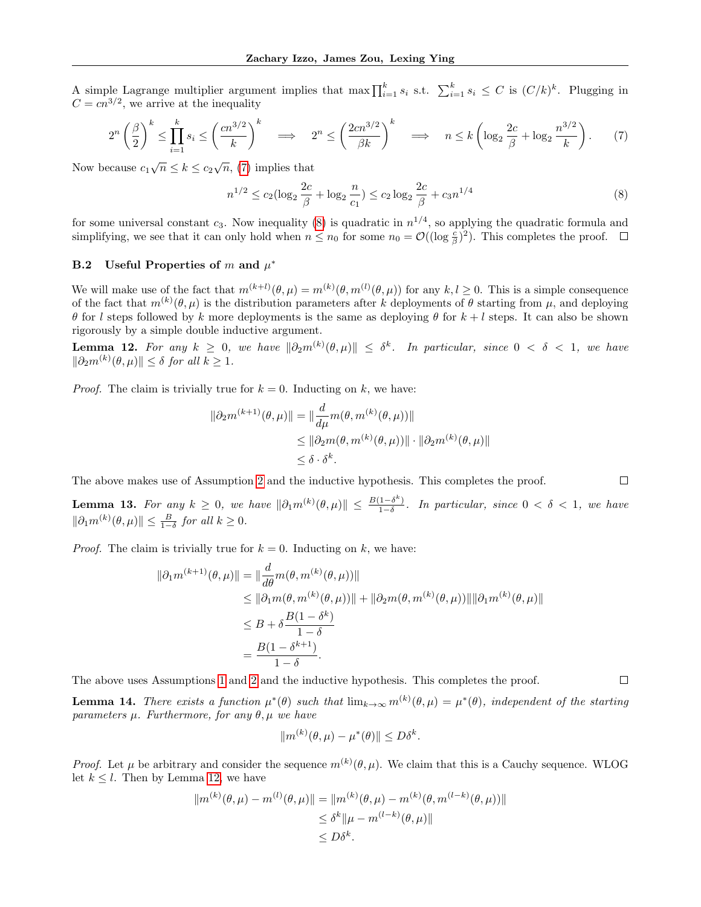A simple Lagrange multiplier argument implies that $\max \prod_{i=1}^k s_i$ s.t. $\sum_{i=1}^k s_i \leq C$ is $(C/k)^k$. Plugging in $C = cn^{3/2}$, we arrive at the inequality

$$2^n \left(\frac{\beta}{2}\right)^k \leq \prod_{i=1}^k s_i \leq \left(\frac{cn^{3/2}}{k}\right)^k \implies 2^n \leq \left(\frac{2cn^{3/2}}{\beta k}\right)^k \implies n \leq k\left(\log_2 \frac{2c}{\beta} + \log_2 \frac{n^{3/2}}{k}\right). \tag{7}$$

Now because $c_1\sqrt{n} \leq k \leq c_2\sqrt{n}$, (7) implies that

$$n^{1/2} \leq c_2(\log_2 \frac{2c}{\beta} + \log_2 \frac{n}{c_1}) \leq c_2 \log_2 \frac{2c}{\beta} + c_3 n^{1/4} \tag{8}$$

for some universal constant $c_3$. Now inequality (8) is quadratic in $n^{1/4}$, so applying the quadratic formula and simplifying, we see that it can only hold when $n \leq n_0$ for some $n_0 = \mathcal{O}((\log \frac{c}{\beta})^2)$. This completes the proof. $\square$

### B.2 Useful Properties of $m$ and $\mu^*$

We will make use of the fact that $m^{(k+l)}(\theta, \mu) = m^{(k)}(\theta, m^{(l)}(\theta, \mu))$ for any $k, l \geq 0$. This is a simple consequence of the fact that $m^{(k)}(\theta, \mu)$ is the distribution parameters after $k$ deployments of $\theta$ starting from $\mu$, and deploying $\theta$ for $l$ steps followed by $k$ more deployments is the same as deploying $\theta$ for $k + l$ steps. It can also be shown rigorously by a simple double inductive argument.

**Lemma 12.** *For any $k \geq 0$, we have $\|\partial_2 m^{(k)}(\theta, \mu)\| \leq \delta^k$. In particular, since $0 < \delta < 1$, we have $\|\partial_2 m^{(k)}(\theta, \mu)\| \leq \delta$ for all $k \geq 1$.*

*Proof.* The claim is trivially true for $k = 0$. Inducting on $k$, we have:

$$\begin{aligned}
\|\partial_2 m^{(k+1)}(\theta, \mu)\| &= \|\frac{d}{d\mu} m(\theta, m^{(k)}(\theta, \mu))\| \\
&\leq \|\partial_2 m(\theta, m^{(k)}(\theta, \mu))\| \cdot \|\partial_2 m^{(k)}(\theta, \mu)\| \\
&\leq \delta \cdot \delta^k.
\end{aligned}$$

The above makes use of Assumption 2 and the inductive hypothesis. This completes the proof. $\square$

**Lemma 13.** *For any $k \geq 0$, we have $\|\partial_1 m^{(k)}(\theta, \mu)\| \leq \frac{B(1-\delta^k)}{1-\delta}$. In particular, since $0 < \delta < 1$, we have $\|\partial_1 m^{(k)}(\theta, \mu)\| \leq \frac{B}{1-\delta}$ for all $k \geq 0$.*

*Proof.* The claim is trivially true for $k = 0$. Inducting on $k$, we have:

$$\begin{aligned}
\|\partial_1 m^{(k+1)}(\theta, \mu)\| &= \|\frac{d}{d\theta} m(\theta, m^{(k)}(\theta, \mu))\| \\
&\leq \|\partial_1 m(\theta, m^{(k)}(\theta, \mu))\| + \|\partial_2 m(\theta, m^{(k)}(\theta, \mu))\| \|\partial_1 m^{(k)}(\theta, \mu)\| \\
&\leq B + \delta \frac{B(1-\delta^k)}{1-\delta} \\
&= \frac{B(1-\delta^{k+1})}{1-\delta}.
\end{aligned}$$

The above uses Assumptions 1 and 2 and the inductive hypothesis. This completes the proof. $\square$

**Lemma 14.** *There exists a function $\mu^*(\theta)$ such that $\lim_{k\to\infty} m^{(k)}(\theta, \mu) = \mu^*(\theta)$, independent of the starting parameters $\mu$. Furthermore, for any $\theta, \mu$ we have*

$$\|m^{(k)}(\theta, \mu) - \mu^*(\theta)\| \leq D\delta^k.$$

*Proof.* Let $\mu$ be arbitrary and consider the sequence $m^{(k)}(\theta, \mu)$. We claim that this is a Cauchy sequence. WLOG let $k \leq l$. Then by Lemma 12, we have

$$\begin{aligned}
\|m^{(k)}(\theta, \mu) - m^{(l)}(\theta, \mu)\| &= \|m^{(k)}(\theta, \mu) - m^{(k)}(\theta, m^{(l-k)}(\theta, \mu))\| \\
&\leq \delta^k \|\mu - m^{(l-k)}(\theta, \mu)\| \\
&\leq D\delta^k.
\end{aligned}$$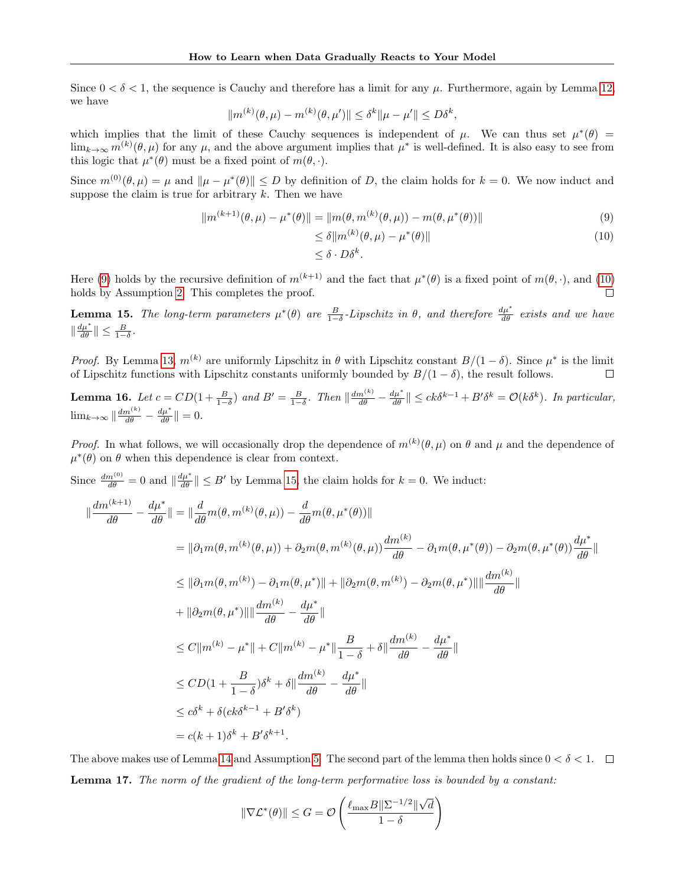Since $0 < \delta < 1$, the sequence is Cauchy and therefore has a limit for any $\mu$. Furthermore, again by Lemma 12, we have

$$\|m^{(k)}(\theta, \mu) - m^{(k)}(\theta, \mu')\| \leq \delta^k \|\mu - \mu'\| \leq D\delta^k,$$

which implies that the limit of these Cauchy sequences is independent of $\mu$. We can thus set $\mu^*(\theta) = \lim_{k\to\infty} m^{(k)}(\theta, \mu)$ for any $\mu$, and the above argument implies that $\mu^*$ is well-defined. It is also easy to see from this logic that $\mu^*(\theta)$ must be a fixed point of $m(\theta, \cdot)$.

Since $m^{(0)}(\theta, \mu) = \mu$ and $\|\mu - \mu^*(\theta)\| \leq D$ by definition of $D$, the claim holds for $k = 0$. We now induct and suppose the claim is true for arbitrary $k$. Then we have

$$\begin{aligned}
\|m^{(k+1)}(\theta, \mu) - \mu^*(\theta)\| &= \|m(\theta, m^{(k)}(\theta, \mu)) - m(\theta, \mu^*(\theta))\| && (9)\\
&\leq \delta \|m^{(k)}(\theta, \mu) - \mu^*(\theta)\| && (10)\\
&\leq \delta \cdot D\delta^k.
\end{aligned}$$

Here (9) holds by the recursive definition of $m^{(k+1)}$ and the fact that $\mu^*(\theta)$ is a fixed point of $m(\theta, \cdot)$, and (10) holds by Assumption 2. This completes the proof. $\square$

**Lemma 15.** *The long-term parameters $\mu^*(\theta)$ are $\frac{B}{1-\delta}$-Lipschitz in $\theta$, and therefore $\frac{d\mu^*}{d\theta}$ exists and we have $\|\frac{d\mu^*}{d\theta}\| \leq \frac{B}{1-\delta}$.*

*Proof.* By Lemma 13, $m^{(k)}$ are uniformly Lipschitz in $\theta$ with Lipschitz constant $B/(1-\delta)$. Since $\mu^*$ is the limit of Lipschitz functions with Lipschitz constants uniformly bounded by $B/(1-\delta)$, the result follows. $\square$

**Lemma 16.** *Let $c = CD(1 + \frac{B}{1-\delta})$ and $B' = \frac{B}{1-\delta}$. Then $\|\frac{dm^{(k)}}{d\theta} - \frac{d\mu^*}{d\theta}\| \leq ck\delta^{k-1} + B'\delta^k = \mathcal{O}(k\delta^k)$. In particular, $\lim_{k\to\infty} \|\frac{dm^{(k)}}{d\theta} - \frac{d\mu^*}{d\theta}\| = 0$.*

*Proof.* In what follows, we will occasionally drop the dependence of $m^{(k)}(\theta, \mu)$ on $\theta$ and $\mu$ and the dependence of $\mu^*(\theta)$ on $\theta$ when this dependence is clear from context.

Since $\frac{dm^{(0)}}{d\theta} = 0$ and $\|\frac{d\mu^*}{d\theta}\| \leq B'$ by Lemma 15, the claim holds for $k = 0$. We induct:

$$\begin{aligned}
\|\frac{dm^{(k+1)}}{d\theta} - \frac{d\mu^*}{d\theta}\| &= \|\frac{d}{d\theta} m(\theta, m^{(k)}(\theta, \mu)) - \frac{d}{d\theta} m(\theta, \mu^*(\theta))\| \\
&= \|\partial_1 m(\theta, m^{(k)}(\theta, \mu)) + \partial_2 m(\theta, m^{(k)}(\theta, \mu))\frac{dm^{(k)}}{d\theta} - \partial_1 m(\theta, \mu^*(\theta)) - \partial_2 m(\theta, \mu^*(\theta))\frac{d\mu^*}{d\theta}\| \\
&\leq \|\partial_1 m(\theta, m^{(k)}) - \partial_1 m(\theta, \mu^*)\| + \|\partial_2 m(\theta, m^{(k)}) - \partial_2 m(\theta, \mu^*)\| \|\frac{dm^{(k)}}{d\theta}\| \\
&\quad + \|\partial_2 m(\theta, \mu^*)\| \|\frac{dm^{(k)}}{d\theta} - \frac{d\mu^*}{d\theta}\| \\
&\leq C\|m^{(k)} - \mu^*\| + C\|m^{(k)} - \mu^*\| \frac{B}{1-\delta} + \delta \|\frac{dm^{(k)}}{d\theta} - \frac{d\mu^*}{d\theta}\| \\
&\leq CD(1 + \frac{B}{1-\delta})\delta^k + \delta \|\frac{dm^{(k)}}{d\theta} - \frac{d\mu^*}{d\theta}\| \\
&\leq c\delta^k + \delta(ck\delta^{k-1} + B'\delta^k) \\
&= c(k+1)\delta^k + B'\delta^{k+1}.
\end{aligned}$$

The above makes use of Lemma 14 and Assumption 5. The second part of the lemma then holds since $0 < \delta < 1$. $\square$

**Lemma 17.** *The norm of the gradient of the long-term performative loss is bounded by a constant:*

$$\|\nabla \mathcal{L}^*(\theta)\| \leq G = \mathcal{O}\left(\frac{\ell_{\max} B \|\Sigma^{-1/2}\| \sqrt{d}}{1-\delta}\right)$$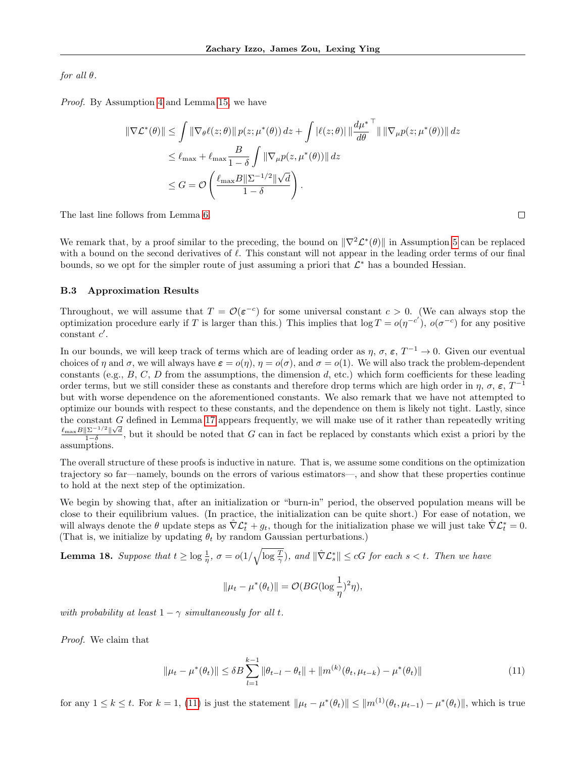*for all* $\theta$.

*Proof.* By Assumption 4 and Lemma 15, we have

$$\begin{aligned}
\|\nabla \mathcal{L}^*(\theta)\| &\leq \int \|\nabla_\theta \ell(z;\theta)\| \, p(z;\mu^*(\theta)) \, dz + \int |\ell(z;\theta)| \, \| \frac{d\mu^*}{d\theta}^\top \| \, \|\nabla_\mu p(z;\mu^*(\theta))\| \, dz \\
&\leq \ell_{\max} + \ell_{\max} \frac{B}{1-\delta} \int \|\nabla_\mu p(z,\mu^*(\theta))\| \, dz \\
&\leq G = \mathcal{O}\left( \frac{\ell_{\max} B \|\Sigma^{-1/2}\| \sqrt{d}}{1-\delta} \right).
\end{aligned}$$

The last line follows from Lemma 6. $\square$

We remark that, by a proof similar to the preceding, the bound on $\|\nabla^2 \mathcal{L}^*(\theta)\|$ in Assumption 5 can be replaced with a bound on the second derivatives of $\ell$. This constant will not appear in the leading order terms of our final bounds, so we opt for the simpler route of just assuming a priori that $\mathcal{L}^*$ has a bounded Hessian.

### B.3 Approximation Results

Throughout, we will assume that $T = \mathcal{O}(\varepsilon^{-c})$ for some universal constant $c > 0$. (We can always stop the optimization procedure early if $T$ is larger than this.) This implies that $\log T = o(\eta^{-c'})$, $o(\sigma^{-c})$ for any positive constant $c'$.

In our bounds, we will keep track of terms which are of leading order as $\eta$, $\sigma$, $\varepsilon$, $T^{-1} \to 0$. Given our eventual choices of $\eta$ and $\sigma$, we will always have $\varepsilon = o(\eta)$, $\eta = o(\sigma)$, and $\sigma = o(1)$. We will also track the problem-dependent constants (e.g., $B$, $C$, $D$ from the assumptions, the dimension $d$, etc.) which form coefficients for these leading order terms, but we still consider these as constants and therefore drop terms which are high order in $\eta$, $\sigma$, $\varepsilon$, $T^{-1}$ but with worse dependence on the aforementioned constants. We also remark that we have not attempted to optimize our bounds with respect to these constants, and the dependence on them is likely not tight. Lastly, since the constant $G$ defined in Lemma 17 appears frequently, we will make use of it rather than repeatedly writing $\frac{\ell_{\max} B \|\Sigma^{-1/2}\| \sqrt{d}}{1-\delta}$, but it should be noted that $G$ can in fact be replaced by constants which exist a priori by the assumptions.

The overall structure of these proofs is inductive in nature. That is, we assume some conditions on the optimization trajectory so far—namely, bounds on the errors of various estimators—, and show that these properties continue to hold at the next step of the optimization.

We begin by showing that, after an initialization or "burn-in" period, the observed population means will be close to their equilibrium values. (In practice, the initialization can be quite short.) For ease of notation, we will always denote the $\theta$ update steps as $\hat{\nabla} \mathcal{L}_t^* + g_t$, though for the initialization phase we will just take $\hat{\nabla} \mathcal{L}_t^* = 0$. (That is, we initialize by updating $\theta_t$ by random Gaussian perturbations.)

**Lemma 18.** *Suppose that* $t \geq \log \frac{1}{\eta}$, $\sigma = o(1/\sqrt{\log \frac{T}{\gamma}})$, *and* $\|\hat{\nabla} \mathcal{L}_s^*\| \leq cG$ *for each* $s < t$. *Then we have*

$$\|\mu_t - \mu^*(\theta_t)\| = \mathcal{O}(BG(\log \frac{1}{\eta})^2 \eta),$$

*with probability at least* $1 - \gamma$ *simultaneously for all* $t$.

*Proof.* We claim that

$$\|\mu_t - \mu^*(\theta_t)\| \leq \delta B \sum_{l=1}^{k-1} \|\theta_{t-l} - \theta_t\| + \|m^{(k)}(\theta_t, \mu_{t-k}) - \mu^*(\theta_t)\| \tag{11}$$

for any $1 \leq k \leq t$. For $k = 1$, (11) is just the statement $\|\mu_t - \mu^*(\theta_t)\| \leq \|m^{(1)}(\theta_t, \mu_{t-1}) - \mu^*(\theta_t)\|$, which is true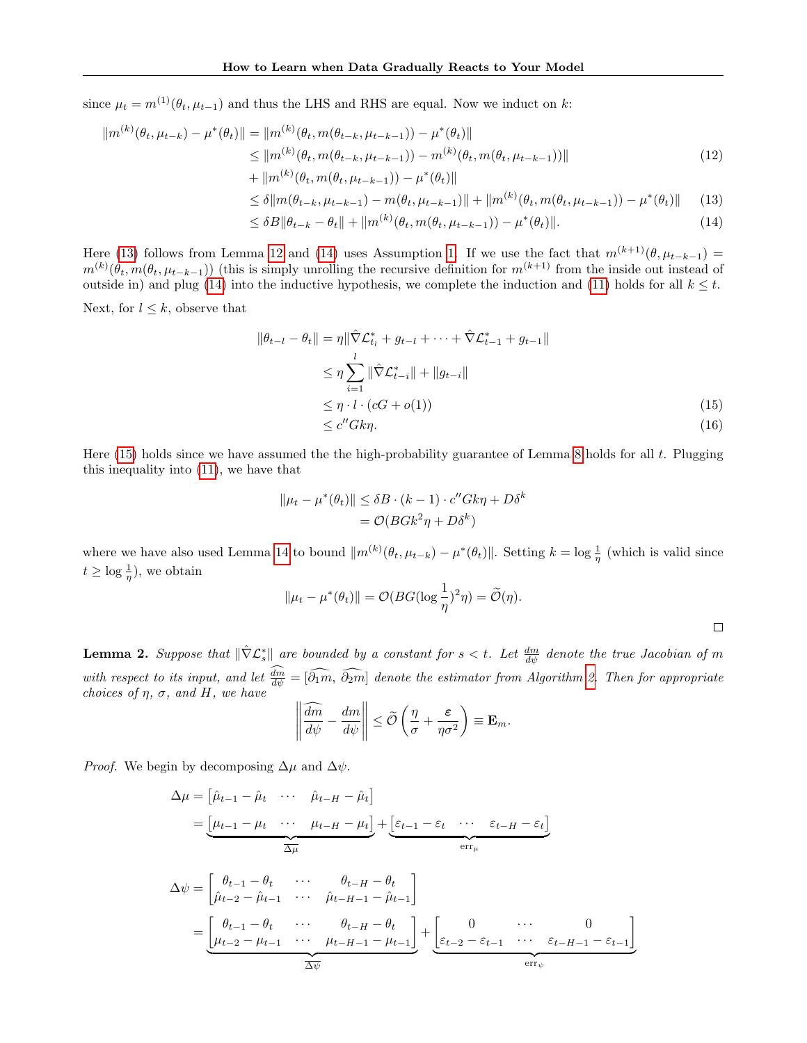since $\mu_t = m^{(1)}(\theta_t, \mu_{t-1})$ and thus the LHS and RHS are equal. Now we induct on $k$:

$$
\begin{aligned}
\|m^{(k)}(\theta_t, \mu_{t-k}) - \mu^*(\theta_t)\| &= \|m^{(k)}(\theta_t, m(\theta_{t-k}, \mu_{t-k-1})) - \mu^*(\theta_t)\| \\
&\leq \|m^{(k)}(\theta_t, m(\theta_{t-k}, \mu_{t-k-1})) - m^{(k)}(\theta_t, m(\theta_t, \mu_{t-k-1}))\| \qquad (12) \\
&+ \|m^{(k)}(\theta_t, m(\theta_t, \mu_{t-k-1})) - \mu^*(\theta_t)\| \\
&\leq \delta\|m(\theta_{t-k}, \mu_{t-k-1}) - m(\theta_t, \mu_{t-k-1})\| + \|m^{(k)}(\theta_t, m(\theta_t, \mu_{t-k-1})) - \mu^*(\theta_t)\| \qquad (13) \\
&\leq \delta B\|\theta_{t-k} - \theta_t\| + \|m^{(k)}(\theta_t, m(\theta_t, \mu_{t-k-1})) - \mu^*(\theta_t)\|. \qquad (14)
\end{aligned}
$$

Here (13) follows from Lemma 12 and (14) uses Assumption 1. If we use the fact that $m^{(k+1)}(\theta, \mu_{t-k-1}) = m^{(k)}(\theta_t, m(\theta_t, \mu_{t-k-1}))$ (this is simply unrolling the recursive definition for $m^{(k+1)}$ from the inside out instead of outside in) and plug (14) into the inductive hypothesis, we complete the induction and (11) holds for all $k \leq t$.

Next, for $l \leq k$, observe that

$$
\begin{aligned}
\|\theta_{t-l} - \theta_t\| &= \eta\|\hat{\nabla}\mathcal{L}^*_{t_l} + g_{t-l} + \cdots + \hat{\nabla}\mathcal{L}^*_{t-1} + g_{t-1}\| \\
&\leq \eta \sum_{i=1}^{l} \|\hat{\nabla}\mathcal{L}^*_{t-i}\| + \|g_{t-i}\| \\
&\leq \eta \cdot l \cdot (cG + o(1)) \qquad (15) \\
&\leq c''Gk\eta. \qquad (16)
\end{aligned}
$$

Here (15) holds since we have assumed the the high-probability guarantee of Lemma 8 holds for all $t$. Plugging this inequality into (11), we have that

$$
\begin{aligned}
\|\mu_t - \mu^*(\theta_t)\| &\leq \delta B \cdot (k-1) \cdot c''Gk\eta + D\delta^k \\
&= \mathcal{O}(BGk^2\eta + D\delta^k)
\end{aligned}
$$

where we have also used Lemma 14 to bound $\|m^{(k)}(\theta_t, \mu_{t-k}) - \mu^*(\theta_t)\|$. Setting $k = \log\frac{1}{\eta}$ (which is valid since $t \geq \log\frac{1}{\eta}$), we obtain

$$
\|\mu_t - \mu^*(\theta_t)\| = \mathcal{O}(BG(\log\frac{1}{\eta})^2\eta) = \widetilde{\mathcal{O}}(\eta).
$$

□

**Lemma 2.** *Suppose that $\|\hat{\nabla}\mathcal{L}^*_s\|$ are bounded by a constant for $s < t$. Let $\frac{dm}{d\psi}$ denote the true Jacobian of $m$ with respect to its input, and let $\widehat{\frac{dm}{d\psi}} = [\widehat{\partial_1 m}, \widehat{\partial_2 m}]$ denote the estimator from Algorithm 2. Then for appropriate choices of $\eta$, $\sigma$, and $H$, we have*

$$
\left\|\widehat{\frac{dm}{d\psi}} - \frac{dm}{d\psi}\right\| \leq \widetilde{\mathcal{O}}\left(\frac{\eta}{\sigma} + \frac{\varepsilon}{\eta\sigma^2}\right) \equiv \mathbf{E}_m.
$$

*Proof.* We begin by decomposing $\Delta\mu$ and $\Delta\psi$.

$$
\begin{aligned}
\Delta\mu &= \begin{bmatrix}\hat{\mu}_{t-1} - \hat{\mu}_t & \cdots & \hat{\mu}_{t-H} - \hat{\mu}_t\end{bmatrix} \\
&= \underbrace{\begin{bmatrix}\mu_{t-1} - \mu_t & \cdots & \mu_{t-H} - \mu_t\end{bmatrix}}_{\overline{\Delta\mu}} + \underbrace{\begin{bmatrix}\varepsilon_{t-1} - \varepsilon_t & \cdots & \varepsilon_{t-H} - \varepsilon_t\end{bmatrix}}_{\text{err}_\mu}
\end{aligned}
$$

$$
\begin{aligned}
\Delta\psi &= \begin{bmatrix}\theta_{t-1} - \theta_t & \cdots & \theta_{t-H} - \theta_t \\ \hat{\mu}_{t-2} - \hat{\mu}_{t-1} & \cdots & \hat{\mu}_{t-H-1} - \hat{\mu}_{t-1}\end{bmatrix} \\
&= \underbrace{\begin{bmatrix}\theta_{t-1} - \theta_t & \cdots & \theta_{t-H} - \theta_t \\ \mu_{t-2} - \mu_{t-1} & \cdots & \mu_{t-H-1} - \mu_{t-1}\end{bmatrix}}_{\overline{\Delta\psi}} + \underbrace{\begin{bmatrix}0 & \cdots & 0 \\ \varepsilon_{t-2} - \varepsilon_{t-1} & \cdots & \varepsilon_{t-H-1} - \varepsilon_{t-1}\end{bmatrix}}_{\text{err}_\psi}
\end{aligned}
$$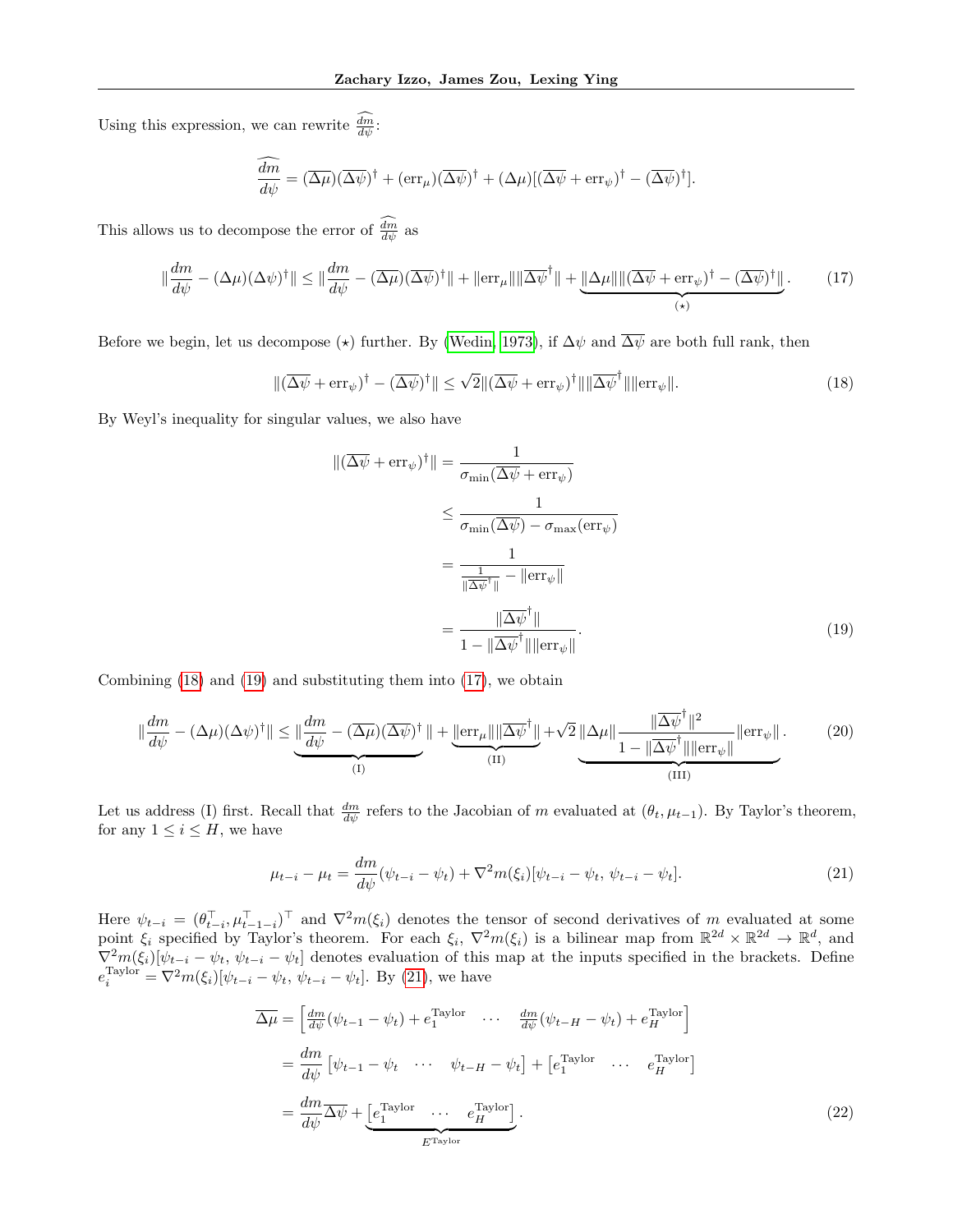Using this expression, we can rewrite $\widehat{\frac{dm}{d\psi}}$:

$$
\widehat{\frac{dm}{d\psi}} = (\overline{\Delta\mu})(\overline{\Delta\psi})^\dagger + (\text{err}_\mu)(\overline{\Delta\psi})^\dagger + (\Delta\mu)[(\overline{\Delta\psi} + \text{err}_\psi)^\dagger - (\overline{\Delta\psi})^\dagger].
$$

This allows us to decompose the error of $\widehat{\frac{dm}{d\psi}}$ as

$$
\|\frac{dm}{d\psi} - (\Delta\mu)(\Delta\psi)^\dagger\| \le \|\frac{dm}{d\psi} - (\overline{\Delta\mu})(\overline{\Delta\psi})^\dagger\| + \|\text{err}_\mu\|\|\overline{\Delta\psi}^\dagger\| + \underbrace{\|\Delta\mu\|\|(\overline{\Delta\psi} + \text{err}_\psi)^\dagger - (\overline{\Delta\psi})^\dagger\|}_{(\star)}. \tag{17}
$$

Before we begin, let us decompose $(\star)$ further. By (Wedin, 1973), if $\Delta\psi$ and $\overline{\Delta\psi}$ are both full rank, then

$$
\|(\overline{\Delta\psi} + \text{err}_\psi)^\dagger - (\overline{\Delta\psi})^\dagger\| \le \sqrt{2}\|(\overline{\Delta\psi} + \text{err}_\psi)^\dagger\|\|\overline{\Delta\psi}^\dagger\|\|\text{err}_\psi\|. \tag{18}
$$

By Weyl's inequality for singular values, we also have

$$
\begin{aligned}
\|(\overline{\Delta\psi} + \text{err}_\psi)^\dagger\| &= \frac{1}{\sigma_{\min}(\overline{\Delta\psi} + \text{err}_\psi)} \\
&\le \frac{1}{\sigma_{\min}(\overline{\Delta\psi}) - \sigma_{\max}(\text{err}_\psi)} \\
&= \frac{1}{\frac{1}{\|\overline{\Delta\psi}^\dagger\|} - \|\text{err}_\psi\|} \\
&= \frac{\|\overline{\Delta\psi}^\dagger\|}{1 - \|\overline{\Delta\psi}^\dagger\|\|\text{err}_\psi\|}.
\end{aligned} \tag{19}
$$

Combining (18) and (19) and substituting them into (17), we obtain

$$
\|\frac{dm}{d\psi} - (\Delta\mu)(\Delta\psi)^\dagger\| \le \underbrace{\|\frac{dm}{d\psi} - (\overline{\Delta\mu})(\overline{\Delta\psi})^\dagger\|}_{\text{(I)}} + \underbrace{\|\text{err}_\mu\|\|\overline{\Delta\psi}^\dagger\|}_{\text{(II)}} + \underbrace{\sqrt{2}\|\Delta\mu\|\frac{\|\overline{\Delta\psi}^\dagger\|^2}{1 - \|\overline{\Delta\psi}^\dagger\|\|\text{err}_\psi\|}\|\text{err}_\psi\|}_{\text{(III)}}. \tag{20}
$$

Let us address (I) first. Recall that $\frac{dm}{d\psi}$ refers to the Jacobian of $m$ evaluated at $(\theta_t, \mu_{t-1})$. By Taylor's theorem, for any $1 \le i \le H$, we have

$$
\mu_{t-i} - \mu_t = \frac{dm}{d\psi}(\psi_{t-i} - \psi_t) + \nabla^2 m(\xi_i)[\psi_{t-i} - \psi_t,\, \psi_{t-i} - \psi_t]. \tag{21}
$$

Here $\psi_{t-i} = (\theta_{t-i}^\top, \mu_{t-1-i}^\top)^\top$ and $\nabla^2 m(\xi_i)$ denotes the tensor of second derivatives of $m$ evaluated at some point $\xi_i$ specified by Taylor's theorem. For each $\xi_i$, $\nabla^2 m(\xi_i)$ is a bilinear map from $\mathbb{R}^{2d} \times \mathbb{R}^{2d} \to \mathbb{R}^d$, and $\nabla^2 m(\xi_i)[\psi_{t-i} - \psi_t,\, \psi_{t-i} - \psi_t]$ denotes evaluation of this map at the inputs specified in the brackets. Define $e_i^{\text{Taylor}} = \nabla^2 m(\xi_i)[\psi_{t-i} - \psi_t,\, \psi_{t-i} - \psi_t]$. By (21), we have

$$
\begin{aligned}
\overline{\Delta\mu} &= \begin{bmatrix} \frac{dm}{d\psi}(\psi_{t-1} - \psi_t) + e_1^{\text{Taylor}} & \cdots & \frac{dm}{d\psi}(\psi_{t-H} - \psi_t) + e_H^{\text{Taylor}} \end{bmatrix} \\
&= \frac{dm}{d\psi}\begin{bmatrix} \psi_{t-1} - \psi_t & \cdots & \psi_{t-H} - \psi_t \end{bmatrix} + \begin{bmatrix} e_1^{\text{Taylor}} & \cdots & e_H^{\text{Taylor}} \end{bmatrix} \\
&= \frac{dm}{d\psi}\overline{\Delta\psi} + \underbrace{\begin{bmatrix} e_1^{\text{Taylor}} & \cdots & e_H^{\text{Taylor}} \end{bmatrix}}_{E^{\text{Taylor}}}.
\end{aligned} \tag{22}
$$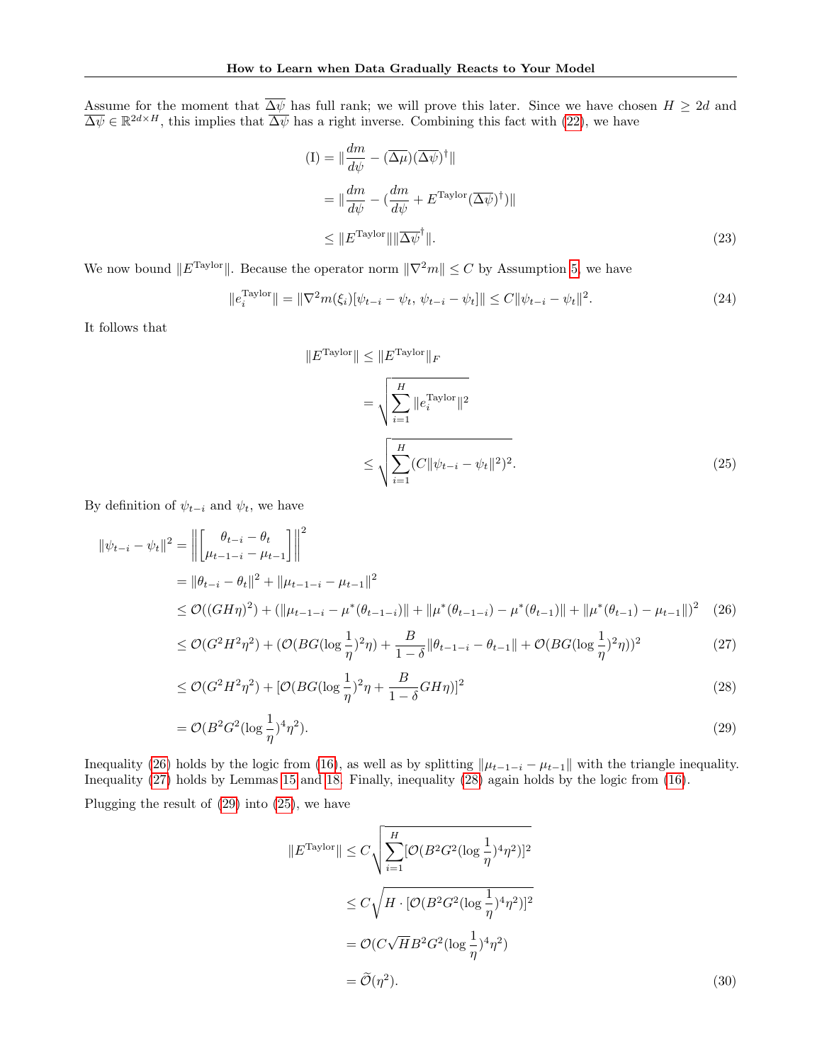Assume for the moment that $\overline{\Delta\psi}$ has full rank; we will prove this later. Since we have chosen $H \geq 2d$ and $\overline{\Delta\psi} \in \mathbb{R}^{2d \times H}$, this implies that $\overline{\Delta\psi}$ has a right inverse. Combining this fact with (22), we have

$$
\begin{aligned}
\text{(I)} &= \| \frac{dm}{d\psi} - (\overline{\Delta\mu})(\overline{\Delta\psi})^{\dagger} \| \\
&= \| \frac{dm}{d\psi} - (\frac{dm}{d\psi} + E^{\text{Taylor}}(\overline{\Delta\psi})^{\dagger}) \| \\
&\leq \| E^{\text{Taylor}} \| \| \overline{\Delta\psi}^{\dagger} \|. \qquad (23)
\end{aligned}
$$

We now bound $\|E^{\text{Taylor}}\|$. Because the operator norm $\|\nabla^2 m\| \leq C$ by Assumption 5, we have

$$
\|e_i^{\text{Taylor}}\| = \|\nabla^2 m(\xi_i)[\psi_{t-i} - \psi_t, \, \psi_{t-i} - \psi_t]\| \leq C \|\psi_{t-i} - \psi_t\|^2. \qquad (24)
$$

It follows that

$$
\begin{aligned}
\|E^{\text{Taylor}}\| &\leq \|E^{\text{Taylor}}\|_F \\
&= \sqrt{\sum_{i=1}^{H} \|e_i^{\text{Taylor}}\|^2} \\
&\leq \sqrt{\sum_{i=1}^{H} (C\|\psi_{t-i} - \psi_t\|^2)^2}. \qquad (25)
\end{aligned}
$$

By definition of $\psi_{t-i}$ and $\psi_t$, we have

$$
\begin{aligned}
\|\psi_{t-i} - \psi_t\|^2 &= \left\| \begin{bmatrix} \theta_{t-i} - \theta_t \\ \mu_{t-1-i} - \mu_{t-1} \end{bmatrix} \right\|^2 \\
&= \|\theta_{t-i} - \theta_t\|^2 + \|\mu_{t-1-i} - \mu_{t-1}\|^2 \\
&\leq \mathcal{O}((GH\eta)^2) + (\|\mu_{t-1-i} - \mu^*(\theta_{t-1-i})\| + \|\mu^*(\theta_{t-1-i}) - \mu^*(\theta_{t-1})\| + \|\mu^*(\theta_{t-1}) - \mu_{t-1}\|)^2 \qquad (26) \\
&\leq \mathcal{O}(G^2H^2\eta^2) + (\mathcal{O}(BG(\log\frac{1}{\eta})^2\eta) + \frac{B}{1-\delta}\|\theta_{t-1-i} - \theta_{t-1}\| + \mathcal{O}(BG(\log\frac{1}{\eta})^2\eta))^2 \qquad (27) \\
&\leq \mathcal{O}(G^2H^2\eta^2) + [\mathcal{O}(BG(\log\frac{1}{\eta})^2\eta + \frac{B}{1-\delta}GH\eta)]^2 \qquad (28) \\
&= \mathcal{O}(B^2G^2(\log\frac{1}{\eta})^4\eta^2). \qquad (29)
\end{aligned}
$$

Inequality (26) holds by the logic from (16), as well as by splitting $\|\mu_{t-1-i} - \mu_{t-1}\|$ with the triangle inequality. Inequality (27) holds by Lemmas 15 and 18. Finally, inequality (28) again holds by the logic from (16).

Plugging the result of (29) into (25), we have

$$
\begin{aligned}
\|E^{\text{Taylor}}\| &\leq C\sqrt{\sum_{i=1}^{H} [\mathcal{O}(B^2G^2(\log\frac{1}{\eta})^4\eta^2)]^2} \\
&\leq C\sqrt{H \cdot [\mathcal{O}(B^2G^2(\log\frac{1}{\eta})^4\eta^2)]^2} \\
&= \mathcal{O}(C\sqrt{H}B^2G^2(\log\frac{1}{\eta})^4\eta^2) \\
&= \widetilde{\mathcal{O}}(\eta^2). \qquad (30)
\end{aligned}
$$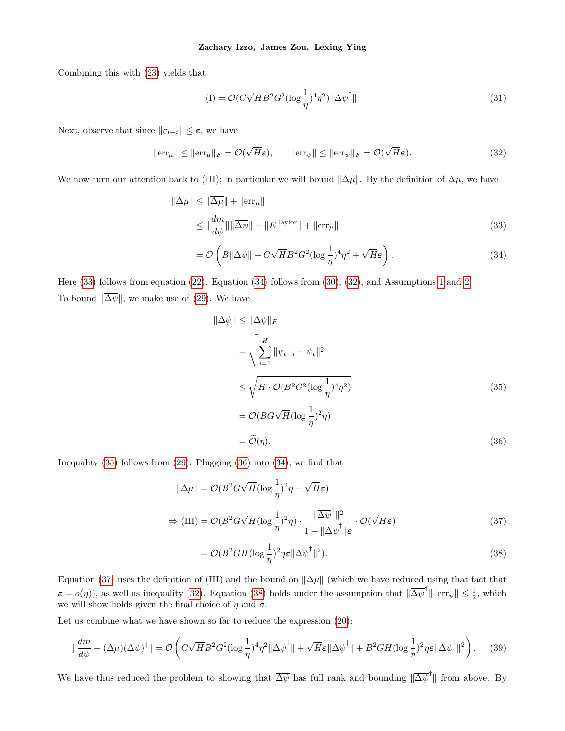Combining this with (23) yields that

$$\text{(I)} = \mathcal{O}(C\sqrt{H}B^2G^2(\log\frac{1}{\eta})^4\eta^2)\|\overline{\Delta\psi}^\dagger\|. \tag{31}$$

Next, observe that since $\|\varepsilon_{t-i}\| \leq \boldsymbol{\varepsilon}$, we have

$$\|\text{err}_\mu\| \leq \|\text{err}_\mu\|_F = \mathcal{O}(\sqrt{H}\boldsymbol{\varepsilon}), \qquad \|\text{err}_\psi\| \leq \|\text{err}_\psi\|_F = \mathcal{O}(\sqrt{H}\boldsymbol{\varepsilon}). \tag{32}$$

We now turn our attention back to (III); in particular we will bound $\|\Delta\mu\|$. By the definition of $\overline{\Delta\mu}$, we have

$$\begin{aligned}
\|\Delta\mu\| &\leq \|\overline{\Delta\mu}\| + \|\text{err}_\mu\| \\
&\leq \|\frac{dm}{d\psi}\|\|\overline{\Delta\psi}\| + \|E^{\text{Taylor}}\| + \|\text{err}_\mu\| \qquad (33)\\
&= \mathcal{O}\left(B\|\overline{\Delta\psi}\| + C\sqrt{H}B^2G^2(\log\frac{1}{\eta})^4\eta^2 + \sqrt{H}\boldsymbol{\varepsilon}\right). \qquad (34)
\end{aligned}$$

Here (33) follows from equation (22). Equation (34) follows from (30), (32), and Assumptions 1 and 2.

To bound $\|\overline{\Delta\psi}\|$, we make use of (29). We have

$$\begin{aligned}
\|\overline{\Delta\psi}\| &\leq \|\overline{\Delta\psi}\|_F \\
&= \sqrt{\sum_{i=1}^{H}\|\psi_{t-i} - \psi_t\|^2} \\
&\leq \sqrt{H\cdot\mathcal{O}(B^2G^2(\log\frac{1}{\eta})^4\eta^2)} \qquad (35)\\
&= \mathcal{O}(BG\sqrt{H}(\log\frac{1}{\eta})^2\eta) \\
&= \widetilde{\mathcal{O}}(\eta). \qquad (36)
\end{aligned}$$

Inequality (35) follows from (29). Plugging (36) into (34), we find that

$$\begin{aligned}
\|\Delta\mu\| &= \mathcal{O}(B^2G\sqrt{H}(\log\frac{1}{\eta})^2\eta + \sqrt{H}\boldsymbol{\varepsilon}) \\
\Rightarrow \text{(III)} &= \mathcal{O}(B^2G\sqrt{H}(\log\frac{1}{\eta})^2\eta)\cdot\frac{\|\overline{\Delta\psi}^\dagger\|^2}{1 - \|\overline{\Delta\psi}^\dagger\|\boldsymbol{\varepsilon}}\cdot\mathcal{O}(\sqrt{H}\boldsymbol{\varepsilon}) \qquad (37)\\
&= \mathcal{O}(B^2GH(\log\frac{1}{\eta})^2\eta\boldsymbol{\varepsilon}\|\overline{\Delta\psi}^\dagger\|^2). \qquad (38)
\end{aligned}$$

Equation (37) uses the definition of (III) and the bound on $\|\Delta\mu\|$ (which we have reduced using that fact that $\boldsymbol{\varepsilon} = o(\eta)$), as well as inequality (32). Equation (38) holds under the assumption that $\|\overline{\Delta\psi}^\dagger\|\|\text{err}_\psi\| \leq \frac{1}{2}$, which we will show holds given the final choice of $\eta$ and $\sigma$.

Let us combine what we have shown so far to reduce the expression (20):

$$\|\frac{dm}{d\psi} - (\Delta\mu)(\Delta\psi)^\dagger\| = \mathcal{O}\left(C\sqrt{H}B^2G^2(\log\frac{1}{\eta})^4\eta^2\|\overline{\Delta\psi}^\dagger\| + \sqrt{H}\boldsymbol{\varepsilon}\|\overline{\Delta\psi}^\dagger\| + B^2GH(\log\frac{1}{\eta})^2\eta\boldsymbol{\varepsilon}\|\overline{\Delta\psi}^\dagger\|^2\right). \tag{39}$$

We have thus reduced the problem to showing that $\overline{\Delta\psi}$ has full rank and bounding $\|\overline{\Delta\psi}^\dagger\|$ from above. By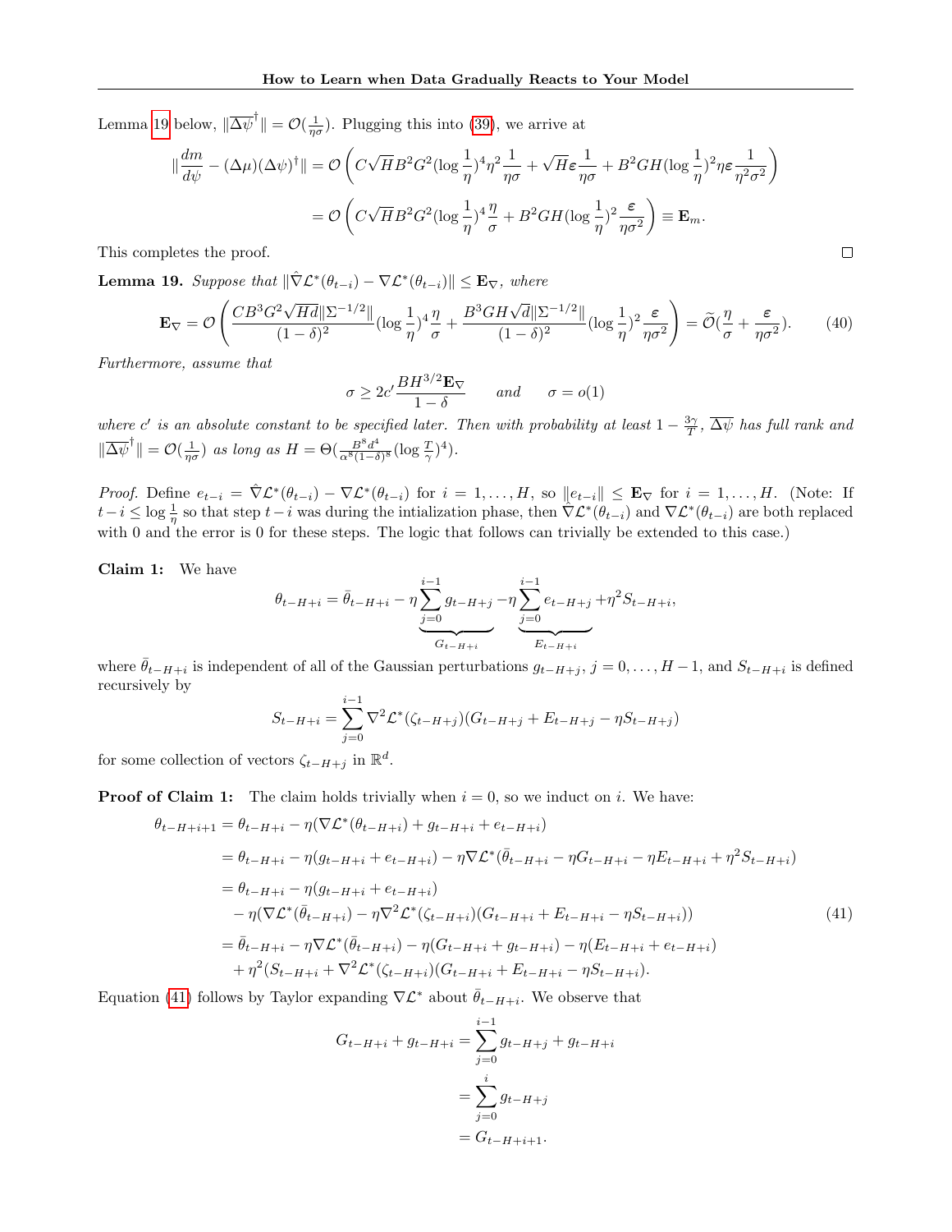Lemma 19 below, $\|\overline{\Delta\psi}^\dagger\| = \mathcal{O}(\frac{1}{\eta\sigma})$. Plugging this into (39), we arrive at

$$\|\frac{dm}{d\psi} - (\Delta\mu)(\Delta\psi)^\dagger\| = \mathcal{O}\left(C\sqrt{H}B^2G^2(\log\frac{1}{\eta})^4\eta^2\frac{1}{\eta\sigma} + \sqrt{H}\varepsilon\frac{1}{\eta\sigma} + B^2GH(\log\frac{1}{\eta})^2\eta\varepsilon\frac{1}{\eta^2\sigma^2}\right)$$

$$= \mathcal{O}\left(C\sqrt{H}B^2G^2(\log\frac{1}{\eta})^4\frac{\eta}{\sigma} + B^2GH(\log\frac{1}{\eta})^2\frac{\varepsilon}{\eta\sigma^2}\right) \equiv \mathbf{E}_m.$$

This completes the proof. □

**Lemma 19.** *Suppose that $\|\hat{\nabla}\mathcal{L}^*(\theta_{t-i}) - \nabla\mathcal{L}^*(\theta_{t-i})\| \leq \mathbf{E}_\nabla$, where*

$$\mathbf{E}_\nabla = \mathcal{O}\left(\frac{CB^3G^2\sqrt{Hd}\|\Sigma^{-1/2}\|}{(1-\delta)^2}(\log\frac{1}{\eta})^4\frac{\eta}{\sigma} + \frac{B^3GH\sqrt{d}\|\Sigma^{-1/2}\|}{(1-\delta)^2}(\log\frac{1}{\eta})^2\frac{\varepsilon}{\eta\sigma^2}\right) = \widetilde{\mathcal{O}}(\frac{\eta}{\sigma} + \frac{\varepsilon}{\eta\sigma^2}). \tag{40}$$

*Furthermore, assume that*

$$\sigma \geq 2c'\frac{BH^{3/2}\mathbf{E}_\nabla}{1-\delta} \qquad \text{and} \qquad \sigma = o(1)$$

*where $c'$ is an absolute constant to be specified later. Then with probability at least $1 - \frac{3\gamma}{T}$, $\overline{\Delta\psi}$ has full rank and $\|\overline{\Delta\psi}^\dagger\| = \mathcal{O}(\frac{1}{\eta\sigma})$ as long as $H = \Theta(\frac{B^8d^4}{\alpha^8(1-\delta)^8}(\log\frac{T}{\gamma})^4)$.*

*Proof.* Define $e_{t-i} = \hat{\nabla}\mathcal{L}^*(\theta_{t-i}) - \nabla\mathcal{L}^*(\theta_{t-i})$ for $i = 1, \dots, H$, so $\|e_{t-i}\| \leq \mathbf{E}_\nabla$ for $i = 1, \dots, H$. (Note: If $t - i \leq \log\frac{1}{\eta}$ so that step $t-i$ was during the intialization phase, then $\hat{\nabla}\mathcal{L}^*(\theta_{t-i})$ and $\nabla\mathcal{L}^*(\theta_{t-i})$ are both replaced with 0 and the error is 0 for these steps. The logic that follows can trivially be extended to this case.)

**Claim 1:** We have

$$\theta_{t-H+i} = \bar{\theta}_{t-H+i} - \eta\underbrace{\sum_{j=0}^{i-1} g_{t-H+j}}_{G_{t-H+i}} - \eta\underbrace{\sum_{j=0}^{i-1} e_{t-H+j}}_{E_{t-H+i}} + \eta^2 S_{t-H+i},$$

where $\bar{\theta}_{t-H+i}$ is independent of all of the Gaussian perturbations $g_{t-H+j}$, $j = 0, \dots, H-1$, and $S_{t-H+i}$ is defined recursively by

$$S_{t-H+i} = \sum_{j=0}^{i-1} \nabla^2\mathcal{L}^*(\zeta_{t-H+j})(G_{t-H+j} + E_{t-H+j} - \eta S_{t-H+j})$$

for some collection of vectors $\zeta_{t-H+j}$ in $\mathbb{R}^d$.

**Proof of Claim 1:** The claim holds trivially when $i = 0$, so we induct on $i$. We have:

$$\begin{aligned}
\theta_{t-H+i+1} &= \theta_{t-H+i} - \eta(\nabla\mathcal{L}^*(\theta_{t-H+i}) + g_{t-H+i} + e_{t-H+i}) \\
&= \theta_{t-H+i} - \eta(g_{t-H+i} + e_{t-H+i}) - \eta\nabla\mathcal{L}^*(\bar{\theta}_{t-H+i} - \eta G_{t-H+i} - \eta E_{t-H+i} + \eta^2 S_{t-H+i}) \\
&= \theta_{t-H+i} - \eta(g_{t-H+i} + e_{t-H+i}) \\
&\quad - \eta(\nabla\mathcal{L}^*(\bar{\theta}_{t-H+i}) - \eta\nabla^2\mathcal{L}^*(\zeta_{t-H+i})(G_{t-H+i} + E_{t-H+i} - \eta S_{t-H+i})) \\
&= \bar{\theta}_{t-H+i} - \eta\nabla\mathcal{L}^*(\bar{\theta}_{t-H+i}) - \eta(G_{t-H+i} + g_{t-H+i}) - \eta(E_{t-H+i} + e_{t-H+i}) \\
&\quad + \eta^2(S_{t-H+i} + \nabla^2\mathcal{L}^*(\zeta_{t-H+i})(G_{t-H+i} + E_{t-H+i} - \eta S_{t-H+i})).
\end{aligned} \tag{41}$$

Equation (41) follows by Taylor expanding $\nabla\mathcal{L}^*$ about $\bar{\theta}_{t-H+i}$. We observe that

$$\begin{aligned}
G_{t-H+i} + g_{t-H+i} &= \sum_{j=0}^{i-1} g_{t-H+j} + g_{t-H+i} \\
&= \sum_{j=0}^{i} g_{t-H+j} \\
&= G_{t-H+i+1}.
\end{aligned}$$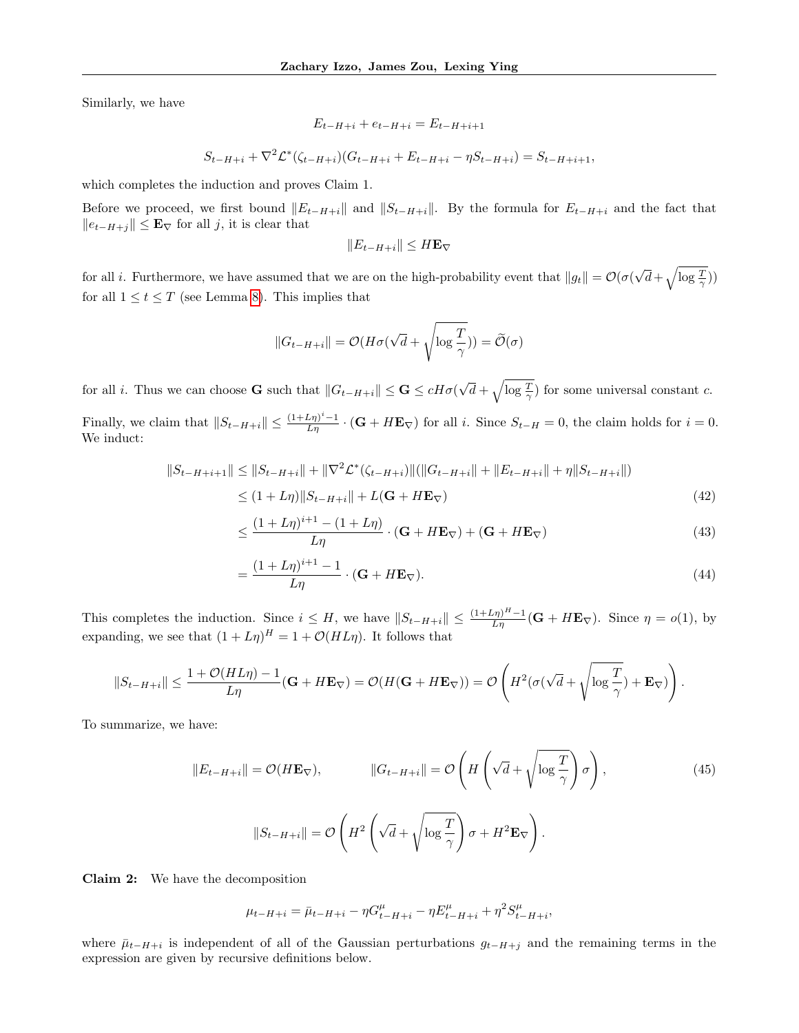Similarly, we have

$$E_{t-H+i} + e_{t-H+i} = E_{t-H+i+1}$$

$$S_{t-H+i} + \nabla^2 \mathcal{L}^*(\zeta_{t-H+i})(G_{t-H+i} + E_{t-H+i} - \eta S_{t-H+i}) = S_{t-H+i+1},$$

which completes the induction and proves Claim 1.

Before we proceed, we first bound $\|E_{t-H+i}\|$ and $\|S_{t-H+i}\|$. By the formula for $E_{t-H+i}$ and the fact that $\|e_{t-H+j}\| \leq \mathbf{E}_\nabla$ for all $j$, it is clear that

$$\|E_{t-H+i}\| \leq H\mathbf{E}_\nabla$$

for all $i$. Furthermore, we have assumed that we are on the high-probability event that $\|g_t\| = \mathcal{O}(\sigma(\sqrt{d} + \sqrt{\log \frac{T}{\gamma}}))$ for all $1 \leq t \leq T$ (see Lemma 8). This implies that

$$\|G_{t-H+i}\| = \mathcal{O}(H\sigma(\sqrt{d} + \sqrt{\log \frac{T}{\gamma}})) = \widetilde{\mathcal{O}}(\sigma)$$

for all $i$. Thus we can choose $\mathbf{G}$ such that $\|G_{t-H+i}\| \leq \mathbf{G} \leq cH\sigma(\sqrt{d} + \sqrt{\log \frac{T}{\gamma}})$ for some universal constant $c$.

Finally, we claim that $\|S_{t-H+i}\| \leq \frac{(1+L\eta)^i - 1}{L\eta} \cdot (\mathbf{G} + H\mathbf{E}_\nabla)$ for all $i$. Since $S_{t-H} = 0$, the claim holds for $i = 0$. We induct:

$$
\begin{aligned}
\|S_{t-H+i+1}\| &\leq \|S_{t-H+i}\| + \|\nabla^2 \mathcal{L}^*(\zeta_{t-H+i})\|(\|G_{t-H+i}\| + \|E_{t-H+i}\| + \eta\|S_{t-H+i}\|) \\
&\leq (1 + L\eta)\|S_{t-H+i}\| + L(\mathbf{G} + H\mathbf{E}_\nabla) \qquad (42) \\
&\leq \frac{(1+L\eta)^{i+1} - (1+L\eta)}{L\eta} \cdot (\mathbf{G} + H\mathbf{E}_\nabla) + (\mathbf{G} + H\mathbf{E}_\nabla) \qquad (43) \\
&= \frac{(1+L\eta)^{i+1} - 1}{L\eta} \cdot (\mathbf{G} + H\mathbf{E}_\nabla). \qquad (44)
\end{aligned}
$$

This completes the induction. Since $i \leq H$, we have $\|S_{t-H+i}\| \leq \frac{(1+L\eta)^H - 1}{L\eta}(\mathbf{G} + H\mathbf{E}_\nabla)$. Since $\eta = o(1)$, by expanding, we see that $(1 + L\eta)^H = 1 + \mathcal{O}(HL\eta)$. It follows that

$$\|S_{t-H+i}\| \leq \frac{1 + \mathcal{O}(HL\eta) - 1}{L\eta}(\mathbf{G} + H\mathbf{E}_\nabla) = \mathcal{O}(H(\mathbf{G} + H\mathbf{E}_\nabla)) = \mathcal{O}\left(H^2(\sigma(\sqrt{d} + \sqrt{\log \frac{T}{\gamma}}) + \mathbf{E}_\nabla)\right).$$

To summarize, we have:

$$\|E_{t-H+i}\| = \mathcal{O}(H\mathbf{E}_\nabla), \qquad \|G_{t-H+i}\| = \mathcal{O}\left(H\left(\sqrt{d} + \sqrt{\log \frac{T}{\gamma}}\right)\sigma\right), \qquad (45)$$

$$\|S_{t-H+i}\| = \mathcal{O}\left(H^2\left(\sqrt{d} + \sqrt{\log \frac{T}{\gamma}}\right)\sigma + H^2\mathbf{E}_\nabla\right).$$

**Claim 2:** We have the decomposition

$$\mu_{t-H+i} = \bar{\mu}_{t-H+i} - \eta G^\mu_{t-H+i} - \eta E^\mu_{t-H+i} + \eta^2 S^\mu_{t-H+i},$$

where $\bar{\mu}_{t-H+i}$ is independent of all of the Gaussian perturbations $g_{t-H+j}$ and the remaining terms in the expression are given by recursive definitions below.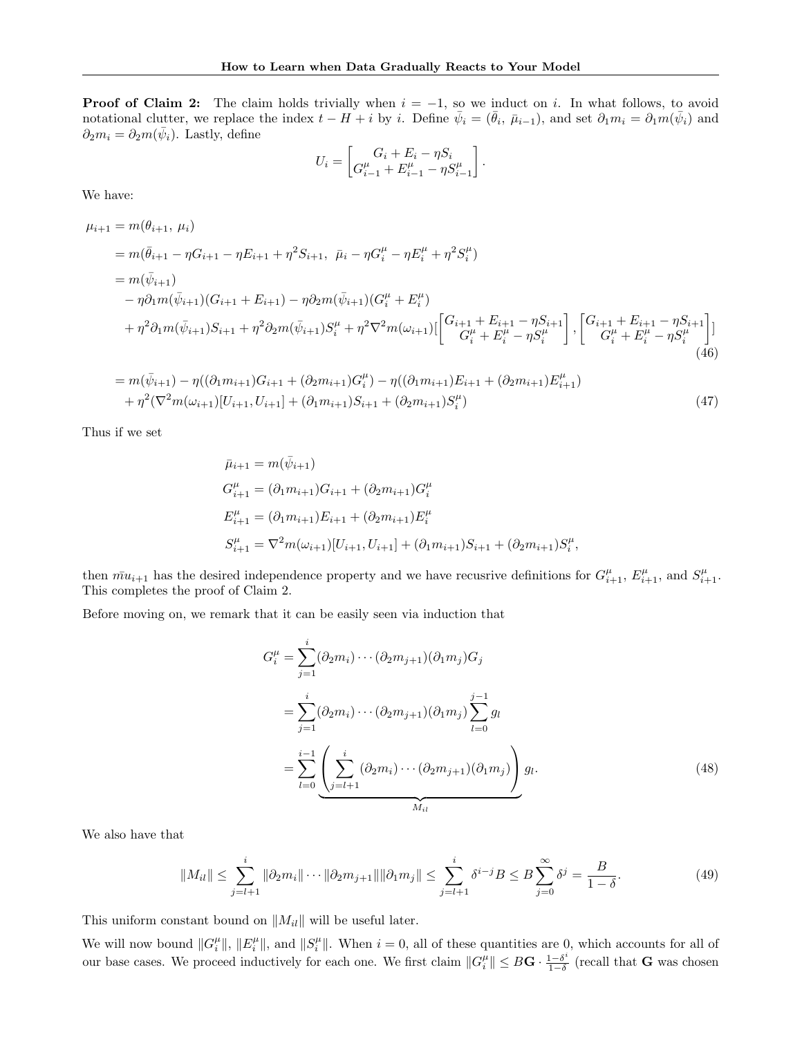**Proof of Claim 2:** The claim holds trivially when $i = -1$, so we induct on $i$. In what follows, to avoid notational clutter, we replace the index $t - H + i$ by $i$. Define $\bar{\psi}_i = (\bar{\theta}_i, \bar{\mu}_{i-1})$, and set $\partial_1 m_i = \partial_1 m(\bar{\psi}_i)$ and $\partial_2 m_i = \partial_2 m(\bar{\psi}_i)$. Lastly, define

$$U_i = \begin{bmatrix} G_i + E_i - \eta S_i \\ G^\mu_{i-1} + E^\mu_{i-1} - \eta S^\mu_{i-1} \end{bmatrix}.$$

We have:

$$\begin{aligned}
\mu_{i+1} &= m(\theta_{i+1}, \mu_i) \\
&= m(\bar{\theta}_{i+1} - \eta G_{i+1} - \eta E_{i+1} + \eta^2 S_{i+1}, \ \bar{\mu}_i - \eta G^\mu_i - \eta E^\mu_i + \eta^2 S^\mu_i) \\
&= m(\bar{\psi}_{i+1}) \\
&\quad - \eta \partial_1 m(\bar{\psi}_{i+1})(G_{i+1} + E_{i+1}) - \eta \partial_2 m(\bar{\psi}_{i+1})(G^\mu_i + E^\mu_i) \\
&\quad + \eta^2 \partial_1 m(\bar{\psi}_{i+1}) S_{i+1} + \eta^2 \partial_2 m(\bar{\psi}_{i+1}) S^\mu_i + \eta^2 \nabla^2 m(\omega_{i+1})[\begin{bmatrix} G_{i+1} + E_{i+1} - \eta S_{i+1} \\ G^\mu_i + E^\mu_i - \eta S^\mu_i \end{bmatrix}, \begin{bmatrix} G_{i+1} + E_{i+1} - \eta S_{i+1} \\ G^\mu_i + E^\mu_i - \eta S^\mu_i \end{bmatrix}]
\end{aligned} \tag{46}$$

$$\begin{aligned}
&= m(\bar{\psi}_{i+1}) - \eta((\partial_1 m_{i+1}) G_{i+1} + (\partial_2 m_{i+1}) G^\mu_i) - \eta((\partial_1 m_{i+1}) E_{i+1} + (\partial_2 m_{i+1}) E^\mu_{i+1}) \\
&\quad + \eta^2 (\nabla^2 m(\omega_{i+1})[U_{i+1}, U_{i+1}] + (\partial_1 m_{i+1}) S_{i+1} + (\partial_2 m_{i+1}) S^\mu_i)
\end{aligned} \tag{47}$$

Thus if we set

$$\begin{aligned}
\bar{\mu}_{i+1} &= m(\bar{\psi}_{i+1}) \\
G^\mu_{i+1} &= (\partial_1 m_{i+1}) G_{i+1} + (\partial_2 m_{i+1}) G^\mu_i \\
E^\mu_{i+1} &= (\partial_1 m_{i+1}) E_{i+1} + (\partial_2 m_{i+1}) E^\mu_i \\
S^\mu_{i+1} &= \nabla^2 m(\omega_{i+1})[U_{i+1}, U_{i+1}] + (\partial_1 m_{i+1}) S_{i+1} + (\partial_2 m_{i+1}) S^\mu_i,
\end{aligned}$$

then $\bar{m}u_{i+1}$ has the desired independence property and we have recusrive definitions for $G^\mu_{i+1}$, $E^\mu_{i+1}$, and $S^\mu_{i+1}$. This completes the proof of Claim 2.

Before moving on, we remark that it can be easily seen via induction that

$$\begin{aligned}
G^\mu_i &= \sum_{j=1}^{i} (\partial_2 m_i) \cdots (\partial_2 m_{j+1})(\partial_1 m_j) G_j \\
&= \sum_{j=1}^{i} (\partial_2 m_i) \cdots (\partial_2 m_{j+1})(\partial_1 m_j) \sum_{l=0}^{j-1} g_l \\
&= \sum_{l=0}^{i-1} \underbrace{\left( \sum_{j=l+1}^{i} (\partial_2 m_i) \cdots (\partial_2 m_{j+1})(\partial_1 m_j) \right)}_{M_{il}} g_l.
\end{aligned} \tag{48}$$

We also have that

$$\|M_{il}\| \le \sum_{j=l+1}^{i} \|\partial_2 m_i\| \cdots \|\partial_2 m_{j+1}\| \|\partial_1 m_j\| \le \sum_{j=l+1}^{i} \delta^{i-j} B \le B \sum_{j=0}^{\infty} \delta^j = \frac{B}{1-\delta}. \tag{49}$$

This uniform constant bound on $\|M_{il}\|$ will be useful later.

We will now bound $\|G^\mu_i\|$, $\|E^\mu_i\|$, and $\|S^\mu_i\|$. When $i = 0$, all of these quantities are 0, which accounts for all of our base cases. We proceed inductively for each one. We first claim $\|G^\mu_i\| \le B\mathbf{G} \cdot \frac{1-\delta^i}{1-\delta}$ (recall that $\mathbf{G}$ was chosen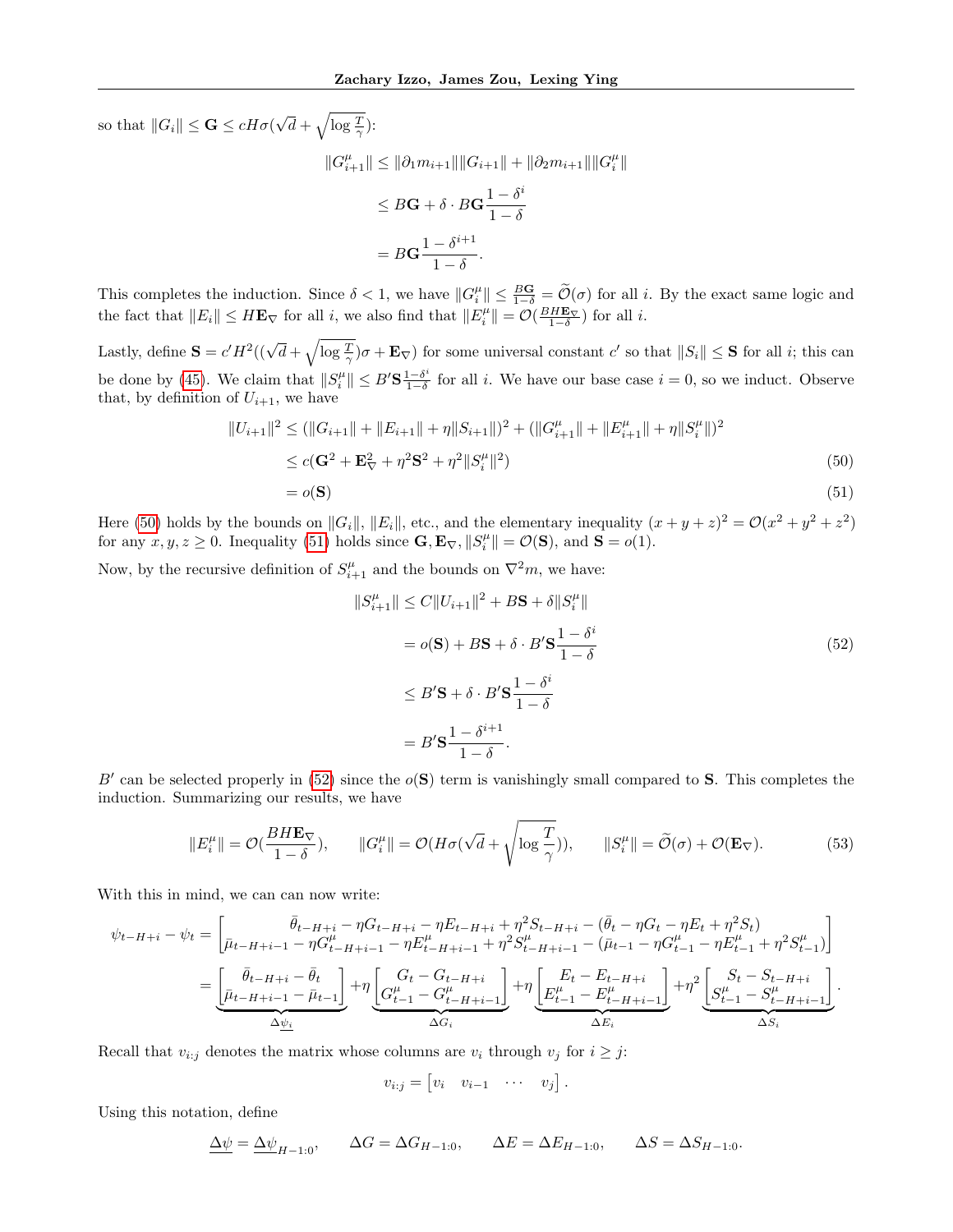so that $\|G_i\| \le \mathbf{G} \le cH\sigma(\sqrt{d} + \sqrt{\log \frac{T}{\gamma}})$:

$$
\begin{aligned}
\|G^\mu_{i+1}\| &\le \|\partial_1 m_{i+1}\|\|G_{i+1}\| + \|\partial_2 m_{i+1}\|\|G^\mu_i\| \\
&\le B\mathbf{G} + \delta \cdot B\mathbf{G}\frac{1-\delta^i}{1-\delta} \\
&= B\mathbf{G}\frac{1-\delta^{i+1}}{1-\delta}.
\end{aligned}
$$

This completes the induction. Since $\delta < 1$, we have $\|G^\mu_i\| \le \frac{B\mathbf{G}}{1-\delta} = \widetilde{\mathcal{O}}(\sigma)$ for all $i$. By the exact same logic and the fact that $\|E_i\| \le H\mathbf{E}_\nabla$ for all $i$, we also find that $\|E^\mu_i\| = \mathcal{O}(\frac{BH\mathbf{E}_\nabla}{1-\delta})$ for all $i$.

Lastly, define $\mathbf{S} = c'H^2((\sqrt{d} + \sqrt{\log \frac{T}{\gamma}})\sigma + \mathbf{E}_\nabla)$ for some universal constant $c'$ so that $\|S_i\| \le \mathbf{S}$ for all $i$; this can be done by (45). We claim that $\|S^\mu_i\| \le B'\mathbf{S}\frac{1-\delta^i}{1-\delta}$ for all $i$. We have our base case $i = 0$, so we induct. Observe that, by definition of $U_{i+1}$, we have

$$
\begin{aligned}
\|U_{i+1}\|^2 &\le (\|G_{i+1}\| + \|E_{i+1}\| + \eta\|S_{i+1}\|)^2 + (\|G^\mu_{i+1}\| + \|E^\mu_{i+1}\| + \eta\|S^\mu_i\|)^2 \\
&\le c(\mathbf{G}^2 + \mathbf{E}^2_\nabla + \eta^2\mathbf{S}^2 + \eta^2\|S^\mu_i\|^2) \qquad (50) \\
&= o(\mathbf{S}) \qquad (51)
\end{aligned}
$$

Here (50) holds by the bounds on $\|G_i\|$, $\|E_i\|$, etc., and the elementary inequality $(x+y+z)^2 = \mathcal{O}(x^2+y^2+z^2)$ for any $x, y, z \ge 0$. Inequality (51) holds since $\mathbf{G}, \mathbf{E}_\nabla, \|S^\mu_i\| = \mathcal{O}(\mathbf{S})$, and $\mathbf{S} = o(1)$.

Now, by the recursive definition of $S^\mu_{i+1}$ and the bounds on $\nabla^2 m$, we have:

$$
\begin{aligned}
\|S^\mu_{i+1}\| &\le C\|U_{i+1}\|^2 + B\mathbf{S} + \delta\|S^\mu_i\| \\
&= o(\mathbf{S}) + B\mathbf{S} + \delta \cdot B'\mathbf{S}\frac{1-\delta^i}{1-\delta} \qquad (52) \\
&\le B'\mathbf{S} + \delta \cdot B'\mathbf{S}\frac{1-\delta^i}{1-\delta} \\
&= B'\mathbf{S}\frac{1-\delta^{i+1}}{1-\delta}.
\end{aligned}
$$

$B'$ can be selected properly in (52) since the $o(\mathbf{S})$ term is vanishingly small compared to $\mathbf{S}$. This completes the induction. Summarizing our results, we have

$$
\|E^\mu_i\| = \mathcal{O}(\frac{BH\mathbf{E}_\nabla}{1-\delta}), \qquad \|G^\mu_i\| = \mathcal{O}(H\sigma(\sqrt{d} + \sqrt{\log \frac{T}{\gamma}})), \qquad \|S^\mu_i\| = \widetilde{\mathcal{O}}(\sigma) + \mathcal{O}(\mathbf{E}_\nabla). \qquad (53)
$$

With this in mind, we can can now write:

$$
\begin{aligned}
\psi_{t-H+i} - \psi_t &= \begin{bmatrix} \bar\theta_{t-H+i} - \eta G_{t-H+i} - \eta E_{t-H+i} + \eta^2 S_{t-H+i} - (\bar\theta_t - \eta G_t - \eta E_t + \eta^2 S_t) \\ \bar\mu_{t-H+i-1} - \eta G^\mu_{t-H+i-1} - \eta E^\mu_{t-H+i-1} + \eta^2 S^\mu_{t-H+i-1} - (\bar\mu_{t-1} - \eta G^\mu_{t-1} - \eta E^\mu_{t-1} + \eta^2 S^\mu_{t-1}) \end{bmatrix} \\
&= \underbrace{\begin{bmatrix} \bar\theta_{t-H+i} - \bar\theta_t \\ \bar\mu_{t-H+i-1} - \bar\mu_{t-1} \end{bmatrix}}_{\Delta\underline{\psi_i}} + \eta\underbrace{\begin{bmatrix} G_t - G_{t-H+i} \\ G^\mu_{t-1} - G^\mu_{t-H+i-1} \end{bmatrix}}_{\Delta G_i} + \eta\underbrace{\begin{bmatrix} E_t - E_{t-H+i} \\ E^\mu_{t-1} - E^\mu_{t-H+i-1} \end{bmatrix}}_{\Delta E_i} + \eta^2\underbrace{\begin{bmatrix} S_t - S_{t-H+i} \\ S^\mu_{t-1} - S^\mu_{t-H+i-1} \end{bmatrix}}_{\Delta S_i}.
\end{aligned}
$$

Recall that $v_{i:j}$ denotes the matrix whose columns are $v_i$ through $v_j$ for $i \ge j$:

$$
v_{i:j} = \begin{bmatrix} v_i & v_{i-1} & \cdots & v_j \end{bmatrix}.
$$

Using this notation, define

$$
\underline{\Delta\psi} = \underline{\Delta\psi}_{H-1:0}, \qquad \Delta G = \Delta G_{H-1:0}, \qquad \Delta E = \Delta E_{H-1:0}, \qquad \Delta S = \Delta S_{H-1:0}.
$$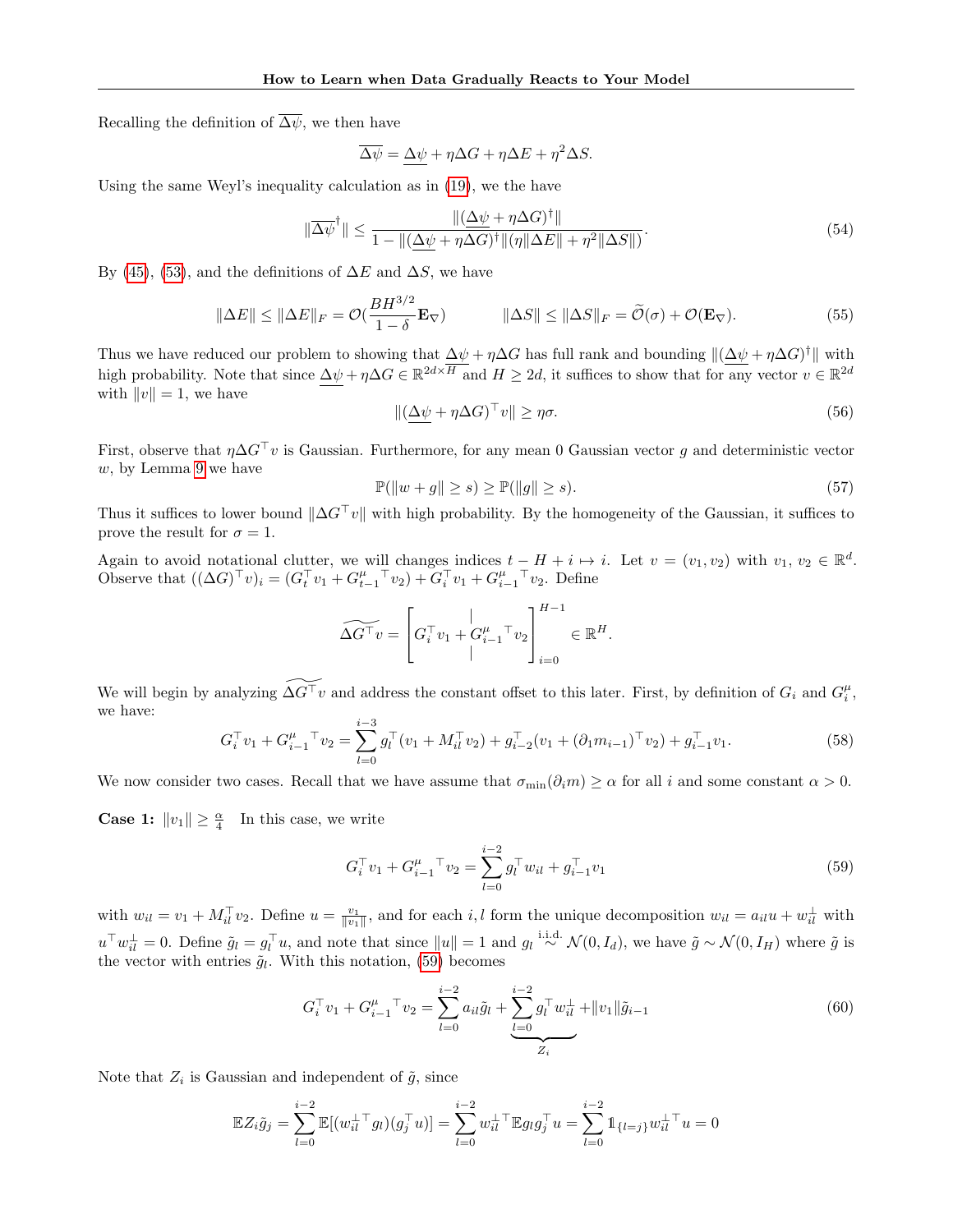Recalling the definition of $\overline{\Delta\psi}$, we then have

$$\overline{\Delta\psi} = \underline{\Delta\psi} + \eta\Delta G + \eta\Delta E + \eta^2 \Delta S.$$

Using the same Weyl's inequality calculation as in (19), we the have

$$\|\overline{\Delta\psi}^\dagger\| \leq \frac{\|(\underline{\Delta\psi} + \eta\Delta G)^\dagger\|}{1 - \|(\underline{\Delta\psi} + \eta\Delta G)^\dagger\|(\eta\|\Delta E\| + \eta^2\|\Delta S\|)}. \tag{54}$$

By (45), (53), and the definitions of $\Delta E$ and $\Delta S$, we have

$$\|\Delta E\| \leq \|\Delta E\|_F = \mathcal{O}(\frac{BH^{3/2}}{1-\delta}\mathbf{E}_\nabla) \qquad \|\Delta S\| \leq \|\Delta S\|_F = \widetilde{\mathcal{O}}(\sigma) + \mathcal{O}(\mathbf{E}_\nabla). \tag{55}$$

Thus we have reduced our problem to showing that $\underline{\Delta\psi} + \eta\Delta G$ has full rank and bounding $\|(\underline{\Delta\psi} + \eta\Delta G)^\dagger\|$ with high probability. Note that since $\underline{\Delta\psi} + \eta\Delta G \in \mathbb{R}^{2d\times H}$ and $H \geq 2d$, it suffices to show that for any vector $v \in \mathbb{R}^{2d}$ with $\|v\| = 1$, we have

$$\|(\underline{\Delta\psi} + \eta\Delta G)^\top v\| \geq \eta\sigma. \tag{56}$$

First, observe that $\eta\Delta G^\top v$ is Gaussian. Furthermore, for any mean 0 Gaussian vector $g$ and deterministic vector $w$, by Lemma 9 we have

$$\mathbb{P}(\|w + g\| \geq s) \geq \mathbb{P}(\|g\| \geq s). \tag{57}$$

Thus it suffices to lower bound $\|\Delta G^\top v\|$ with high probability. By the homogeneity of the Gaussian, it suffices to prove the result for $\sigma = 1$.

Again to avoid notational clutter, we will changes indices $t - H + i \mapsto i$. Let $v = (v_1, v_2)$ with $v_1, v_2 \in \mathbb{R}^d$. Observe that $((\Delta G)^\top v)_i = (G_t^\top v_1 + G_{t-1}^{\mu}{}^\top v_2) + G_i^\top v_1 + G_{i-1}^{\mu}{}^\top v_2$. Define

$$\widetilde{\Delta G^\top} v = \begin{bmatrix} | \\ G_i^\top v_1 + G_{i-1}^{\mu}{}^\top v_2 \\ | \end{bmatrix}_{i=0}^{H-1} \in \mathbb{R}^H.$$

We will begin by analyzing $\widetilde{\Delta G^\top} v$ and address the constant offset to this later. First, by definition of $G_i$ and $G_i^\mu$, we have:

$$G_i^\top v_1 + G_{i-1}^{\mu}{}^\top v_2 = \sum_{l=0}^{i-3} g_l^\top (v_1 + M_{il}^\top v_2) + g_{i-2}^\top (v_1 + (\partial_1 m_{i-1})^\top v_2) + g_{i-1}^\top v_1. \tag{58}$$

We now consider two cases. Recall that we have assume that $\sigma_{\min}(\partial_i m) \geq \alpha$ for all $i$ and some constant $\alpha > 0$.

**Case 1:** $\|v_1\| \geq \frac{\alpha}{4}$ In this case, we write

$$G_i^\top v_1 + G_{i-1}^{\mu}{}^\top v_2 = \sum_{l=0}^{i-2} g_l^\top w_{il} + g_{i-1}^\top v_1 \tag{59}$$

with $w_{il} = v_1 + M_{il}^\top v_2$. Define $u = \frac{v_1}{\|v_1\|}$, and for each $i, l$ form the unique decomposition $w_{il} = a_{il} u + w_{il}^\perp$ with $u^\top w_{il}^\perp = 0$. Define $\tilde{g}_l = g_l^\top u$, and note that since $\|u\| = 1$ and $g_l \overset{\text{i.i.d.}}{\sim} \mathcal{N}(0, I_d)$, we have $\tilde{g} \sim \mathcal{N}(0, I_H)$ where $\tilde{g}$ is the vector with entries $\tilde{g}_l$. With this notation, (59) becomes

$$G_i^\top v_1 + G_{i-1}^{\mu}{}^\top v_2 = \sum_{l=0}^{i-2} a_{il}\tilde{g}_l + \underbrace{\sum_{l=0}^{i-2} g_l^\top w_{il}^\perp}_{Z_i} + \|v_1\|\tilde{g}_{i-1} \tag{60}$$

Note that $Z_i$ is Gaussian and independent of $\tilde{g}$, since

$$\mathbb{E}Z_i\tilde{g}_j = \sum_{l=0}^{i-2} \mathbb{E}[(w_{il}^\perp{}^\top g_l)(g_j^\top u)] = \sum_{l=0}^{i-2} w_{il}^\perp{}^\top \mathbb{E}g_l g_j^\top u = \sum_{l=0}^{i-2} \mathbb{1}_{\{l=j\}} w_{il}^\perp{}^\top u = 0$$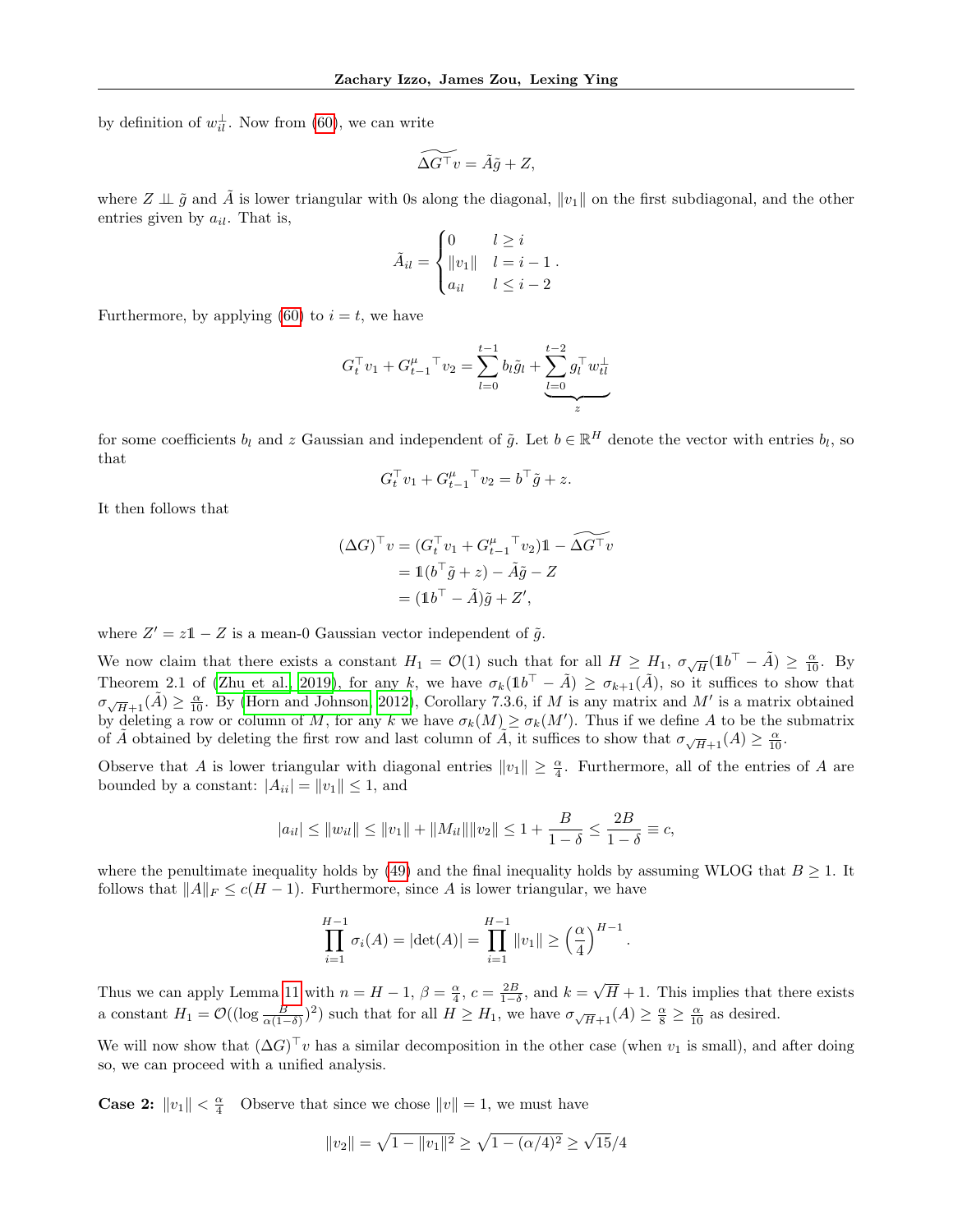by definition of $w_{il}^\perp$. Now from (60), we can write

$$\widetilde{\Delta G^\top v} = \tilde{A}\tilde{g} + Z,$$

where $Z \perp\!\!\!\perp \tilde{g}$ and $\tilde{A}$ is lower triangular with 0s along the diagonal, $\|v_1\|$ on the first subdiagonal, and the other entries given by $a_{il}$. That is,

$$\tilde{A}_{il} = \begin{cases} 0 & l \geq i \\ \|v_1\| & l = i-1 \\ a_{il} & l \leq i-2 \end{cases}.$$

Furthermore, by applying (60) to $i = t$, we have

$$G_t^\top v_1 + {G_{t-1}^\mu}^\top v_2 = \sum_{l=0}^{t-1} b_l \tilde{g}_l + \underbrace{\sum_{l=0}^{t-2} g_l^\top w_{tl}^\perp}_{z}$$

for some coefficients $b_l$ and $z$ Gaussian and independent of $\tilde{g}$. Let $b \in \mathbb{R}^H$ denote the vector with entries $b_l$, so that

$$G_t^\top v_1 + {G_{t-1}^\mu}^\top v_2 = b^\top \tilde{g} + z.$$

It then follows that

$$\begin{aligned}
(\Delta G)^\top v &= (G_t^\top v_1 + {G_{t-1}^\mu}^\top v_2)\mathbb{1} - \widetilde{\Delta G^\top v} \\
&= \mathbb{1}(b^\top \tilde{g} + z) - \tilde{A}\tilde{g} - Z \\
&= (\mathbb{1}b^\top - \tilde{A})\tilde{g} + Z',
\end{aligned}$$

where $Z' = z\mathbb{1} - Z$ is a mean-0 Gaussian vector independent of $\tilde{g}$.

We now claim that there exists a constant $H_1 = \mathcal{O}(1)$ such that for all $H \geq H_1$, $\sigma_{\sqrt{H}}(\mathbb{1}b^\top - \tilde{A}) \geq \frac{\alpha}{10}$. By Theorem 2.1 of (Zhu et al., 2019), for any $k$, we have $\sigma_k(\mathbb{1}b^\top - \tilde{A}) \geq \sigma_{k+1}(\tilde{A})$, so it suffices to show that $\sigma_{\sqrt{H}+1}(\tilde{A}) \geq \frac{\alpha}{10}$. By (Horn and Johnson, 2012), Corollary 7.3.6, if $M$ is any matrix and $M'$ is a matrix obtained by deleting a row or column of $M$, for any $k$ we have $\sigma_k(M) \geq \sigma_k(M')$. Thus if we define $A$ to be the submatrix of $\tilde{A}$ obtained by deleting the first row and last column of $\tilde{A}$, it suffices to show that $\sigma_{\sqrt{H}+1}(A) \geq \frac{\alpha}{10}$.

Observe that $A$ is lower triangular with diagonal entries $\|v_1\| \geq \frac{\alpha}{4}$. Furthermore, all of the entries of $A$ are bounded by a constant: $|A_{ii}| = \|v_1\| \leq 1$, and

$$|a_{il}| \leq \|w_{il}\| \leq \|v_1\| + \|M_{il}\|\|v_2\| \leq 1 + \frac{B}{1-\delta} \leq \frac{2B}{1-\delta} \equiv c,$$

where the penultimate inequality holds by (49) and the final inequality holds by assuming WLOG that $B \geq 1$. It follows that $\|A\|_F \leq c(H-1)$. Furthermore, since $A$ is lower triangular, we have

$$\prod_{i=1}^{H-1} \sigma_i(A) = |\det(A)| = \prod_{i=1}^{H-1} \|v_1\| \geq \left(\frac{\alpha}{4}\right)^{H-1}.$$

Thus we can apply Lemma 11 with $n = H-1$, $\beta = \frac{\alpha}{4}$, $c = \frac{2B}{1-\delta}$, and $k = \sqrt{H}+1$. This implies that there exists a constant $H_1 = \mathcal{O}((\log \frac{B}{\alpha(1-\delta)})^2)$ such that for all $H \geq H_1$, we have $\sigma_{\sqrt{H}+1}(A) \geq \frac{\alpha}{8} \geq \frac{\alpha}{10}$ as desired.

We will now show that $(\Delta G)^\top v$ has a similar decomposition in the other case (when $v_1$ is small), and after doing so, we can proceed with a unified analysis.

**Case 2:** $\|v_1\| < \frac{\alpha}{4}$ Observe that since we chose $\|v\| = 1$, we must have

$$\|v_2\| = \sqrt{1 - \|v_1\|^2} \geq \sqrt{1 - (\alpha/4)^2} \geq \sqrt{15}/4$$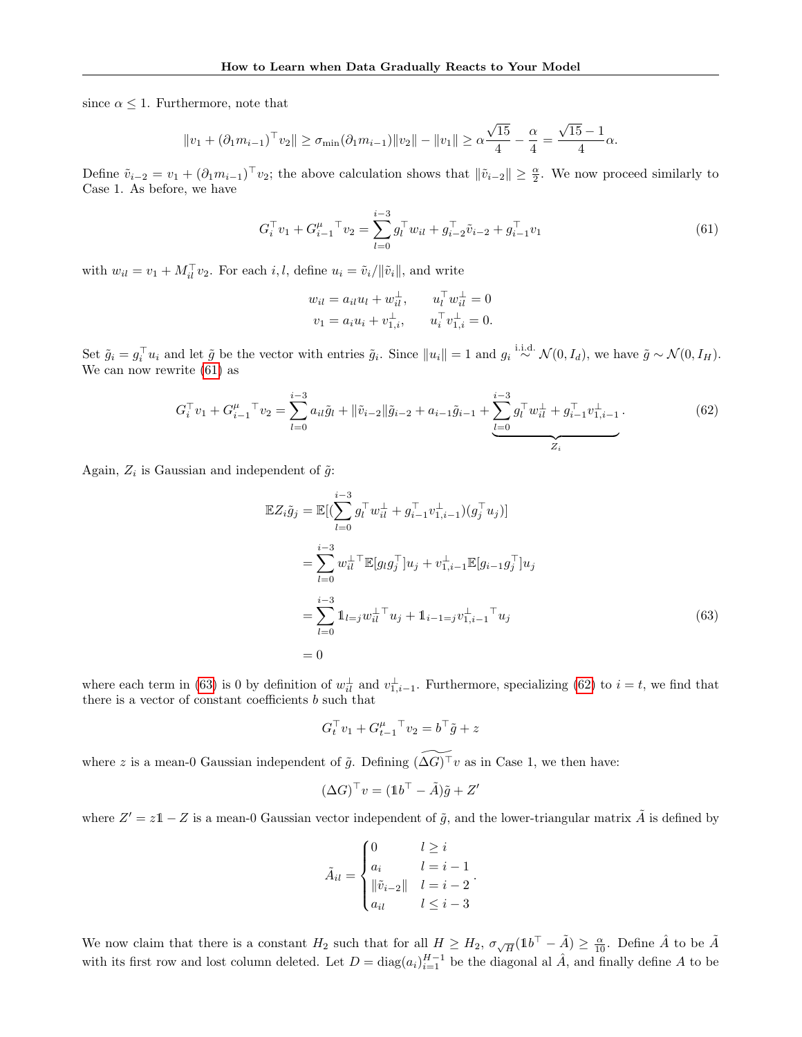since $\alpha \leq 1$. Furthermore, note that

$$\|v_1 + (\partial_1 m_{i-1})^\top v_2\| \geq \sigma_{\min}(\partial_1 m_{i-1})\|v_2\| - \|v_1\| \geq \alpha\frac{\sqrt{15}}{4} - \frac{\alpha}{4} = \frac{\sqrt{15}-1}{4}\alpha.$$

Define $\tilde{v}_{i-2} = v_1 + (\partial_1 m_{i-1})^\top v_2$; the above calculation shows that $\|\tilde{v}_{i-2}\| \geq \frac{\alpha}{2}$. We now proceed similarly to Case 1. As before, we have

$$G_i^\top v_1 + {G_{i-1}^\mu}^\top v_2 = \sum_{l=0}^{i-3} g_l^\top w_{il} + g_{i-2}^\top \tilde{v}_{i-2} + g_{i-1}^\top v_1 \tag{61}$$

with $w_{il} = v_1 + M_{il}^\top v_2$. For each $i, l$, define $u_i = \tilde{v}_i / \|\tilde{v}_i\|$, and write

$$\begin{aligned} w_{il} &= a_{il} u_l + w_{il}^\perp, \qquad u_l^\top w_{il}^\perp = 0 \\ v_1 &= a_i u_i + v_{1,i}^\perp, \qquad u_i^\top v_{1,i}^\perp = 0. \end{aligned}$$

Set $\tilde{g}_i = g_i^\top u_i$ and let $\tilde{g}$ be the vector with entries $\tilde{g}_i$. Since $\|u_i\| = 1$ and $g_i \overset{\text{i.i.d.}}{\sim} \mathcal{N}(0, I_d)$, we have $\tilde{g} \sim \mathcal{N}(0, I_H)$. We can now rewrite (61) as

$$G_i^\top v_1 + {G_{i-1}^\mu}^\top v_2 = \sum_{l=0}^{i-3} a_{il}\tilde{g}_l + \|\tilde{v}_{i-2}\|\tilde{g}_{i-2} + a_{i-1}\tilde{g}_{i-1} + \underbrace{\sum_{l=0}^{i-3} g_l^\top w_{il}^\perp + g_{i-1}^\top v_{1,i-1}^\perp}_{Z_i}. \tag{62}$$

Again, $Z_i$ is Gaussian and independent of $\tilde{g}$:

$$\begin{aligned} \mathbb{E} Z_i \tilde{g}_j &= \mathbb{E}[(\sum_{l=0}^{i-3} g_l^\top w_{il}^\perp + g_{i-1}^\top v_{1,i-1}^\perp)(g_j^\top u_j)] \\ &= \sum_{l=0}^{i-3} {w_{il}^\perp}^\top \mathbb{E}[g_l g_j^\top] u_j + v_{1,i-1}^\perp \mathbb{E}[g_{i-1} g_j^\top] u_j \\ &= \sum_{l=0}^{i-3} \mathbb{1}_{l=j} {w_{il}^\perp}^\top u_j + \mathbb{1}_{i-1=j} {v_{1,i-1}^\perp}^\top u_j \\ &= 0 \end{aligned} \tag{63}$$

where each term in (63) is 0 by definition of $w_{il}^\perp$ and $v_{1,i-1}^\perp$. Furthermore, specializing (62) to $i = t$, we find that there is a vector of constant coefficients $b$ such that

$$G_t^\top v_1 + {G_{t-1}^\mu}^\top v_2 = b^\top \tilde{g} + z$$

where $z$ is a mean-0 Gaussian independent of $\tilde{g}$. Defining $\widetilde{(\Delta G)^\top v}$ as in Case 1, we then have:

$$(\Delta G)^\top v = (\mathbb{1} b^\top - \tilde{A})\tilde{g} + Z'$$

where $Z' = z\mathbb{1} - Z$ is a mean-0 Gaussian vector independent of $\tilde{g}$, and the lower-triangular matrix $\tilde{A}$ is defined by

$$\tilde{A}_{il} = \begin{cases} 0 & l \geq i \\ a_i & l = i-1 \\ \|\tilde{v}_{i-2}\| & l = i-2 \\ a_{il} & l \leq i-3 \end{cases}.$$

We now claim that there is a constant $H_2$ such that for all $H \geq H_2$, $\sigma_{\sqrt{H}}(\mathbb{1} b^\top - \tilde{A}) \geq \frac{\alpha}{10}$. Define $\hat{A}$ to be $\tilde{A}$ with its first row and lost column deleted. Let $D = \operatorname{diag}(a_i)_{i=1}^{H-1}$ be the diagonal al $\hat{A}$, and finally define $A$ to be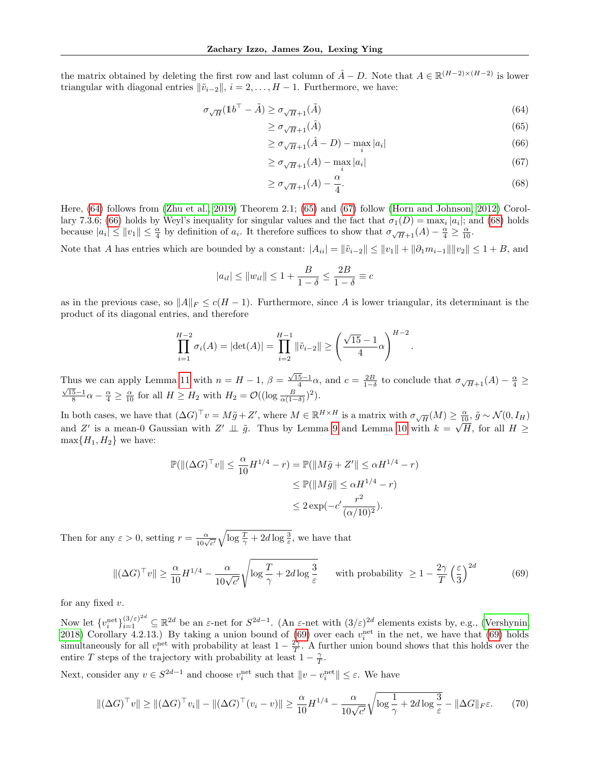the matrix obtained by deleting the first row and last column of $\hat{A} - D$. Note that $A \in \mathbb{R}^{(H-2)\times(H-2)}$ is lower triangular with diagonal entries $\|\tilde{v}_{i-2}\|$, $i = 2, \ldots, H-1$. Furthermore, we have:

$$\sigma_{\sqrt{H}}(\mathbb{1}b^\top - \tilde{A}) \geq \sigma_{\sqrt{H}+1}(\tilde{A}) \tag{64}$$

$$\geq \sigma_{\sqrt{H}+1}(\hat{A}) \tag{65}$$

$$\geq \sigma_{\sqrt{H}+1}(\hat{A} - D) - \max_i |a_i| \tag{66}$$

$$\geq \sigma_{\sqrt{H}+1}(A) - \max_i |a_i| \tag{67}$$

$$\geq \sigma_{\sqrt{H}+1}(A) - \frac{\alpha}{4}. \tag{68}$$

Here, (64) follows from (Zhu et al., 2019) Theorem 2.1; (65) and (67) follow (Horn and Johnson, 2012) Corollary 7.3.6; (66) holds by Weyl's inequality for singular values and the fact that $\sigma_1(D) = \max_i |a_i|$; and (68) holds because $|a_i| \leq \|v_1\| \leq \frac{\alpha}{4}$ by definition of $a_i$. It therefore suffices to show that $\sigma_{\sqrt{H}+1}(A) - \frac{\alpha}{4} \geq \frac{\alpha}{10}$.

Note that $A$ has entries which are bounded by a constant: $|A_{ii}| = \|\tilde{v}_{i-2}\| \leq \|v_1\| + \|\partial_1 m_{i-1}\|\|v_2\| \leq 1 + B$, and

$$|a_{il}| \leq \|w_{il}\| \leq 1 + \frac{B}{1-\delta} \leq \frac{2B}{1-\delta} \equiv c$$

as in the previous case, so $\|A\|_F \leq c(H-1)$. Furthermore, since $A$ is lower triangular, its determinant is the product of its diagonal entries, and therefore

$$\prod_{i=1}^{H-2} \sigma_i(A) = |\det(A)| = \prod_{i=2}^{H-1} \|\tilde{v}_{i-2}\| \geq \left(\frac{\sqrt{15}-1}{4}\alpha\right)^{H-2}.$$

Thus we can apply Lemma 11 with $n = H-1$, $\beta = \frac{\sqrt{15}-1}{4}\alpha$, and $c = \frac{2B}{1-\delta}$ to conclude that $\sigma_{\sqrt{H}+1}(A) - \frac{\alpha}{4} \geq \frac{\sqrt{15}-1}{8}\alpha - \frac{\alpha}{4} \geq \frac{\alpha}{10}$ for all $H \geq H_2$ with $H_2 = \mathcal{O}((\log \frac{B}{\alpha(1-\delta)})^2)$.

In both cases, we have that $(\Delta G)^\top v = M\tilde{g} + Z'$, where $M \in \mathbb{R}^{H \times H}$ is a matrix with $\sigma_{\sqrt{H}}(M) \geq \frac{\alpha}{10}$, $\tilde{g} \sim \mathcal{N}(0, I_H)$ and $Z'$ is a mean-0 Gaussian with $Z' \perp\!\!\!\perp \tilde{g}$. Thus by Lemma 9 and Lemma 10 with $k = \sqrt{H}$, for all $H \geq \max\{H_1, H_2\}$ we have:

$$\begin{aligned}
\mathbb{P}(\|(\Delta G)^\top v\| \leq \frac{\alpha}{10}H^{1/4} - r) &= \mathbb{P}(\|M\tilde{g} + Z'\| \leq \alpha H^{1/4} - r) \\
&\leq \mathbb{P}(\|M\tilde{g}\| \leq \alpha H^{1/4} - r) \\
&\leq 2\exp(-c' \frac{r^2}{(\alpha/10)^2}).
\end{aligned}$$

Then for any $\varepsilon > 0$, setting $r = \frac{\alpha}{10\sqrt{c'}}\sqrt{\log \frac{T}{\gamma} + 2d \log \frac{3}{\varepsilon}}$, we have that

$$\|(\Delta G)^\top v\| \geq \frac{\alpha}{10}H^{1/4} - \frac{\alpha}{10\sqrt{c'}}\sqrt{\log \frac{T}{\gamma} + 2d \log \frac{3}{\varepsilon}} \qquad \text{with probability } \geq 1 - \frac{2\gamma}{T}\left(\frac{\varepsilon}{3}\right)^{2d} \tag{69}$$

for any fixed $v$.

Now let $\{v_i^{\text{net}}\}_{i=1}^{(3/\varepsilon)^{2d}} \subseteq \mathbb{R}^{2d}$ be an $\varepsilon$-net for $S^{2d-1}$. (An $\varepsilon$-net with $(3/\varepsilon)^{2d}$ elements exists by, e.g., (Vershynin, 2018) Corollary 4.2.13.) By taking a union bound of (69) over each $v_i^{\text{net}}$ in the net, we have that (69) holds simultaneously for all $v_i^{\text{net}}$ with probability at least $1 - \frac{2\gamma}{T}$. A further union bound shows that this holds over the entire $T$ steps of the trajectory with probability at least $1 - \frac{\gamma}{T}$.

Next, consider any $v \in S^{2d-1}$ and choose $v_i^{\text{net}}$ such that $\|v - v_i^{\text{net}}\| \leq \varepsilon$. We have

$$\|(\Delta G)^\top v\| \geq \|(\Delta G)^\top v_i\| - \|(\Delta G)^\top (v_i - v)\| \geq \frac{\alpha}{10}H^{1/4} - \frac{\alpha}{10\sqrt{c'}}\sqrt{\log \frac{1}{\gamma} + 2d \log \frac{3}{\varepsilon}} - \|\Delta G\|_F \varepsilon. \tag{70}$$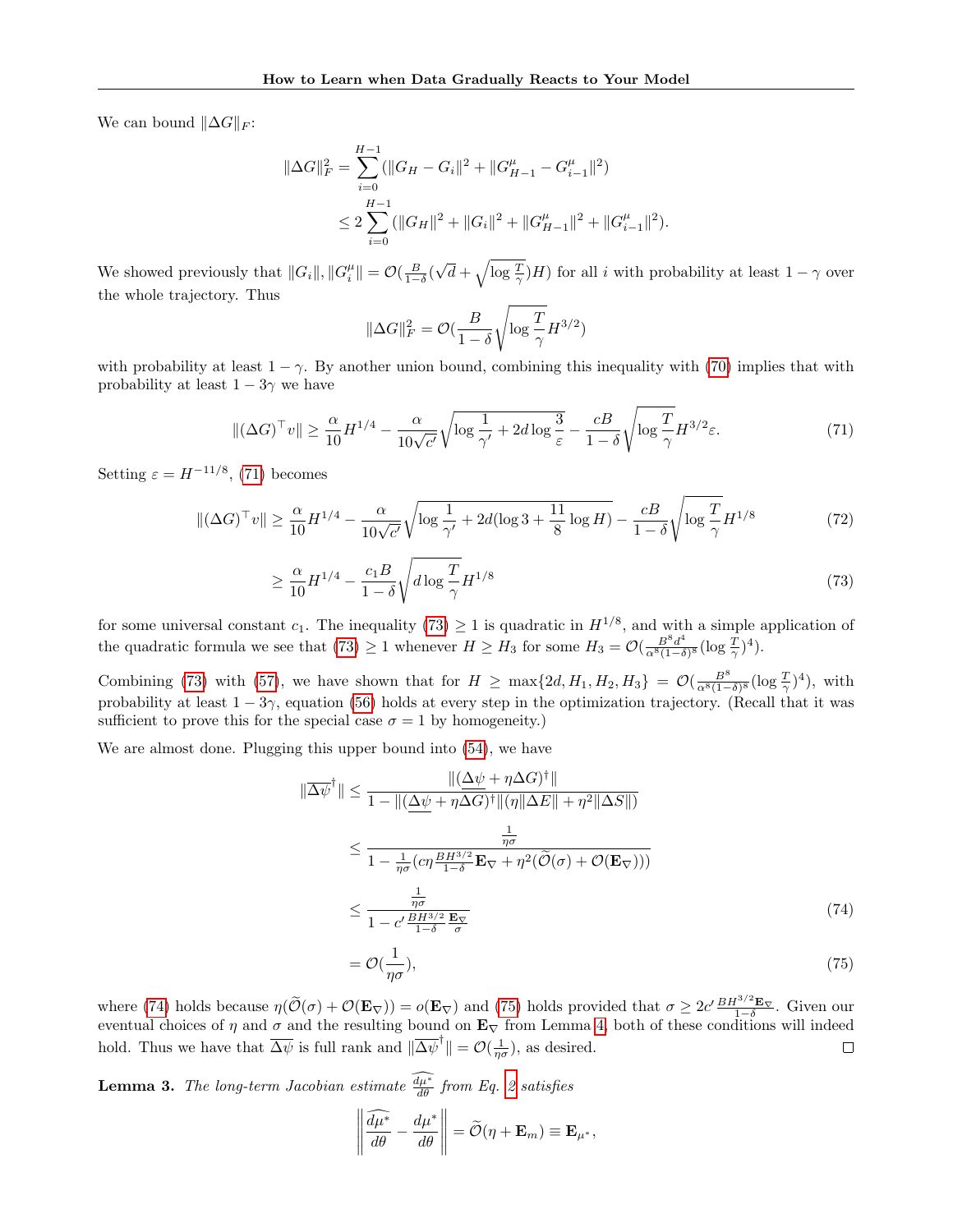We can bound $\|\Delta G\|_F$:

$$
\begin{aligned}
\|\Delta G\|_F^2 &= \sum_{i=0}^{H-1} (\|G_H - G_i\|^2 + \|G_{H-1}^\mu - G_{i-1}^\mu\|^2) \\
&\leq 2 \sum_{i=0}^{H-1} (\|G_H\|^2 + \|G_i\|^2 + \|G_{H-1}^\mu\|^2 + \|G_{i-1}^\mu\|^2).
\end{aligned}
$$

We showed previously that $\|G_i\|, \|G_i^\mu\| = \mathcal{O}(\frac{B}{1-\delta}(\sqrt{d} + \sqrt{\log \frac{T}{\gamma}})H)$ for all $i$ with probability at least $1-\gamma$ over the whole trajectory. Thus

$$
\|\Delta G\|_F^2 = \mathcal{O}(\frac{B}{1-\delta}\sqrt{\log \frac{T}{\gamma}} H^{3/2})
$$

with probability at least $1-\gamma$. By another union bound, combining this inequality with (70) implies that with probability at least $1-3\gamma$ we have

$$
\|(\Delta G)^\top v\| \geq \frac{\alpha}{10} H^{1/4} - \frac{\alpha}{10\sqrt{c'}}\sqrt{\log \frac{1}{\gamma'} + 2d \log \frac{3}{\varepsilon}} - \frac{cB}{1-\delta}\sqrt{\log \frac{T}{\gamma}} H^{3/2}\varepsilon. \tag{71}
$$

Setting $\varepsilon = H^{-11/8}$, (71) becomes

$$
\begin{aligned}
\|(\Delta G)^\top v\| &\geq \frac{\alpha}{10} H^{1/4} - \frac{\alpha}{10\sqrt{c'}}\sqrt{\log \frac{1}{\gamma'} + 2d(\log 3 + \frac{11}{8}\log H)} - \frac{cB}{1-\delta}\sqrt{\log \frac{T}{\gamma}} H^{1/8} \qquad (72) \\
&\geq \frac{\alpha}{10} H^{1/4} - \frac{c_1 B}{1-\delta}\sqrt{d \log \frac{T}{\gamma}} H^{1/8} \qquad (73)
\end{aligned}
$$

for some universal constant $c_1$. The inequality (73) $\geq 1$ is quadratic in $H^{1/8}$, and with a simple application of the quadratic formula we see that (73) $\geq 1$ whenever $H \geq H_3$ for some $H_3 = \mathcal{O}(\frac{B^8 d^4}{\alpha^8(1-\delta)^8}(\log \frac{T}{\gamma})^4)$.

Combining (73) with (57), we have shown that for $H \geq \max\{2d, H_1, H_2, H_3\} = \mathcal{O}(\frac{B^8}{\alpha^8(1-\delta)^8}(\log \frac{T}{\gamma})^4)$, with probability at least $1-3\gamma$, equation (56) holds at every step in the optimization trajectory. (Recall that it was sufficient to prove this for the special case $\sigma = 1$ by homogeneity.)

We are almost done. Plugging this upper bound into (54), we have

$$
\begin{aligned}
\|\overline{\Delta\psi}^\dagger\| &\leq \frac{\|(\underline{\Delta\psi} + \eta\Delta G)^\dagger\|}{1 - \|(\underline{\Delta\psi} + \eta\Delta G)^\dagger\|(\eta\|\Delta E\| + \eta^2\|\Delta S\|)} \\
&\leq \frac{\frac{1}{\eta\sigma}}{1 - \frac{1}{\eta\sigma}(c\eta\frac{BH^{3/2}}{1-\delta}\mathbf{E}_\nabla + \eta^2(\widetilde{\mathcal{O}}(\sigma) + \mathcal{O}(\mathbf{E}_\nabla)))} \\
&\leq \frac{\frac{1}{\eta\sigma}}{1 - c'\frac{BH^{3/2}}{1-\delta}\frac{\mathbf{E}_\nabla}{\sigma}} \qquad (74) \\
&= \mathcal{O}(\frac{1}{\eta\sigma}), \qquad (75)
\end{aligned}
$$

where (74) holds because $\eta(\widetilde{\mathcal{O}}(\sigma) + \mathcal{O}(\mathbf{E}_\nabla)) = o(\mathbf{E}_\nabla)$ and (75) holds provided that $\sigma \geq 2c'\frac{BH^{3/2}\mathbf{E}_\nabla}{1-\delta}$. Given our eventual choices of $\eta$ and $\sigma$ and the resulting bound on $\mathbf{E}_\nabla$ from Lemma 4, both of these conditions will indeed hold. Thus we have that $\overline{\Delta\psi}$ is full rank and $\|\overline{\Delta\psi}^\dagger\| = \mathcal{O}(\frac{1}{\eta\sigma})$, as desired. □

**Lemma 3.** *The long-term Jacobian estimate* $\widehat{\frac{d\mu^*}{d\theta}}$ *from Eq. 2 satisfies*

$$
\left\| \widehat{\frac{d\mu^*}{d\theta}} - \frac{d\mu^*}{d\theta} \right\| = \widetilde{\mathcal{O}}(\eta + \mathbf{E}_m) \equiv \mathbf{E}_{\mu^*},
$$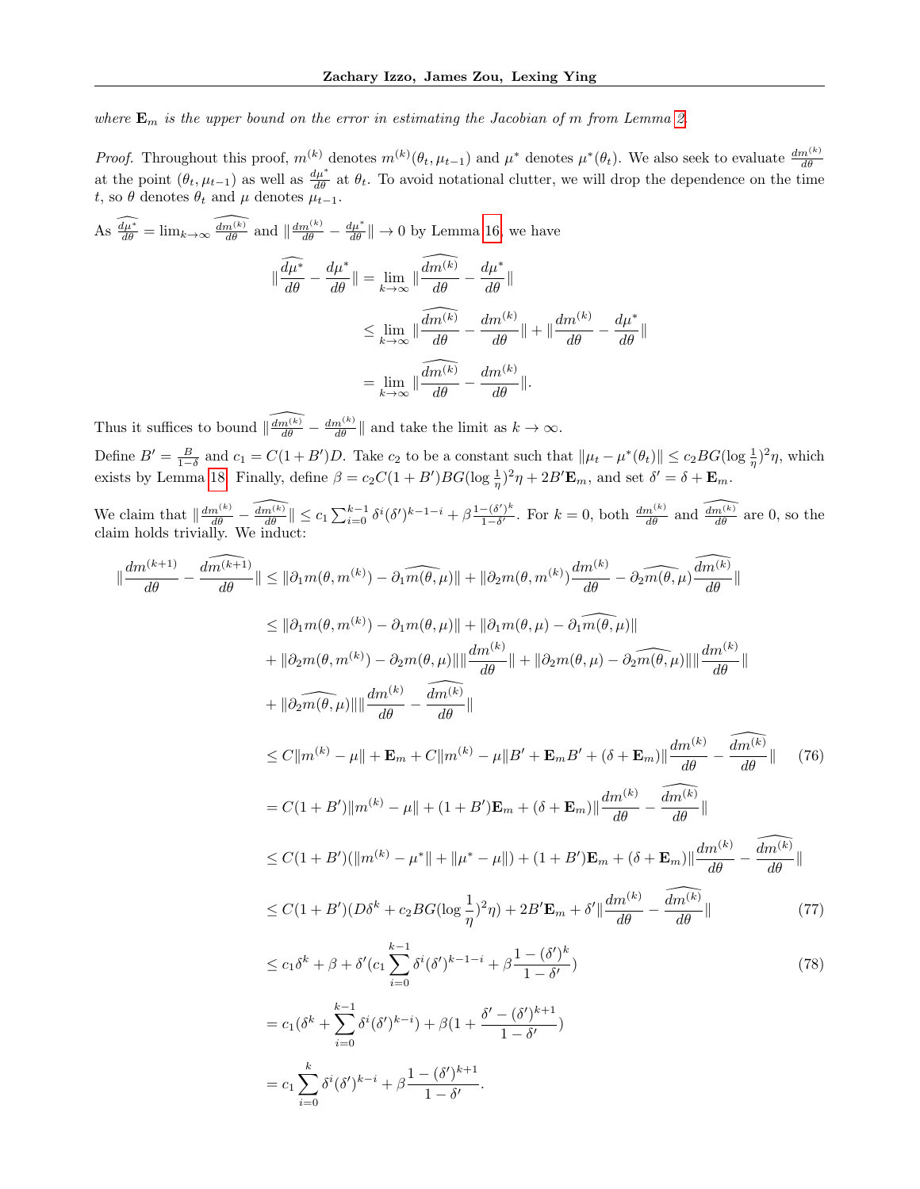*where* $\mathbf{E}_m$ *is the upper bound on the error in estimating the Jacobian of* $m$ *from Lemma 2.*

*Proof.* Throughout this proof, $m^{(k)}$ denotes $m^{(k)}(\theta_t, \mu_{t-1})$ and $\mu^*$ denotes $\mu^*(\theta_t)$. We also seek to evaluate $\frac{dm^{(k)}}{d\theta}$ at the point $(\theta_t, \mu_{t-1})$ as well as $\frac{d\mu^*}{d\theta}$ at $\theta_t$. To avoid notational clutter, we will drop the dependence on the time $t$, so $\theta$ denotes $\theta_t$ and $\mu$ denotes $\mu_{t-1}$.

As $\widehat{\frac{d\mu^*}{d\theta}} = \lim_{k\to\infty} \widehat{\frac{dm^{(k)}}{d\theta}}$ and $\|\frac{dm^{(k)}}{d\theta} - \frac{d\mu^*}{d\theta}\| \to 0$ by Lemma 16, we have

$$
\begin{aligned}
\|\widehat{\frac{d\mu^*}{d\theta}} - \frac{d\mu^*}{d\theta}\| &= \lim_{k\to\infty} \|\widehat{\frac{dm^{(k)}}{d\theta}} - \frac{d\mu^*}{d\theta}\| \\
&\le \lim_{k\to\infty} \|\widehat{\frac{dm^{(k)}}{d\theta}} - \frac{dm^{(k)}}{d\theta}\| + \|\frac{dm^{(k)}}{d\theta} - \frac{d\mu^*}{d\theta}\| \\
&= \lim_{k\to\infty} \|\widehat{\frac{dm^{(k)}}{d\theta}} - \frac{dm^{(k)}}{d\theta}\|.
\end{aligned}
$$

Thus it suffices to bound $\|\widehat{\frac{dm^{(k)}}{d\theta}} - \frac{dm^{(k)}}{d\theta}\|$ and take the limit as $k \to \infty$.

Define $B' = \frac{B}{1-\delta}$ and $c_1 = C(1+B')D$. Take $c_2$ to be a constant such that $\|\mu_t - \mu^*(\theta_t)\| \le c_2 BG(\log \frac{1}{\eta})^2\eta$, which exists by Lemma 18. Finally, define $\beta = c_2 C(1+B')BG(\log\frac{1}{\eta})^2\eta + 2B'\mathbf{E}_m$, and set $\delta' = \delta + \mathbf{E}_m$.

We claim that $\|\frac{dm^{(k)}}{d\theta} - \widehat{\frac{dm^{(k)}}{d\theta}}\| \le c_1 \sum_{i=0}^{k-1} \delta^i (\delta')^{k-1-i} + \beta \frac{1-(\delta')^k}{1-\delta'}$. For $k=0$, both $\frac{dm^{(k)}}{d\theta}$ and $\widehat{\frac{dm^{(k)}}{d\theta}}$ are 0, so the claim holds trivially. We induct:

$$
\begin{aligned}
\|\frac{dm^{(k+1)}}{d\theta} - \widehat{\frac{dm^{(k+1)}}{d\theta}}\| &\le \|\partial_1 m(\theta, m^{(k)}) - \widehat{\partial_1 m(\theta,\mu)}\| + \|\partial_2 m(\theta, m^{(k)}) \frac{dm^{(k)}}{d\theta} - \widehat{\partial_2 m(\theta,\mu)} \widehat{\frac{dm^{(k)}}{d\theta}}\| \\
&\le \|\partial_1 m(\theta, m^{(k)}) - \partial_1 m(\theta,\mu)\| + \|\partial_1 m(\theta,\mu) - \widehat{\partial_1 m(\theta,\mu)}\| \\
&+ \|\partial_2 m(\theta, m^{(k)}) - \partial_2 m(\theta,\mu)\|\|\frac{dm^{(k)}}{d\theta}\| + \|\partial_2 m(\theta,\mu) - \widehat{\partial_2 m(\theta,\mu)}\|\|\frac{dm^{(k)}}{d\theta}\| \\
&+ \|\widehat{\partial_2 m(\theta,\mu)}\|\|\frac{dm^{(k)}}{d\theta} - \widehat{\frac{dm^{(k)}}{d\theta}}\| \\
&\le C\|m^{(k)} - \mu\| + \mathbf{E}_m + C\|m^{(k)} - \mu\|B' + \mathbf{E}_m B' + (\delta + \mathbf{E}_m)\|\frac{dm^{(k)}}{d\theta} - \widehat{\frac{dm^{(k)}}{d\theta}}\| \qquad (76) \\
&= C(1+B')\|m^{(k)} - \mu\| + (1+B')\mathbf{E}_m + (\delta + \mathbf{E}_m)\|\frac{dm^{(k)}}{d\theta} - \widehat{\frac{dm^{(k)}}{d\theta}}\| \\
&\le C(1+B')(\|m^{(k)} - \mu^*\| + \|\mu^* - \mu\|) + (1+B')\mathbf{E}_m + (\delta + \mathbf{E}_m)\|\frac{dm^{(k)}}{d\theta} - \widehat{\frac{dm^{(k)}}{d\theta}}\| \\
&\le C(1+B')(D\delta^k + c_2 BG(\log\frac{1}{\eta})^2\eta) + 2B'\mathbf{E}_m + \delta'\|\frac{dm^{(k)}}{d\theta} - \widehat{\frac{dm^{(k)}}{d\theta}}\| \qquad (77) \\
&\le c_1\delta^k + \beta + \delta'(c_1 \sum_{i=0}^{k-1} \delta^i(\delta')^{k-1-i} + \beta\frac{1-(\delta')^k}{1-\delta'}) \qquad (78) \\
&= c_1(\delta^k + \sum_{i=0}^{k-1} \delta^i (\delta')^{k-i}) + \beta(1 + \frac{\delta' - (\delta')^{k+1}}{1-\delta'}) \\
&= c_1 \sum_{i=0}^{k} \delta^i(\delta')^{k-i} + \beta\frac{1-(\delta')^{k+1}}{1-\delta'}.
\end{aligned}
$$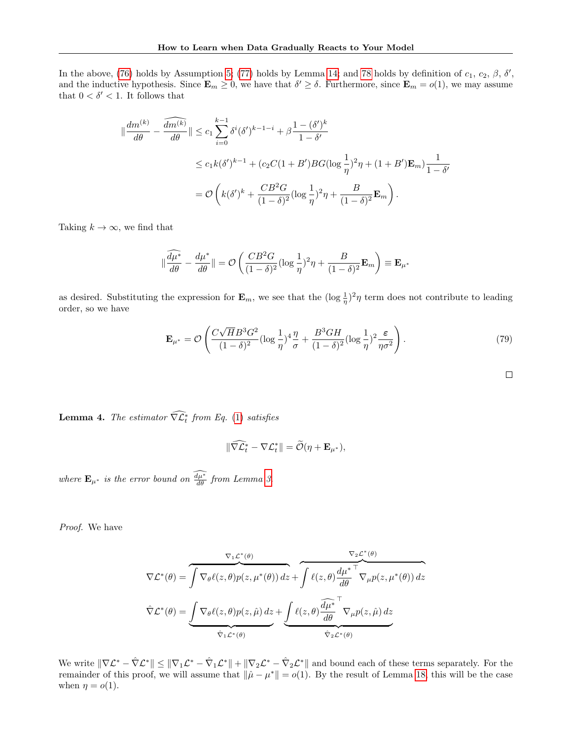In the above, (76) holds by Assumption 5; (77) holds by Lemma 14; and 78 holds by definition of $c_1$, $c_2$, $\beta$, $\delta'$, and the inductive hypothesis. Since $\mathbf{E}_m \geq 0$, we have that $\delta' \geq \delta$. Furthermore, since $\mathbf{E}_m = o(1)$, we may assume that $0 < \delta' < 1$. It follows that

$$
\begin{aligned}
\|\frac{dm^{(k)}}{d\theta} - \widehat{\frac{dm^{(k)}}{d\theta}}\| &\leq c_1 \sum_{i=0}^{k-1} \delta^i (\delta')^{k-1-i} + \beta \frac{1-(\delta')^k}{1-\delta'} \\
&\leq c_1 k (\delta')^{k-1} + (c_2 C(1+B')BG(\log\frac{1}{\eta})^2 \eta + (1+B')\mathbf{E}_m)\frac{1}{1-\delta'} \\
&= \mathcal{O}\left(k(\delta')^k + \frac{CB^2G}{(1-\delta)^2}(\log\frac{1}{\eta})^2\eta + \frac{B}{(1-\delta)^2}\mathbf{E}_m\right).
\end{aligned}
$$

Taking $k \to \infty$, we find that

$$
\|\widehat{\frac{d\mu^*}{d\theta}} - \frac{d\mu^*}{d\theta}\| = \mathcal{O}\left(\frac{CB^2G}{(1-\delta)^2}(\log\frac{1}{\eta})^2\eta + \frac{B}{(1-\delta)^2}\mathbf{E}_m\right) \equiv \mathbf{E}_{\mu^*}
$$

as desired. Substituting the expression for $\mathbf{E}_m$, we see that the $(\log\frac{1}{\eta})^2\eta$ term does not contribute to leading order, so we have

$$
\mathbf{E}_{\mu^*} = \mathcal{O}\left(\frac{C\sqrt{H}B^3G^2}{(1-\delta)^2}(\log\frac{1}{\eta})^4\frac{\eta}{\sigma} + \frac{B^3GH}{(1-\delta)^2}(\log\frac{1}{\eta})^2\frac{\varepsilon}{\eta\sigma^2}\right). \tag{79}
$$

□

**Lemma 4.** *The estimator $\widehat{\nabla\mathcal{L}_t^*}$ from Eq. (1) satisfies*

$$
\|\widehat{\nabla\mathcal{L}_t^*} - \nabla\mathcal{L}_t^*\| = \widetilde{\mathcal{O}}(\eta + \mathbf{E}_{\mu^*}),
$$

*where $\mathbf{E}_{\mu^*}$ is the error bound on $\widehat{\frac{d\mu^*}{d\theta}}$ from Lemma 3.*

*Proof.* We have

$$
\begin{aligned}
\nabla\mathcal{L}^*(\theta) &= \overbrace{\int \nabla_\theta \ell(z,\theta) p(z,\mu^*(\theta))\, dz}^{\nabla_1\mathcal{L}^*(\theta)} + \overbrace{\int \ell(z,\theta) \frac{d\mu^*}{d\theta}^\top \nabla_\mu p(z,\mu^*(\theta))\, dz}^{\nabla_2\mathcal{L}^*(\theta)} \\
\hat{\nabla}\mathcal{L}^*(\theta) &= \underbrace{\int \nabla_\theta \ell(z,\theta) p(z,\hat{\mu})\, dz}_{\hat{\nabla}_1\mathcal{L}^*(\theta)} + \underbrace{\int \ell(z,\theta) \widehat{\frac{d\mu^*}{d\theta}}^\top \nabla_\mu p(z,\hat{\mu})\, dz}_{\hat{\nabla}_2\mathcal{L}^*(\theta)}
\end{aligned}
$$

We write $\|\nabla\mathcal{L}^* - \hat{\nabla}\mathcal{L}^*\| \leq \|\nabla_1\mathcal{L}^* - \hat{\nabla}_1\mathcal{L}^*\| + \|\nabla_2\mathcal{L}^* - \hat{\nabla}_2\mathcal{L}^*\|$ and bound each of these terms separately. For the remainder of this proof, we will assume that $\|\hat{\mu} - \mu^*\| = o(1)$. By the result of Lemma 18, this will be the case when $\eta = o(1)$.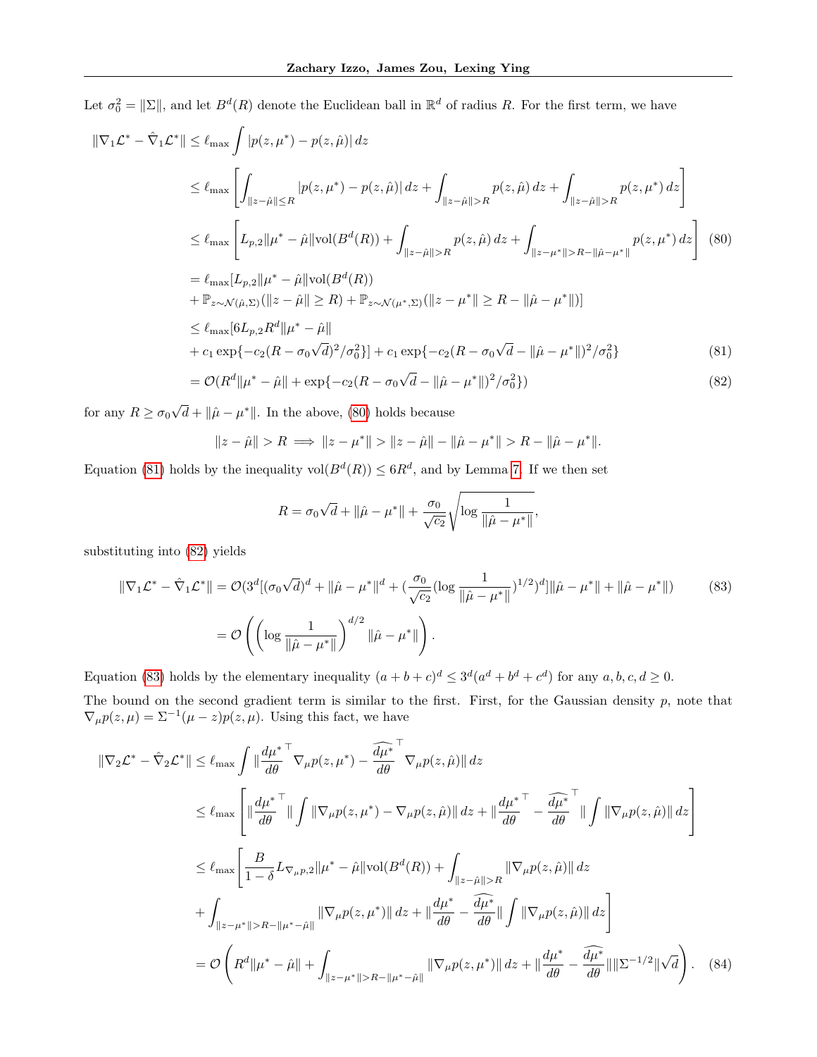Let $\sigma_0^2 = \|\Sigma\|$, and let $B^d(R)$ denote the Euclidean ball in $\mathbb{R}^d$ of radius $R$. For the first term, we have

$$
\begin{aligned}
\|\nabla_1 \mathcal{L}^* - \hat{\nabla}_1 \mathcal{L}^*\| &\le \ell_{\max} \int |p(z,\mu^*) - p(z,\hat{\mu})|\, dz \\
&\le \ell_{\max} \left[ \int_{\|z-\hat{\mu}\|\le R} |p(z,\mu^*) - p(z,\hat{\mu})|\, dz + \int_{\|z-\hat{\mu}\|>R} p(z,\hat{\mu})\, dz + \int_{\|z-\hat{\mu}\|>R} p(z,\mu^*)\, dz \right] \\
&\le \ell_{\max} \left[ L_{p,2} \|\mu^* - \hat{\mu}\| \mathrm{vol}(B^d(R)) + \int_{\|z-\hat{\mu}\|>R} p(z,\hat{\mu})\, dz + \int_{\|z-\mu^*\|>R-\|\hat{\mu}-\mu^*\|} p(z,\mu^*)\, dz \right] \quad (80) \\
&= \ell_{\max} [L_{p,2} \|\mu^* - \hat{\mu}\| \mathrm{vol}(B^d(R)) \\
&\quad + \mathbb{P}_{z\sim\mathcal{N}(\hat{\mu},\Sigma)}(\|z-\hat{\mu}\| \ge R) + \mathbb{P}_{z\sim\mathcal{N}(\mu^*,\Sigma)}(\|z-\mu^*\| \ge R - \|\hat{\mu}-\mu^*\|)] \\
&\le \ell_{\max} [6 L_{p,2} R^d \|\mu^* - \hat{\mu}\| \\
&\quad + c_1 \exp\{-c_2 (R - \sigma_0\sqrt{d})^2/\sigma_0^2\}] + c_1 \exp\{-c_2(R - \sigma_0\sqrt{d} - \|\hat{\mu}-\mu^*\|)^2/\sigma_0^2\} \quad (81) \\
&= \mathcal{O}(R^d \|\mu^* - \hat{\mu}\| + \exp\{-c_2(R - \sigma_0\sqrt{d} - \|\hat{\mu}-\mu^*\|)^2/\sigma_0^2\}) \quad (82)
\end{aligned}
$$

for any $R \ge \sigma_0\sqrt{d} + \|\hat{\mu} - \mu^*\|$. In the above, (80) holds because

$$
\|z - \hat{\mu}\| > R \implies \|z - \mu^*\| > \|z - \hat{\mu}\| - \|\hat{\mu} - \mu^*\| > R - \|\hat{\mu} - \mu^*\|.
$$

Equation (81) holds by the inequality $\mathrm{vol}(B^d(R)) \le 6R^d$, and by Lemma 7. If we then set

$$
R = \sigma_0\sqrt{d} + \|\hat{\mu} - \mu^*\| + \frac{\sigma_0}{\sqrt{c_2}} \sqrt{\log \frac{1}{\|\hat{\mu} - \mu^*\|}},
$$

substituting into (82) yields

$$
\begin{aligned}
\|\nabla_1 \mathcal{L}^* - \hat{\nabla}_1 \mathcal{L}^*\| &= \mathcal{O}(3^d[(\sigma_0\sqrt{d})^d + \|\hat{\mu} - \mu^*\|^d + (\frac{\sigma_0}{\sqrt{c_2}}(\log \frac{1}{\|\hat{\mu} - \mu^*\|})^{1/2})^d] \|\hat{\mu} - \mu^*\| + \|\hat{\mu} - \mu^*\|) \quad (83) \\
&= \mathcal{O}\left( \left( \log \frac{1}{\|\hat{\mu} - \mu^*\|} \right)^{d/2} \|\hat{\mu} - \mu^*\| \right).
\end{aligned}
$$

Equation (83) holds by the elementary inequality $(a+b+c)^d \le 3^d(a^d + b^d + c^d)$ for any $a, b, c, d \ge 0$.

The bound on the second gradient term is similar to the first. First, for the Gaussian density $p$, note that $\nabla_\mu p(z,\mu) = \Sigma^{-1}(\mu - z) p(z,\mu)$. Using this fact, we have

$$
\begin{aligned}
\|\nabla_2 \mathcal{L}^* - \hat{\nabla}_2 \mathcal{L}^*\| &\le \ell_{\max} \int \| \frac{d\mu^*}{d\theta}^\top \nabla_\mu p(z,\mu^*) - \widehat{\frac{d\mu^*}{d\theta}}^\top \nabla_\mu p(z,\hat{\mu}) \|\, dz \\
&\le \ell_{\max} \left[ \| \frac{d\mu^*}{d\theta}^\top \| \int \|\nabla_\mu p(z,\mu^*) - \nabla_\mu p(z,\hat{\mu})\|\, dz + \| \frac{d\mu^*}{d\theta}^\top - \widehat{\frac{d\mu^*}{d\theta}}^\top \| \int \|\nabla_\mu p(z,\hat{\mu})\|\, dz \right] \\
&\le \ell_{\max} \left[ \frac{B}{1-\delta} L_{\nabla_\mu p,2} \|\mu^* - \hat{\mu}\| \mathrm{vol}(B^d(R)) + \int_{\|z-\hat{\mu}\|>R} \|\nabla_\mu p(z,\hat{\mu})\|\, dz \right. \\
&\quad \left. + \int_{\|z-\mu^*\|>R-\|\mu^*-\hat{\mu}\|} \|\nabla_\mu p(z,\mu^*)\|\, dz + \| \frac{d\mu^*}{d\theta} - \widehat{\frac{d\mu^*}{d\theta}} \| \int \|\nabla_\mu p(z,\hat{\mu})\|\, dz \right] \\
&= \mathcal{O}\left( R^d \|\mu^* - \hat{\mu}\| + \int_{\|z-\mu^*\|>R-\|\mu^*-\hat{\mu}\|} \|\nabla_\mu p(z,\mu^*)\|\, dz + \| \frac{d\mu^*}{d\theta} - \widehat{\frac{d\mu^*}{d\theta}} \| \|\Sigma^{-1/2}\| \sqrt{d} \right). \quad (84)
\end{aligned}
$$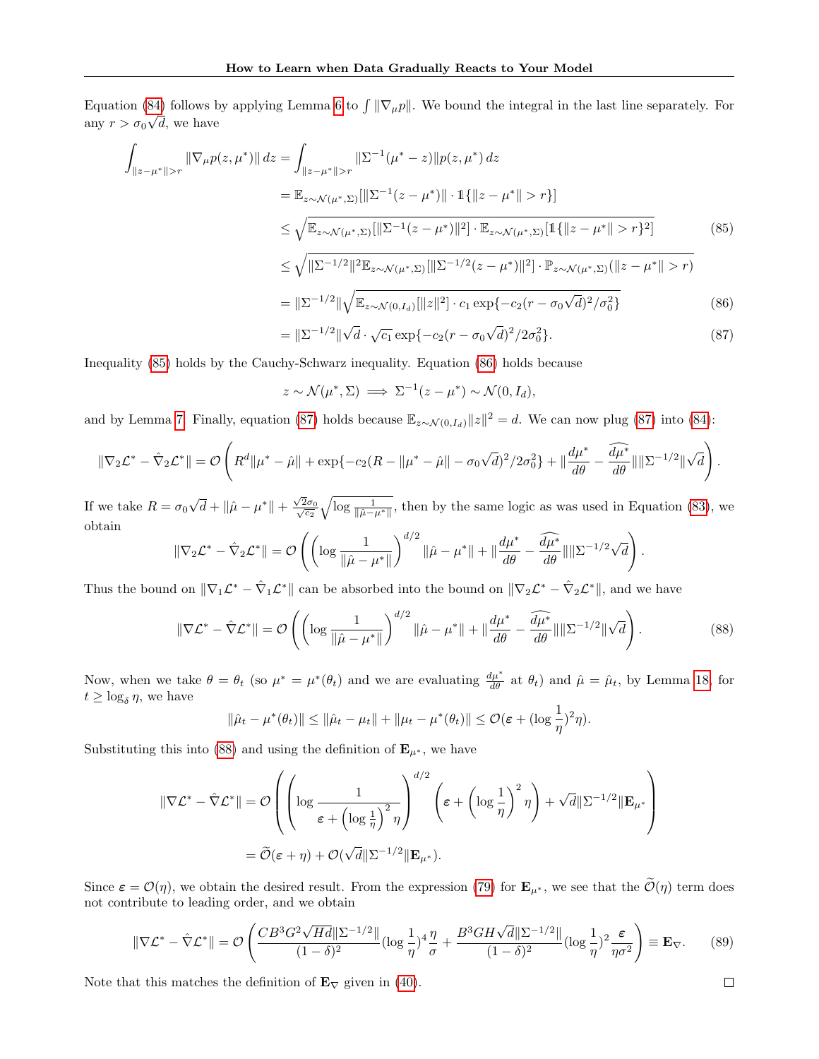Equation (84) follows by applying Lemma 6 to $\int \|\nabla_\mu p\|$. We bound the integral in the last line separately. For any $r > \sigma_0\sqrt{d}$, we have

$$
\begin{aligned}
\int_{\|z-\mu^*\|>r} \|\nabla_\mu p(z,\mu^*)\|\, dz &= \int_{\|z-\mu^*\|>r} \|\Sigma^{-1}(\mu^* - z)\| p(z,\mu^*)\, dz \\
&= \mathbb{E}_{z\sim\mathcal{N}(\mu^*,\Sigma)}[\|\Sigma^{-1}(z-\mu^*)\| \cdot \mathbb{1}\{\|z-\mu^*\| > r\}] \\
&\leq \sqrt{\mathbb{E}_{z\sim\mathcal{N}(\mu^*,\Sigma)}[\|\Sigma^{-1}(z-\mu^*)\|^2] \cdot \mathbb{E}_{z\sim\mathcal{N}(\mu^*,\Sigma)}[\mathbb{1}\{\|z-\mu^*\| > r\}^2]} \qquad (85) \\
&\leq \sqrt{\|\Sigma^{-1/2}\|^2 \mathbb{E}_{z\sim\mathcal{N}(\mu^*,\Sigma)}[\|\Sigma^{-1/2}(z-\mu^*)\|^2] \cdot \mathbb{P}_{z\sim\mathcal{N}(\mu^*,\Sigma)}(\|z-\mu^*\| > r)} \\
&= \|\Sigma^{-1/2}\| \sqrt{\mathbb{E}_{z\sim\mathcal{N}(0,I_d)}[\|z\|^2] \cdot c_1 \exp\{-c_2(r-\sigma_0\sqrt{d})^2/\sigma_0^2\}} \qquad (86) \\
&= \|\Sigma^{-1/2}\|\sqrt{d} \cdot \sqrt{c_1} \exp\{-c_2(r-\sigma_0\sqrt{d})^2/2\sigma_0^2\}. \qquad (87)
\end{aligned}
$$

Inequality (85) holds by the Cauchy-Schwarz inequality. Equation (86) holds because

$$
z \sim \mathcal{N}(\mu^*, \Sigma) \implies \Sigma^{-1}(z-\mu^*) \sim \mathcal{N}(0, I_d),
$$

and by Lemma 7. Finally, equation (87) holds because $\mathbb{E}_{z\sim\mathcal{N}(0,I_d)}\|z\|^2 = d$. We can now plug (87) into (84):

$$
\|\nabla_2\mathcal{L}^* - \hat{\nabla}_2\mathcal{L}^*\| = \mathcal{O}\left(R^d\|\mu^* - \hat{\mu}\| + \exp\{-c_2(R - \|\mu^* - \hat{\mu}\| - \sigma_0\sqrt{d})^2/2\sigma_0^2\} + \|\frac{d\mu^*}{d\theta} - \widehat{\frac{d\mu^*}{d\theta}}\|\|\Sigma^{-1/2}\|\sqrt{d}\right).
$$

If we take $R = \sigma_0\sqrt{d} + \|\hat{\mu} - \mu^*\| + \frac{\sqrt{2}\sigma_0}{\sqrt{c_2}}\sqrt{\log\frac{1}{\|\hat{\mu}-\mu^*\|}}$, then by the same logic as was used in Equation (83), we obtain

$$
\|\nabla_2\mathcal{L}^* - \hat{\nabla}_2\mathcal{L}^*\| = \mathcal{O}\left(\left(\log\frac{1}{\|\hat{\mu}-\mu^*\|}\right)^{d/2}\|\hat{\mu}-\mu^*\| + \|\frac{d\mu^*}{d\theta} - \widehat{\frac{d\mu^*}{d\theta}}\|\|\Sigma^{-1/2}\sqrt{d}\right).
$$

Thus the bound on $\|\nabla_1\mathcal{L}^* - \hat{\nabla}_1\mathcal{L}^*\|$ can be absorbed into the bound on $\|\nabla_2\mathcal{L}^* - \hat{\nabla}_2\mathcal{L}^*\|$, and we have

$$
\|\nabla\mathcal{L}^* - \hat{\nabla}\mathcal{L}^*\| = \mathcal{O}\left(\left(\log\frac{1}{\|\hat{\mu}-\mu^*\|}\right)^{d/2}\|\hat{\mu}-\mu^*\| + \|\frac{d\mu^*}{d\theta} - \widehat{\frac{d\mu^*}{d\theta}}\|\|\Sigma^{-1/2}\|\sqrt{d}\right). \qquad (88)
$$

Now, when we take $\theta = \theta_t$ (so $\mu^* = \mu^*(\theta_t)$ and we are evaluating $\frac{d\mu^*}{d\theta}$ at $\theta_t$) and $\hat{\mu} = \hat{\mu}_t$, by Lemma 18, for $t \geq \log_\delta \eta$, we have

$$
\|\hat{\mu}_t - \mu^*(\theta_t)\| \leq \|\hat{\mu}_t - \mu_t\| + \|\mu_t - \mu^*(\theta_t)\| \leq \mathcal{O}(\varepsilon + (\log\frac{1}{\eta})^2\eta).
$$

Substituting this into (88) and using the definition of $\mathbf{E}_{\mu^*}$, we have

$$
\begin{aligned}
\|\nabla\mathcal{L}^* - \hat{\nabla}\mathcal{L}^*\| &= \mathcal{O}\left(\left(\log\frac{1}{\varepsilon + \left(\log\frac{1}{\eta}\right)^2\eta}\right)^{d/2}\left(\varepsilon + \left(\log\frac{1}{\eta}\right)^2\eta\right) + \sqrt{d}\|\Sigma^{-1/2}\|\mathbf{E}_{\mu^*}\right) \\
&= \widetilde{\mathcal{O}}(\varepsilon + \eta) + \mathcal{O}(\sqrt{d}\|\Sigma^{-1/2}\|\mathbf{E}_{\mu^*}).
\end{aligned}
$$

Since $\varepsilon = \mathcal{O}(\eta)$, we obtain the desired result. From the expression (79) for $\mathbf{E}_{\mu^*}$, we see that the $\widetilde{\mathcal{O}}(\eta)$ term does not contribute to leading order, and we obtain

$$
\|\nabla\mathcal{L}^* - \hat{\nabla}\mathcal{L}^*\| = \mathcal{O}\left(\frac{CB^3G^2\sqrt{Hd}\|\Sigma^{-1/2}\|}{(1-\delta)^2}(\log\frac{1}{\eta})^4\frac{\eta}{\sigma} + \frac{B^3GH\sqrt{d}\|\Sigma^{-1/2}\|}{(1-\delta)^2}(\log\frac{1}{\eta})^2\frac{\varepsilon}{\eta\sigma^2}\right) \equiv \mathbf{E}_\nabla. \qquad (89)
$$

Note that this matches the definition of $\mathbf{E}_\nabla$ given in (40). $\square$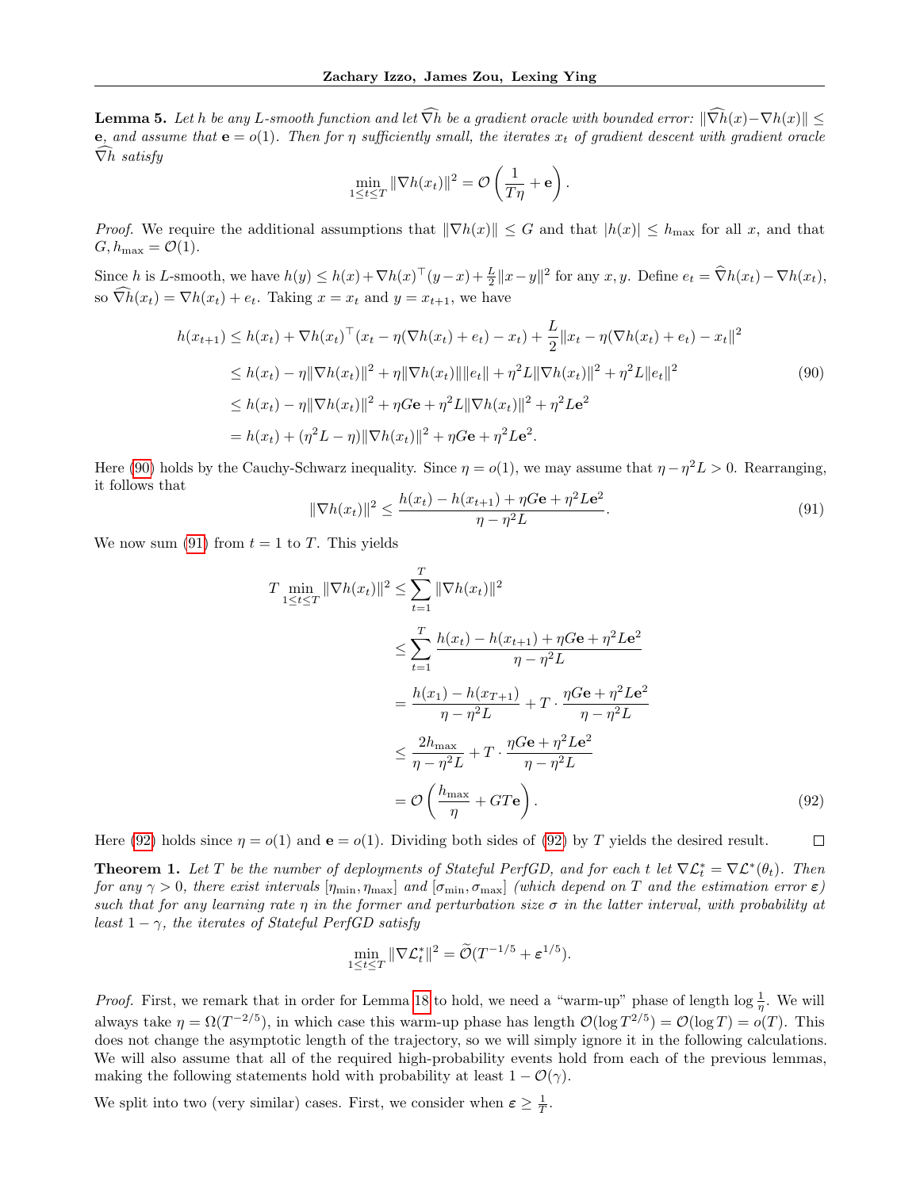**Lemma 5.** *Let $h$ be any $L$-smooth function and let $\widehat{\nabla} h$ be a gradient oracle with bounded error: $\|\widehat{\nabla} h(x) - \nabla h(x)\| \leq \mathbf{e}$, and assume that $\mathbf{e} = o(1)$. Then for $\eta$ sufficiently small, the iterates $x_t$ of gradient descent with gradient oracle $\widehat{\nabla} h$ satisfy*

$$\min_{1 \leq t \leq T} \|\nabla h(x_t)\|^2 = \mathcal{O}\left(\frac{1}{T\eta} + \mathbf{e}\right).$$

*Proof.* We require the additional assumptions that $\|\nabla h(x)\| \leq G$ and that $|h(x)| \leq h_{\max}$ for all $x$, and that $G, h_{\max} = \mathcal{O}(1)$.

Since $h$ is $L$-smooth, we have $h(y) \leq h(x) + \nabla h(x)^\top (y - x) + \frac{L}{2}\|x - y\|^2$ for any $x, y$. Define $e_t = \widehat{\nabla} h(x_t) - \nabla h(x_t)$, so $\widehat{\nabla} h(x_t) = \nabla h(x_t) + e_t$. Taking $x = x_t$ and $y = x_{t+1}$, we have

$$\begin{aligned}
h(x_{t+1}) &\leq h(x_t) + \nabla h(x_t)^\top (x_t - \eta(\nabla h(x_t) + e_t) - x_t) + \frac{L}{2}\|x_t - \eta(\nabla h(x_t) + e_t) - x_t\|^2 \\
&\leq h(x_t) - \eta\|\nabla h(x_t)\|^2 + \eta\|\nabla h(x_t)\|\|e_t\| + \eta^2 L\|\nabla h(x_t)\|^2 + \eta^2 L\|e_t\|^2 \qquad (90) \\
&\leq h(x_t) - \eta\|\nabla h(x_t)\|^2 + \eta G\mathbf{e} + \eta^2 L\|\nabla h(x_t)\|^2 + \eta^2 L\mathbf{e}^2 \\
&= h(x_t) + (\eta^2 L - \eta)\|\nabla h(x_t)\|^2 + \eta G\mathbf{e} + \eta^2 L\mathbf{e}^2.
\end{aligned}$$

Here (90) holds by the Cauchy-Schwarz inequality. Since $\eta = o(1)$, we may assume that $\eta - \eta^2 L > 0$. Rearranging, it follows that

$$\|\nabla h(x_t)\|^2 \leq \frac{h(x_t) - h(x_{t+1}) + \eta G\mathbf{e} + \eta^2 L\mathbf{e}^2}{\eta - \eta^2 L}. \qquad (91)$$

We now sum (91) from $t = 1$ to $T$. This yields

$$\begin{aligned}
T \min_{1 \leq t \leq T} \|\nabla h(x_t)\|^2 &\leq \sum_{t=1}^{T} \|\nabla h(x_t)\|^2 \\
&\leq \sum_{t=1}^{T} \frac{h(x_t) - h(x_{t+1}) + \eta G\mathbf{e} + \eta^2 L\mathbf{e}^2}{\eta - \eta^2 L} \\
&= \frac{h(x_1) - h(x_{T+1})}{\eta - \eta^2 L} + T \cdot \frac{\eta G\mathbf{e} + \eta^2 L\mathbf{e}^2}{\eta - \eta^2 L} \\
&\leq \frac{2h_{\max}}{\eta - \eta^2 L} + T \cdot \frac{\eta G\mathbf{e} + \eta^2 L\mathbf{e}^2}{\eta - \eta^2 L} \\
&= \mathcal{O}\left(\frac{h_{\max}}{\eta} + GT\mathbf{e}\right). \qquad (92)
\end{aligned}$$

Here (92) holds since $\eta = o(1)$ and $\mathbf{e} = o(1)$. Dividing both sides of (92) by $T$ yields the desired result. $\square$

**Theorem 1.** *Let $T$ be the number of deployments of Stateful PerfGD, and for each $t$ let $\nabla\mathcal{L}_t^* = \nabla\mathcal{L}^*(\theta_t)$. Then for any $\gamma > 0$, there exist intervals $[\eta_{\min}, \eta_{\max}]$ and $[\sigma_{\min}, \sigma_{\max}]$ (which depend on $T$ and the estimation error $\boldsymbol{\varepsilon}$) such that for any learning rate $\eta$ in the former and perturbation size $\sigma$ in the latter interval, with probability at least $1 - \gamma$, the iterates of Stateful PerfGD satisfy*

$$\min_{1 \leq t \leq T} \|\nabla\mathcal{L}_t^*\|^2 = \widetilde{\mathcal{O}}(T^{-1/5} + \boldsymbol{\varepsilon}^{1/5}).$$

*Proof.* First, we remark that in order for Lemma 18 to hold, we need a "warm-up" phase of length $\log\frac{1}{\eta}$. We will always take $\eta = \Omega(T^{-2/5})$, in which case this warm-up phase has length $\mathcal{O}(\log T^{2/5}) = \mathcal{O}(\log T) = o(T)$. This does not change the asymptotic length of the trajectory, so we will simply ignore it in the following calculations. We will also assume that all of the required high-probability events hold from each of the previous lemmas, making the following statements hold with probability at least $1 - \mathcal{O}(\gamma)$.

We split into two (very similar) cases. First, we consider when $\boldsymbol{\varepsilon} \geq \frac{1}{T}$.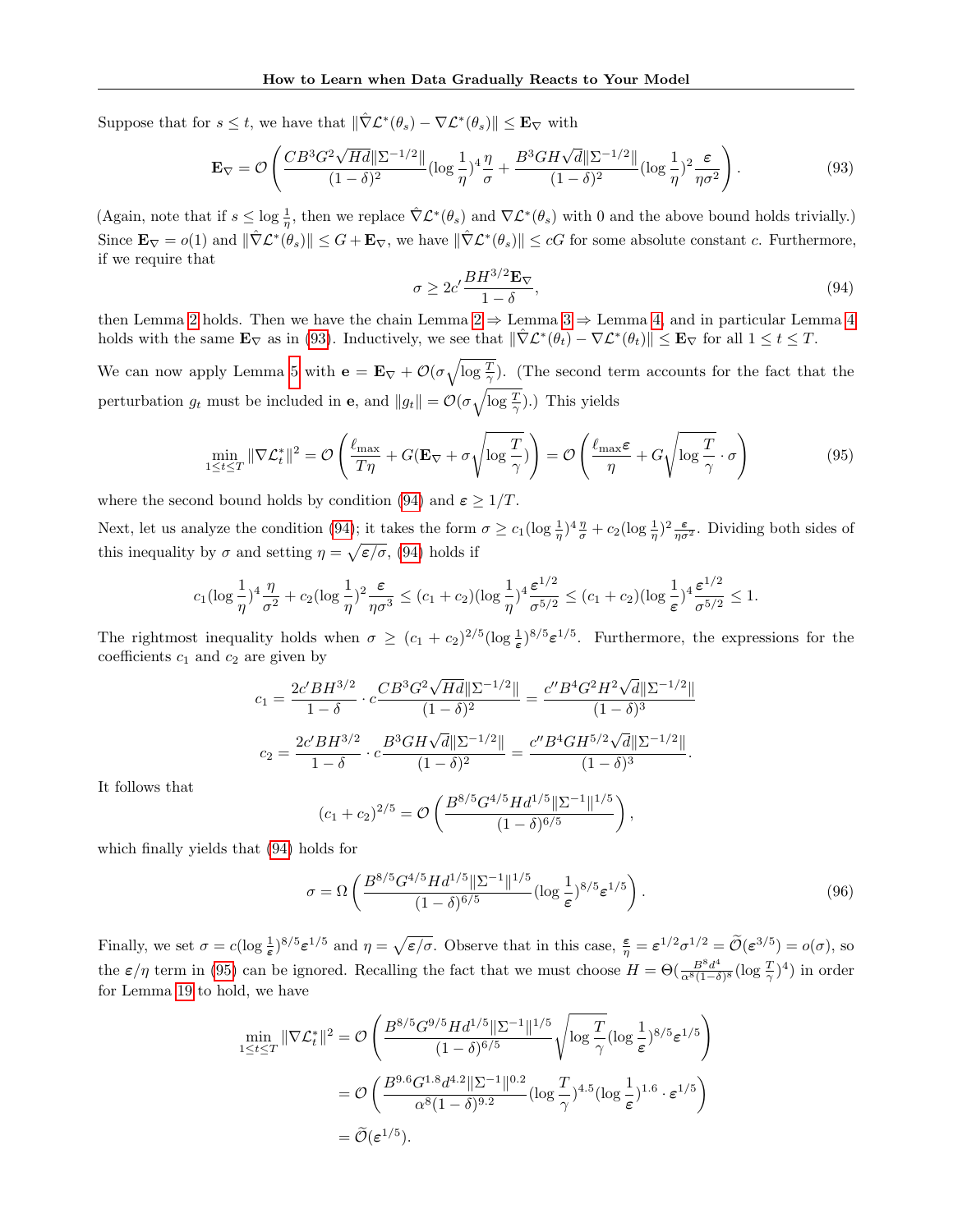Suppose that for $s \le t$, we have that $\|\hat{\nabla}\mathcal{L}^*(\theta_s) - \nabla\mathcal{L}^*(\theta_s)\| \le \mathbf{E}_\nabla$ with

$$\mathbf{E}_\nabla = \mathcal{O}\left(\frac{CB^3G^2\sqrt{Hd}\|\Sigma^{-1/2}\|}{(1-\delta)^2}(\log\frac{1}{\eta})^4\frac{\eta}{\sigma} + \frac{B^3GH\sqrt{d}\|\Sigma^{-1/2}\|}{(1-\delta)^2}(\log\frac{1}{\eta})^2\frac{\varepsilon}{\eta\sigma^2}\right). \tag{93}$$

(Again, note that if $s \le \log\frac{1}{\eta}$, then we replace $\hat{\nabla}\mathcal{L}^*(\theta_s)$ and $\nabla\mathcal{L}^*(\theta_s)$ with 0 and the above bound holds trivially.) Since $\mathbf{E}_\nabla = o(1)$ and $\|\hat{\nabla}\mathcal{L}^*(\theta_s)\| \le G + \mathbf{E}_\nabla$, we have $\|\hat{\nabla}\mathcal{L}^*(\theta_s)\| \le cG$ for some absolute constant $c$. Furthermore, if we require that

$$\sigma \ge 2c'\frac{BH^{3/2}\mathbf{E}_\nabla}{1-\delta}, \tag{94}$$

then Lemma 2 holds. Then we have the chain Lemma 2 $\Rightarrow$ Lemma 3 $\Rightarrow$ Lemma 4, and in particular Lemma 4 holds with the same $\mathbf{E}_\nabla$ as in (93). Inductively, we see that $\|\hat{\nabla}\mathcal{L}^*(\theta_t) - \nabla\mathcal{L}^*(\theta_t)\| \le \mathbf{E}_\nabla$ for all $1 \le t \le T$.

We can now apply Lemma 5 with $\mathbf{e} = \mathbf{E}_\nabla + \mathcal{O}(\sigma\sqrt{\log\frac{T}{\gamma}})$. (The second term accounts for the fact that the perturbation $g_t$ must be included in $\mathbf{e}$, and $\|g_t\| = \mathcal{O}(\sigma\sqrt{\log\frac{T}{\gamma}})$.) This yields

$$\min_{1\le t\le T}\|\nabla\mathcal{L}_t^*\|^2 = \mathcal{O}\left(\frac{\ell_{\max}}{T\eta} + G(\mathbf{E}_\nabla + \sigma\sqrt{\log\frac{T}{\gamma}})\right) = \mathcal{O}\left(\frac{\ell_{\max}\varepsilon}{\eta} + G\sqrt{\log\frac{T}{\gamma}}\cdot\sigma\right) \tag{95}$$

where the second bound holds by condition (94) and $\varepsilon \ge 1/T$.

Next, let us analyze the condition (94); it takes the form $\sigma \ge c_1(\log\frac{1}{\eta})^4\frac{\eta}{\sigma} + c_2(\log\frac{1}{\eta})^2\frac{\varepsilon}{\eta\sigma^2}$. Dividing both sides of this inequality by $\sigma$ and setting $\eta = \sqrt{\varepsilon/\sigma}$, (94) holds if

$$c_1(\log\frac{1}{\eta})^4\frac{\eta}{\sigma^2} + c_2(\log\frac{1}{\eta})^2\frac{\varepsilon}{\eta\sigma^3} \le (c_1+c_2)(\log\frac{1}{\eta})^4\frac{\varepsilon^{1/2}}{\sigma^{5/2}} \le (c_1+c_2)(\log\frac{1}{\varepsilon})^4\frac{\varepsilon^{1/2}}{\sigma^{5/2}} \le 1.$$

The rightmost inequality holds when $\sigma \ge (c_1+c_2)^{2/5}(\log\frac{1}{\varepsilon})^{8/5}\varepsilon^{1/5}$. Furthermore, the expressions for the coefficients $c_1$ and $c_2$ are given by

$$c_1 = \frac{2c'BH^{3/2}}{1-\delta}\cdot c\frac{CB^3G^2\sqrt{Hd}\|\Sigma^{-1/2}\|}{(1-\delta)^2} = \frac{c''B^4G^2H^2\sqrt{d}\|\Sigma^{-1/2}\|}{(1-\delta)^3}$$

$$c_2 = \frac{2c'BH^{3/2}}{1-\delta}\cdot c\frac{B^3GH\sqrt{d}\|\Sigma^{-1/2}\|}{(1-\delta)^2} = \frac{c''B^4GH^{5/2}\sqrt{d}\|\Sigma^{-1/2}\|}{(1-\delta)^3}.$$

It follows that

$$(c_1+c_2)^{2/5} = \mathcal{O}\left(\frac{B^{8/5}G^{4/5}Hd^{1/5}\|\Sigma^{-1}\|^{1/5}}{(1-\delta)^{6/5}}\right),$$

which finally yields that (94) holds for

$$\sigma = \Omega\left(\frac{B^{8/5}G^{4/5}Hd^{1/5}\|\Sigma^{-1}\|^{1/5}}{(1-\delta)^{6/5}}(\log\frac{1}{\varepsilon})^{8/5}\varepsilon^{1/5}\right). \tag{96}$$

Finally, we set $\sigma = c(\log\frac{1}{\varepsilon})^{8/5}\varepsilon^{1/5}$ and $\eta = \sqrt{\varepsilon/\sigma}$. Observe that in this case, $\frac{\varepsilon}{\eta} = \varepsilon^{1/2}\sigma^{1/2} = \widetilde{\mathcal{O}}(\varepsilon^{3/5}) = o(\sigma)$, so the $\varepsilon/\eta$ term in (95) can be ignored. Recalling the fact that we must choose $H = \Theta(\frac{B^8d^4}{\alpha^8(1-\delta)^8}(\log\frac{T}{\gamma})^4)$ in order for Lemma 19 to hold, we have

$$\begin{aligned}
\min_{1\le t\le T}\|\nabla\mathcal{L}_t^*\|^2 &= \mathcal{O}\left(\frac{B^{8/5}G^{9/5}Hd^{1/5}\|\Sigma^{-1}\|^{1/5}}{(1-\delta)^{6/5}}\sqrt{\log\frac{T}{\gamma}}(\log\frac{1}{\varepsilon})^{8/5}\varepsilon^{1/5}\right) \\
&= \mathcal{O}\left(\frac{B^{9.6}G^{1.8}d^{4.2}\|\Sigma^{-1}\|^{0.2}}{\alpha^8(1-\delta)^{9.2}}(\log\frac{T}{\gamma})^{4.5}(\log\frac{1}{\varepsilon})^{1.6}\cdot\varepsilon^{1/5}\right) \\
&= \widetilde{\mathcal{O}}(\varepsilon^{1/5}).
\end{aligned}$$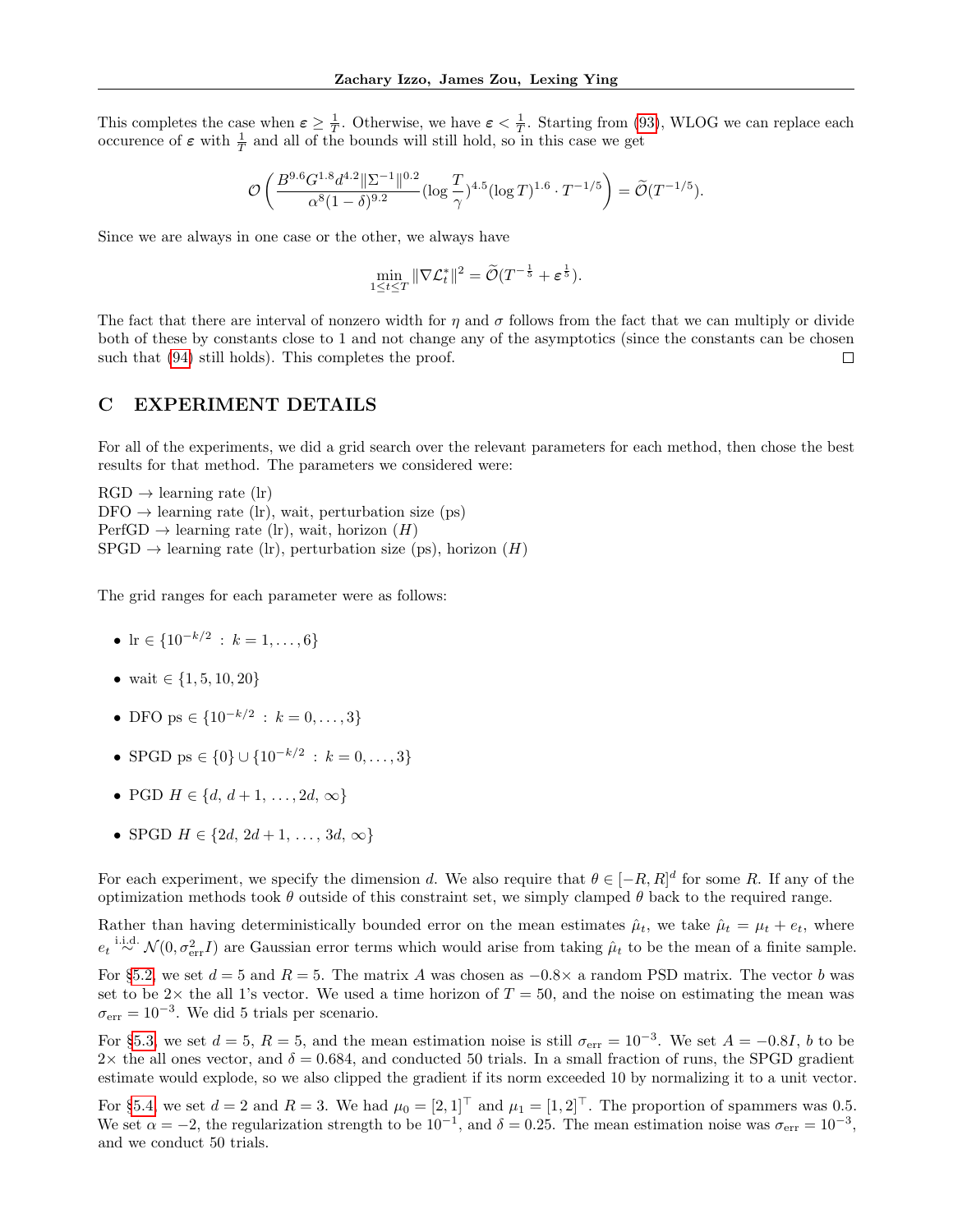This completes the case when $\varepsilon \geq \frac{1}{T}$. Otherwise, we have $\varepsilon < \frac{1}{T}$. Starting from (93), WLOG we can replace each occurence of $\varepsilon$ with $\frac{1}{T}$ and all of the bounds will still hold, so in this case we get

$$\mathcal{O}\left(\frac{B^{9.6}G^{1.8}d^{4.2}\|\Sigma^{-1}\|^{0.2}}{\alpha^8(1-\delta)^{9.2}}(\log\frac{T}{\gamma})^{4.5}(\log T)^{1.6}\cdot T^{-1/5}\right) = \widetilde{\mathcal{O}}(T^{-1/5}).$$

Since we are always in one case or the other, we always have

$$\min_{1\leq t\leq T}\|\nabla\mathcal{L}_t^*\|^2 = \widetilde{\mathcal{O}}(T^{-\frac{1}{5}} + \varepsilon^{\frac{1}{5}}).$$

The fact that there are interval of nonzero width for $\eta$ and $\sigma$ follows from the fact that we can multiply or divide both of these by constants close to 1 and not change any of the asymptotics (since the constants can be chosen such that (94) still holds). This completes the proof. □

# C EXPERIMENT DETAILS

For all of the experiments, we did a grid search over the relevant parameters for each method, then chose the best results for that method. The parameters we considered were:

RGD → learning rate (lr)
DFO → learning rate (lr), wait, perturbation size (ps)
PerfGD → learning rate (lr), wait, horizon ($H$)
SPGD → learning rate (lr), perturbation size (ps), horizon ($H$)

The grid ranges for each parameter were as follows:

- lr $\in \{10^{-k/2} : k = 1, \ldots, 6\}$
- wait $\in \{1, 5, 10, 20\}$
- DFO ps $\in \{10^{-k/2} : k = 0, \ldots, 3\}$
- SPGD ps $\in \{0\} \cup \{10^{-k/2} : k = 0, \ldots, 3\}$
- PGD $H \in \{d,\, d+1,\, \ldots,\, 2d,\, \infty\}$
- SPGD $H \in \{2d,\, 2d+1,\, \ldots,\, 3d,\, \infty\}$

For each experiment, we specify the dimension $d$. We also require that $\theta \in [-R, R]^d$ for some $R$. If any of the optimization methods took $\theta$ outside of this constraint set, we simply clamped $\theta$ back to the required range.

Rather than having deterministically bounded error on the mean estimates $\hat{\mu}_t$, we take $\hat{\mu}_t = \mu_t + e_t$, where $e_t \overset{\text{i.i.d.}}{\sim} \mathcal{N}(0, \sigma_{\text{err}}^2 I)$ are Gaussian error terms which would arise from taking $\hat{\mu}_t$ to be the mean of a finite sample.

For §5.2, we set $d = 5$ and $R = 5$. The matrix $A$ was chosen as $-0.8\times$ a random PSD matrix. The vector $b$ was set to be $2\times$ the all 1's vector. We used a time horizon of $T = 50$, and the noise on estimating the mean was $\sigma_{\text{err}} = 10^{-3}$. We did 5 trials per scenario.

For §5.3, we set $d = 5$, $R = 5$, and the mean estimation noise is still $\sigma_{\text{err}} = 10^{-3}$. We set $A = -0.8I$, $b$ to be $2\times$ the all ones vector, and $\delta = 0.684$, and conducted 50 trials. In a small fraction of runs, the SPGD gradient estimate would explode, so we also clipped the gradient if its norm exceeded 10 by normalizing it to a unit vector.

For §5.4, we set $d = 2$ and $R = 3$. We had $\mu_0 = [2, 1]^\top$ and $\mu_1 = [1, 2]^\top$. The proportion of spammers was 0.5. We set $\alpha = -2$, the regularization strength to be $10^{-1}$, and $\delta = 0.25$. The mean estimation noise was $\sigma_{\text{err}} = 10^{-3}$, and we conduct 50 trials.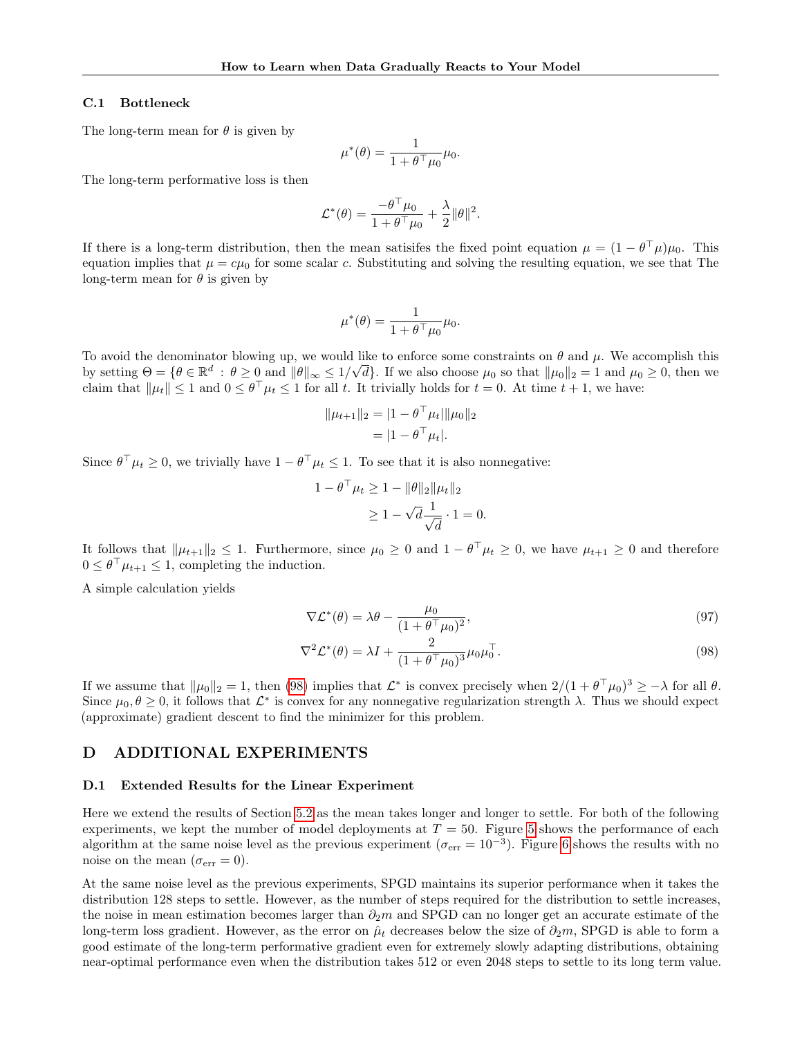### C.1 Bottleneck

The long-term mean for $\theta$ is given by

$$\mu^*(\theta) = \frac{1}{1 + \theta^\top \mu_0} \mu_0.$$

The long-term performative loss is then

$$\mathcal{L}^*(\theta) = \frac{-\theta^\top \mu_0}{1 + \theta^\top \mu_0} + \frac{\lambda}{2} \|\theta\|^2.$$

If there is a long-term distribution, then the mean satisifes the fixed point equation $\mu = (1 - \theta^\top \mu)\mu_0$. This equation implies that $\mu = c\mu_0$ for some scalar $c$. Substituting and solving the resulting equation, we see that The long-term mean for $\theta$ is given by

$$\mu^*(\theta) = \frac{1}{1 + \theta^\top \mu_0} \mu_0.$$

To avoid the denominator blowing up, we would like to enforce some constraints on $\theta$ and $\mu$. We accomplish this by setting $\Theta = \{\theta \in \mathbb{R}^d : \theta \geq 0 \text{ and } \|\theta\|_\infty \leq 1/\sqrt{d}\}$. If we also choose $\mu_0$ so that $\|\mu_0\|_2 = 1$ and $\mu_0 \geq 0$, then we claim that $\|\mu_t\| \leq 1$ and $0 \leq \theta^\top \mu_t \leq 1$ for all $t$. It trivially holds for $t = 0$. At time $t + 1$, we have:

$$\begin{aligned} \|\mu_{t+1}\|_2 &= |1 - \theta^\top \mu_t| \|\mu_0\|_2 \\ &= |1 - \theta^\top \mu_t|. \end{aligned}$$

Since $\theta^\top \mu_t \geq 0$, we trivially have $1 - \theta^\top \mu_t \leq 1$. To see that it is also nonnegative:

$$\begin{aligned} 1 - \theta^\top \mu_t &\geq 1 - \|\theta\|_2 \|\mu_t\|_2 \\ &\geq 1 - \sqrt{d} \frac{1}{\sqrt{d}} \cdot 1 = 0. \end{aligned}$$

It follows that $\|\mu_{t+1}\|_2 \leq 1$. Furthermore, since $\mu_0 \geq 0$ and $1 - \theta^\top \mu_t \geq 0$, we have $\mu_{t+1} \geq 0$ and therefore $0 \leq \theta^\top \mu_{t+1} \leq 1$, completing the induction.

A simple calculation yields

$$\nabla \mathcal{L}^*(\theta) = \lambda \theta - \frac{\mu_0}{(1 + \theta^\top \mu_0)^2}, \tag{97}$$

$$\nabla^2 \mathcal{L}^*(\theta) = \lambda I + \frac{2}{(1 + \theta^\top \mu_0)^3} \mu_0 \mu_0^\top. \tag{98}$$

If we assume that $\|\mu_0\|_2 = 1$, then (98) implies that $\mathcal{L}^*$ is convex precisely when $2/(1 + \theta^\top \mu_0)^3 \geq -\lambda$ for all $\theta$. Since $\mu_0, \theta \geq 0$, it follows that $\mathcal{L}^*$ is convex for any nonnegative regularization strength $\lambda$. Thus we should expect (approximate) gradient descent to find the minimizer for this problem.

## D ADDITIONAL EXPERIMENTS

### D.1 Extended Results for the Linear Experiment

Here we extend the results of Section 5.2 as the mean takes longer and longer to settle. For both of the following experiments, we kept the number of model deployments at $T = 50$. Figure 5 shows the performance of each algorithm at the same noise level as the previous experiment ($\sigma_{\text{err}} = 10^{-3}$). Figure 6 shows the results with no noise on the mean ($\sigma_{\text{err}} = 0$).

At the same noise level as the previous experiments, SPGD maintains its superior performance when it takes the distribution 128 steps to settle. However, as the number of steps required for the distribution to settle increases, the noise in mean estimation becomes larger than $\partial_2 m$ and SPGD can no longer get an accurate estimate of the long-term loss gradient. However, as the error on $\hat{\mu}_t$ decreases below the size of $\partial_2 m$, SPGD is able to form a good estimate of the long-term performative gradient even for extremely slowly adapting distributions, obtaining near-optimal performance even when the distribution takes 512 or even 2048 steps to settle to its long term value.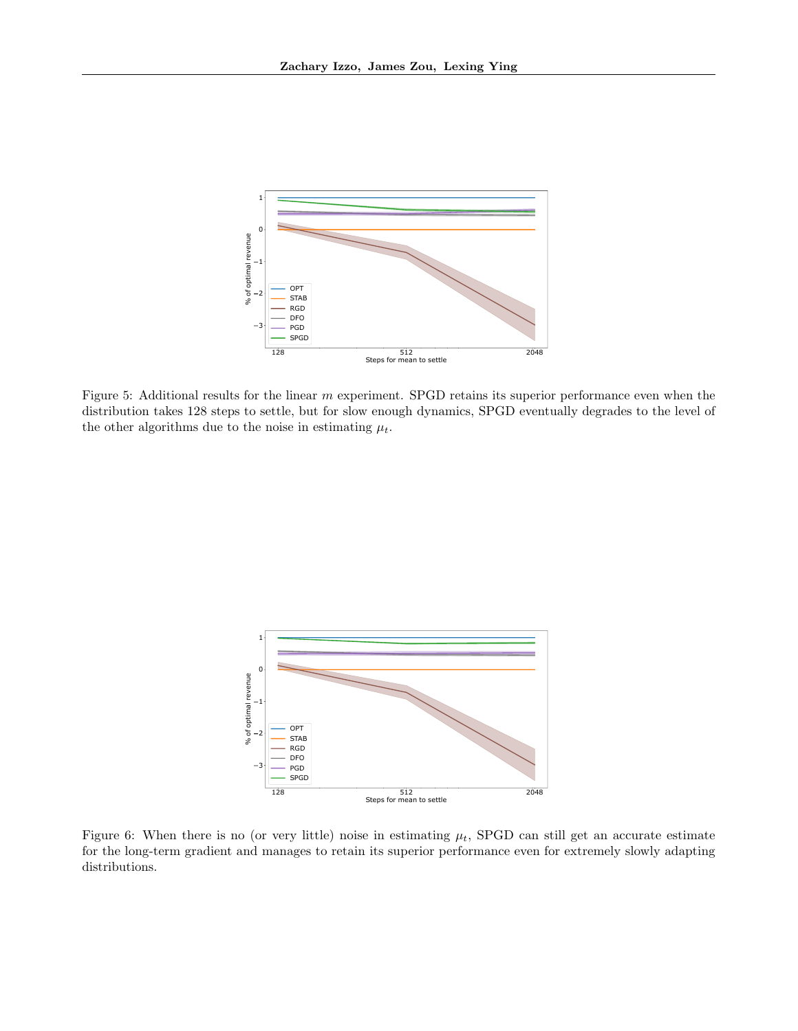Figure 5: Additional results for the linear $m$ experiment. SPGD retains its superior performance even when the distribution takes 128 steps to settle, but for slow enough dynamics, SPGD eventually degrades to the level of the other algorithms due to the noise in estimating $\mu_t$.

Figure 6: When there is no (or very little) noise in estimating $\mu_t$, SPGD can still get an accurate estimate for the long-term gradient and manages to retain its superior performance even for extremely slowly adapting distributions.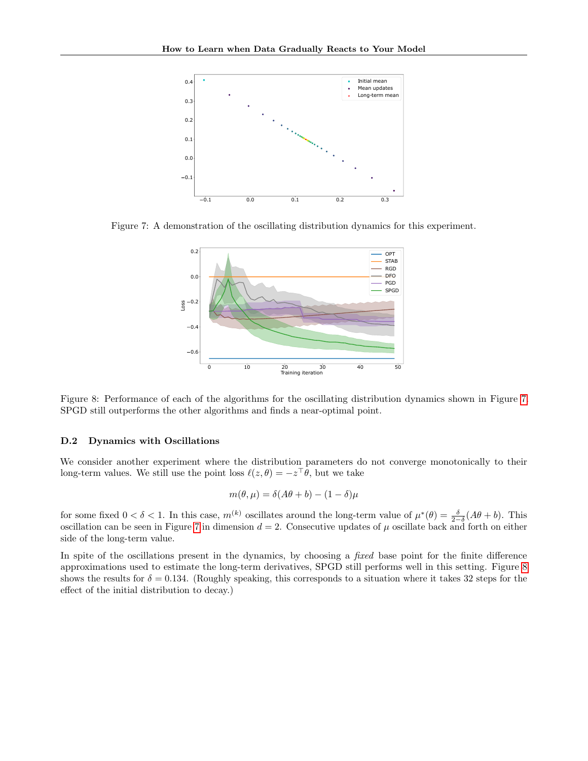Initial mean
Mean updates
Long-term mean

0.4
0.3
0.2
0.1
0.0
−0.1

−0.1
0.0
0.1
0.2
0.3

Figure 7: A demonstration of the oscillating distribution dynamics for this experiment.

OPT
STAB
RGD
DFO
PGD
SPGD

0.2
0.0
−0.2
−0.4
−0.6

Loss

0
10
20
30
40
50

Training iteration

Figure 8: Performance of each of the algorithms for the oscillating distribution dynamics shown in Figure 7. SPGD still outperforms the other algorithms and finds a near-optimal point.

### D.2 Dynamics with Oscillations

We consider another experiment where the distribution parameters do not converge monotonically to their long-term values. We still use the point loss $\ell(z, \theta) = -z^\top \theta$, but we take

$$m(\theta, \mu) = \delta(A\theta + b) - (1 - \delta)\mu$$

for some fixed $0 < \delta < 1$. In this case, $m^{(k)}$ oscillates around the long-term value of $\mu^*(\theta) = \frac{\delta}{2-\delta}(A\theta + b)$. This oscillation can be seen in Figure 7 in dimension $d = 2$. Consecutive updates of $\mu$ oscillate back and forth on either side of the long-term value.

In spite of the oscillations present in the dynamics, by choosing a *fixed* base point for the finite difference approximations used to estimate the long-term derivatives, SPGD still performs well in this setting. Figure 8 shows the results for $\delta = 0.134$. (Roughly speaking, this corresponds to a situation where it takes 32 steps for the effect of the initial distribution to decay.)